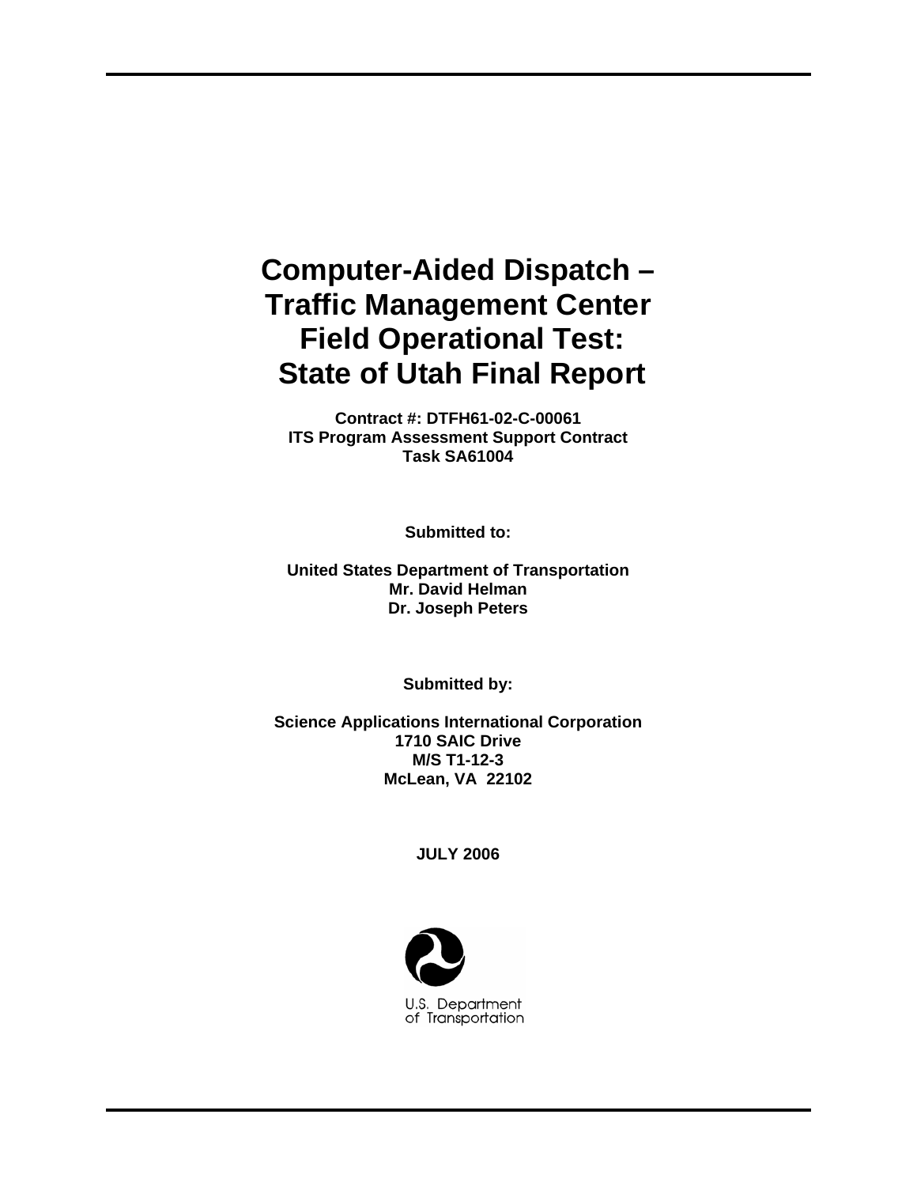# Computer-Aided Dispatch – Traffic Management Center Field Operational Test: State of Utah Final Report

**Contract #: DTFH61-02-C-00061**
**ITS Program Assessment Support Contract**
**Task SA61004**

**Submitted to:**

**United States Department of Transportation**
**Mr. David Helman**
**Dr. Joseph Peters**

**Submitted by:**

**Science Applications International Corporation**
**1710 SAIC Drive**
**M/S T1-12-3**
**McLean, VA 22102**

**JULY 2006**

U.S. Department of Transportation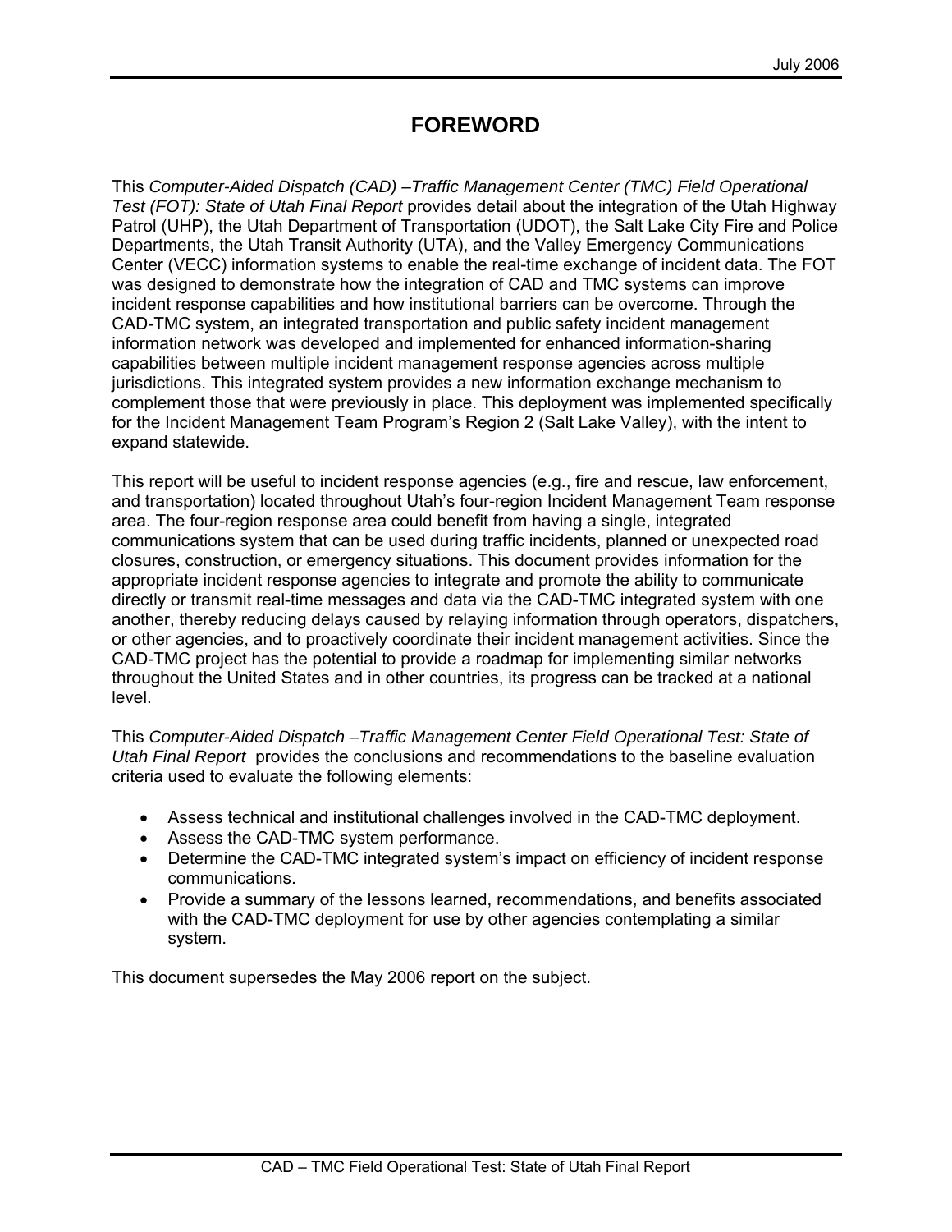# FOREWORD

This *Computer-Aided Dispatch (CAD) –Traffic Management Center (TMC) Field Operational Test (FOT): State of Utah Final Report* provides detail about the integration of the Utah Highway Patrol (UHP), the Utah Department of Transportation (UDOT), the Salt Lake City Fire and Police Departments, the Utah Transit Authority (UTA), and the Valley Emergency Communications Center (VECC) information systems to enable the real-time exchange of incident data. The FOT was designed to demonstrate how the integration of CAD and TMC systems can improve incident response capabilities and how institutional barriers can be overcome. Through the CAD-TMC system, an integrated transportation and public safety incident management information network was developed and implemented for enhanced information-sharing capabilities between multiple incident management response agencies across multiple jurisdictions. This integrated system provides a new information exchange mechanism to complement those that were previously in place. This deployment was implemented specifically for the Incident Management Team Program's Region 2 (Salt Lake Valley), with the intent to expand statewide.

This report will be useful to incident response agencies (e.g., fire and rescue, law enforcement, and transportation) located throughout Utah's four-region Incident Management Team response area. The four-region response area could benefit from having a single, integrated communications system that can be used during traffic incidents, planned or unexpected road closures, construction, or emergency situations. This document provides information for the appropriate incident response agencies to integrate and promote the ability to communicate directly or transmit real-time messages and data via the CAD-TMC integrated system with one another, thereby reducing delays caused by relaying information through operators, dispatchers, or other agencies, and to proactively coordinate their incident management activities. Since the CAD-TMC project has the potential to provide a roadmap for implementing similar networks throughout the United States and in other countries, its progress can be tracked at a national level.

This *Computer-Aided Dispatch –Traffic Management Center Field Operational Test: State of Utah Final Report* provides the conclusions and recommendations to the baseline evaluation criteria used to evaluate the following elements:

- Assess technical and institutional challenges involved in the CAD-TMC deployment.
- Assess the CAD-TMC system performance.
- Determine the CAD-TMC integrated system's impact on efficiency of incident response communications.
- Provide a summary of the lessons learned, recommendations, and benefits associated with the CAD-TMC deployment for use by other agencies contemplating a similar system.

This document supersedes the May 2006 report on the subject.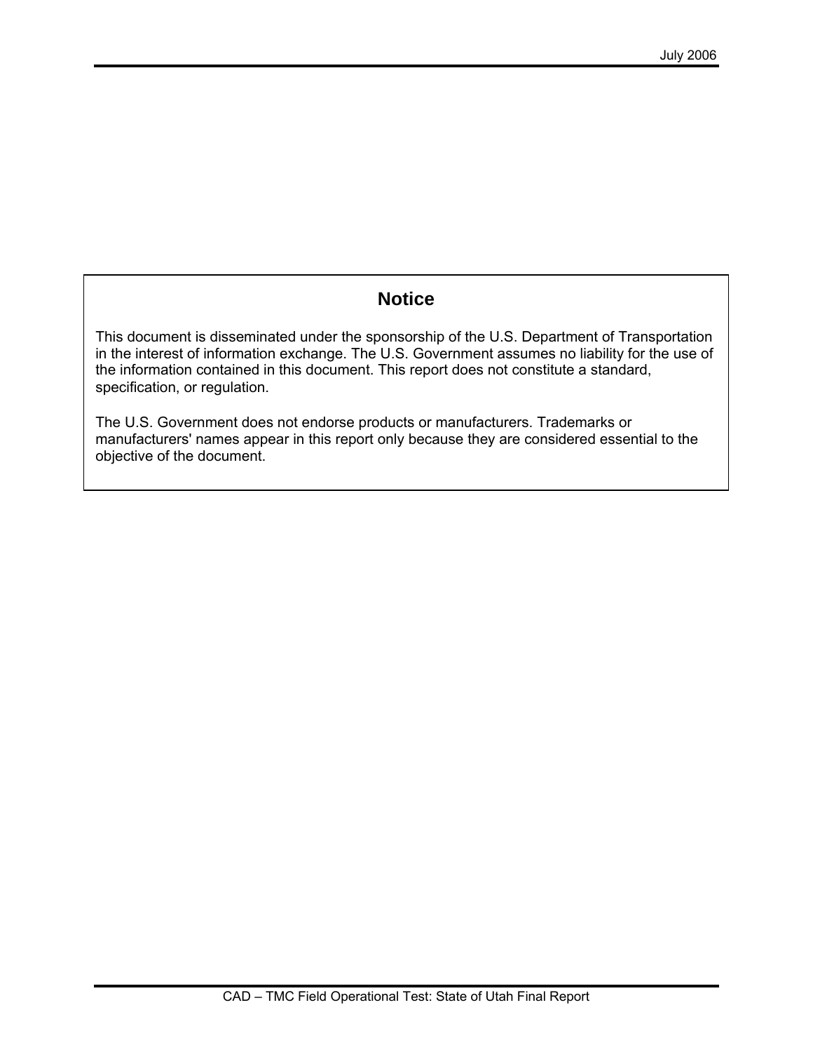## Notice

This document is disseminated under the sponsorship of the U.S. Department of Transportation in the interest of information exchange. The U.S. Government assumes no liability for the use of the information contained in this document. This report does not constitute a standard, specification, or regulation.

The U.S. Government does not endorse products or manufacturers. Trademarks or manufacturers' names appear in this report only because they are considered essential to the objective of the document.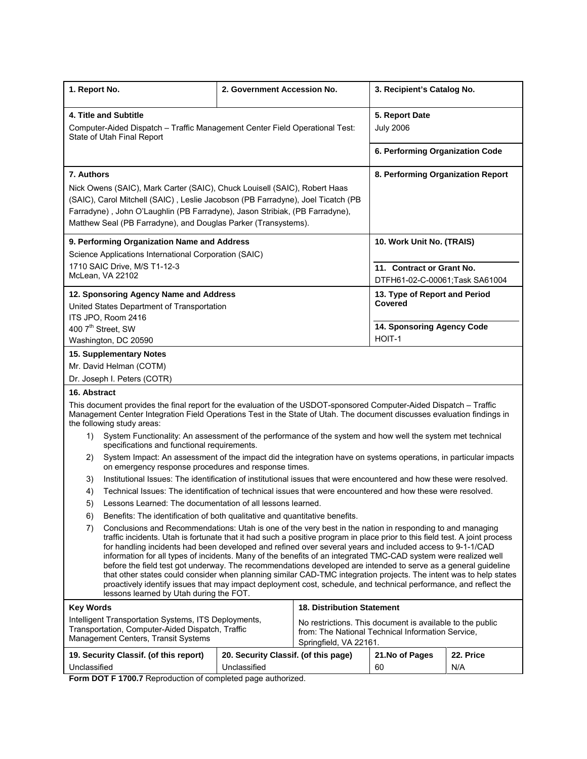| 1. Report No. | 2. Government Accession No. | 3. Recipient's Catalog No. |
|---|---|---|
| **4. Title and Subtitle**<br>Computer-Aided Dispatch – Traffic Management Center Field Operational Test: State of Utah Final Report | | **5. Report Date**<br>July 2006<br><br>**6. Performing Organization Code** |
| **7. Authors**<br>Nick Owens (SAIC), Mark Carter (SAIC), Chuck Louisell (SAIC), Robert Haas (SAIC), Carol Mitchell (SAIC) , Leslie Jacobson (PB Farradyne), Joel Ticatch (PB Farradyne) , John O'Laughlin (PB Farradyne), Jason Stribiak, (PB Farradyne), Matthew Seal (PB Farradyne), and Douglas Parker (Transystems). | | **8. Performing Organization Report** |
| **9. Performing Organization Name and Address**<br>Science Applications International Corporation (SAIC)<br>1710 SAIC Drive, M/S T1-12-3<br>McLean, VA 22102 | | **10. Work Unit No. (TRAIS)**<br><br>**11. Contract or Grant No.**<br>DTFH61-02-C-00061;Task SA61004 |
| **12. Sponsoring Agency Name and Address**<br>United States Department of Transportation<br>ITS JPO, Room 2416<br>400 7th Street, SW<br>Washington, DC 20590 | | **13. Type of Report and Period Covered**<br><br>**14. Sponsoring Agency Code**<br>HOIT-1 |

**15. Supplementary Notes**

Mr. David Helman (COTM)

Dr. Joseph I. Peters (COTR)

**16. Abstract**

This document provides the final report for the evaluation of the USDOT-sponsored Computer-Aided Dispatch – Traffic Management Center Integration Field Operations Test in the State of Utah. The document discusses evaluation findings in the following study areas:

1) System Functionality: An assessment of the performance of the system and how well the system met technical specifications and functional requirements.
2) System Impact: An assessment of the impact did the integration have on systems operations, in particular impacts on emergency response procedures and response times.
3) Institutional Issues: The identification of institutional issues that were encountered and how these were resolved.
4) Technical Issues: The identification of technical issues that were encountered and how these were resolved.
5) Lessons Learned: The documentation of all lessons learned.
6) Benefits: The identification of both qualitative and quantitative benefits.
7) Conclusions and Recommendations: Utah is one of the very best in the nation in responding to and managing traffic incidents. Utah is fortunate that it had such a positive program in place prior to this field test. A joint process for handling incidents had been developed and refined over several years and included access to 9-1-1/CAD information for all types of incidents. Many of the benefits of an integrated TMC-CAD system were realized well before the field test got underway. The recommendations developed are intended to serve as a general guideline that other states could consider when planning similar CAD-TMC integration projects. The intent was to help states proactively identify issues that may impact deployment cost, schedule, and technical performance, and reflect the lessons learned by Utah during the FOT.

| **Key Words** | | **18. Distribution Statement** | |
|---|---|---|---|
| Intelligent Transportation Systems, ITS Deployments, Transportation, Computer-Aided Dispatch, Traffic Management Centers, Transit Systems | | No restrictions. This document is available to the public from: The National Technical Information Service, Springfield, VA 22161. | |
| **19. Security Classif. (of this report)** | **20. Security Classif. (of this page)** | **21.No of Pages** | **22. Price** |
| Unclassified | Unclassified | 60 | N/A |

**Form DOT F 1700.7** Reproduction of completed page authorized.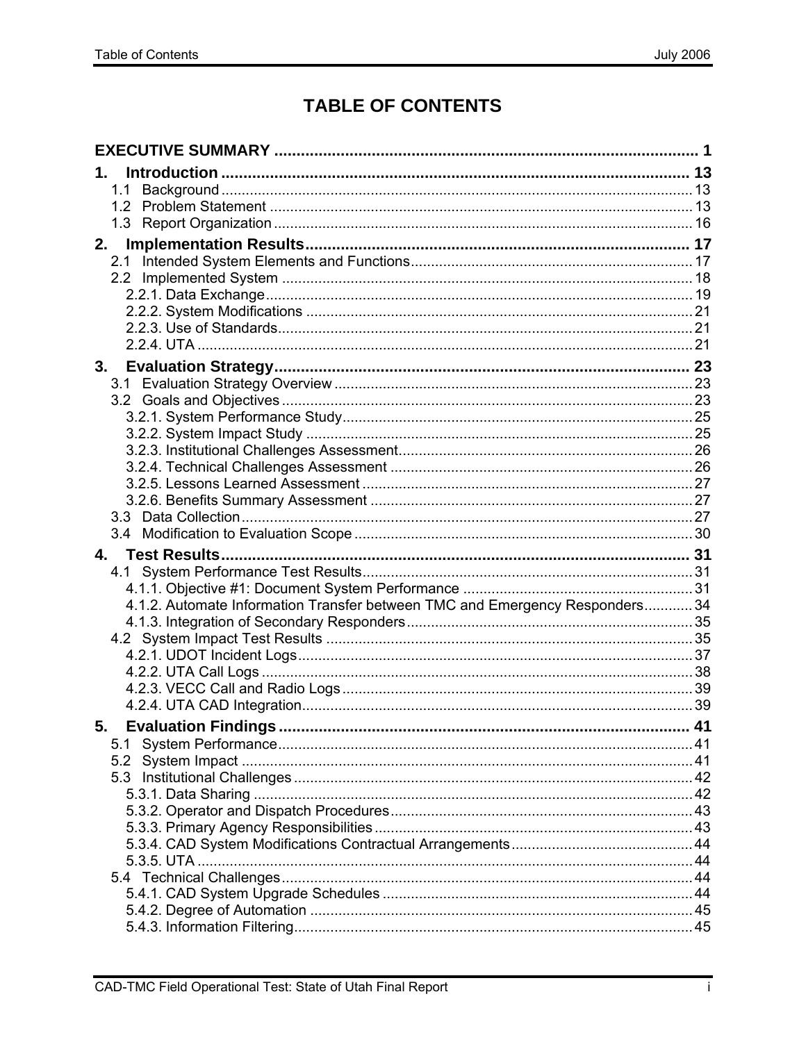# TABLE OF CONTENTS

**EXECUTIVE SUMMARY** .... 1

**1. Introduction** .... 13

- 1.1 Background .... 13
- 1.2 Problem Statement .... 13
- 1.3 Report Organization .... 16

**2. Implementation Results** .... 17

- 2.1 Intended System Elements and Functions .... 17
- 2.2 Implemented System .... 18
  - 2.2.1. Data Exchange .... 19
  - 2.2.2. System Modifications .... 21
  - 2.2.3. Use of Standards .... 21
  - 2.2.4. UTA .... 21

**3. Evaluation Strategy** .... 23

- 3.1 Evaluation Strategy Overview .... 23
- 3.2 Goals and Objectives .... 23
  - 3.2.1. System Performance Study .... 25
  - 3.2.2. System Impact Study .... 25
  - 3.2.3. Institutional Challenges Assessment .... 26
  - 3.2.4. Technical Challenges Assessment .... 26
  - 3.2.5. Lessons Learned Assessment .... 27
  - 3.2.6. Benefits Summary Assessment .... 27
- 3.3 Data Collection .... 27
- 3.4 Modification to Evaluation Scope .... 30

**4. Test Results** .... 31

- 4.1 System Performance Test Results .... 31
  - 4.1.1. Objective #1: Document System Performance .... 31
  - 4.1.2. Automate Information Transfer between TMC and Emergency Responders .... 34
  - 4.1.3. Integration of Secondary Responders .... 35
- 4.2 System Impact Test Results .... 35
  - 4.2.1. UDOT Incident Logs .... 37
  - 4.2.2. UTA Call Logs .... 38
  - 4.2.3. VECC Call and Radio Logs .... 39
  - 4.2.4. UTA CAD Integration .... 39

**5. Evaluation Findings** .... 41

- 5.1 System Performance .... 41
- 5.2 System Impact .... 41
- 5.3 Institutional Challenges .... 42
  - 5.3.1. Data Sharing .... 42
  - 5.3.2. Operator and Dispatch Procedures .... 43
  - 5.3.3. Primary Agency Responsibilities .... 43
  - 5.3.4. CAD System Modifications Contractual Arrangements .... 44
  - 5.3.5. UTA .... 44
- 5.4 Technical Challenges .... 44
  - 5.4.1. CAD System Upgrade Schedules .... 44
  - 5.4.2. Degree of Automation .... 45
  - 5.4.3. Information Filtering .... 45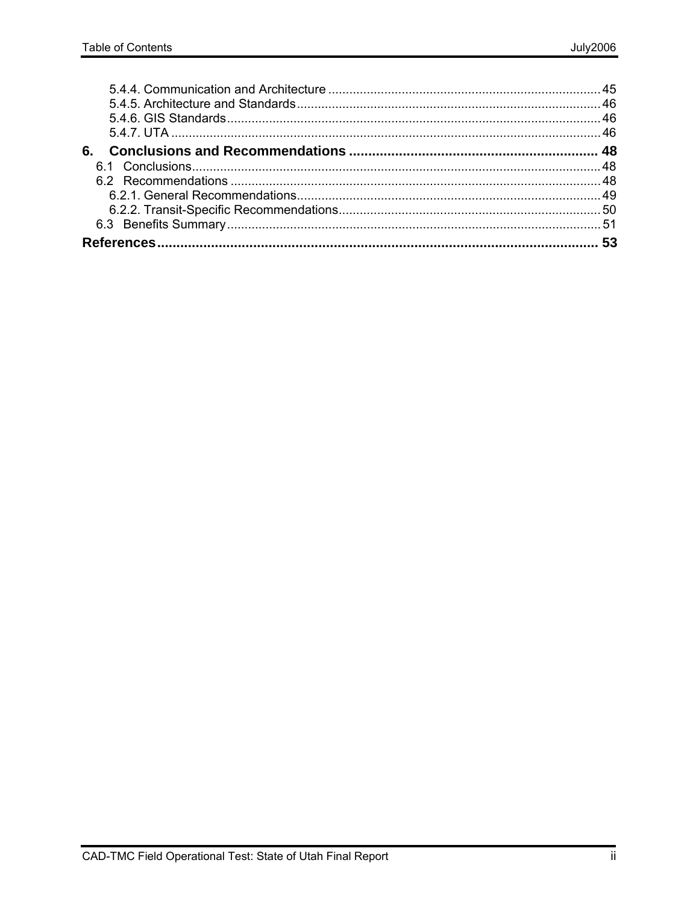5.4.4. Communication and Architecture ..... 45
5.4.5. Architecture and Standards ..... 46
5.4.6. GIS Standards ..... 46
5.4.7. UTA ..... 46

**6. Conclusions and Recommendations ..... 48**

6.1 Conclusions ..... 48
6.2 Recommendations ..... 48
6.2.1. General Recommendations ..... 49
6.2.2. Transit-Specific Recommendations ..... 50
6.3 Benefits Summary ..... 51

**References ..... 53**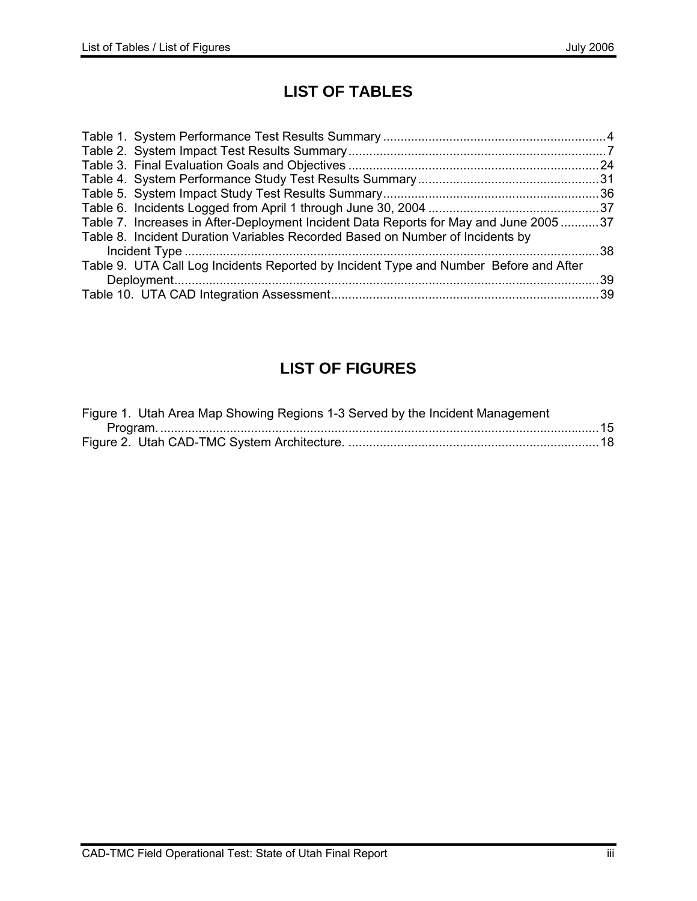# LIST OF TABLES

Table 1. System Performance Test Results Summary ................................................................4
Table 2. System Impact Test Results Summary..........................................................................7
Table 3. Final Evaluation Goals and Objectives ........................................................................24
Table 4. System Performance Study Test Results Summary....................................................31
Table 5. System Impact Study Test Results Summary..............................................................36
Table 6. Incidents Logged from April 1 through June 30, 2004 .................................................37
Table 7. Increases in After-Deployment Incident Data Reports for May and June 2005 ...........37
Table 8. Incident Duration Variables Recorded Based on Number of Incidents by Incident Type .......................................................................................................................38
Table 9. UTA Call Log Incidents Reported by Incident Type and Number Before and After Deployment..........................................................................................................39
Table 10. UTA CAD Integration Assessment.............................................................................39

# LIST OF FIGURES

Figure 1. Utah Area Map Showing Regions 1-3 Served by the Incident Management Program. ..............................................................................................................15
Figure 2. Utah CAD-TMC System Architecture. ........................................................................18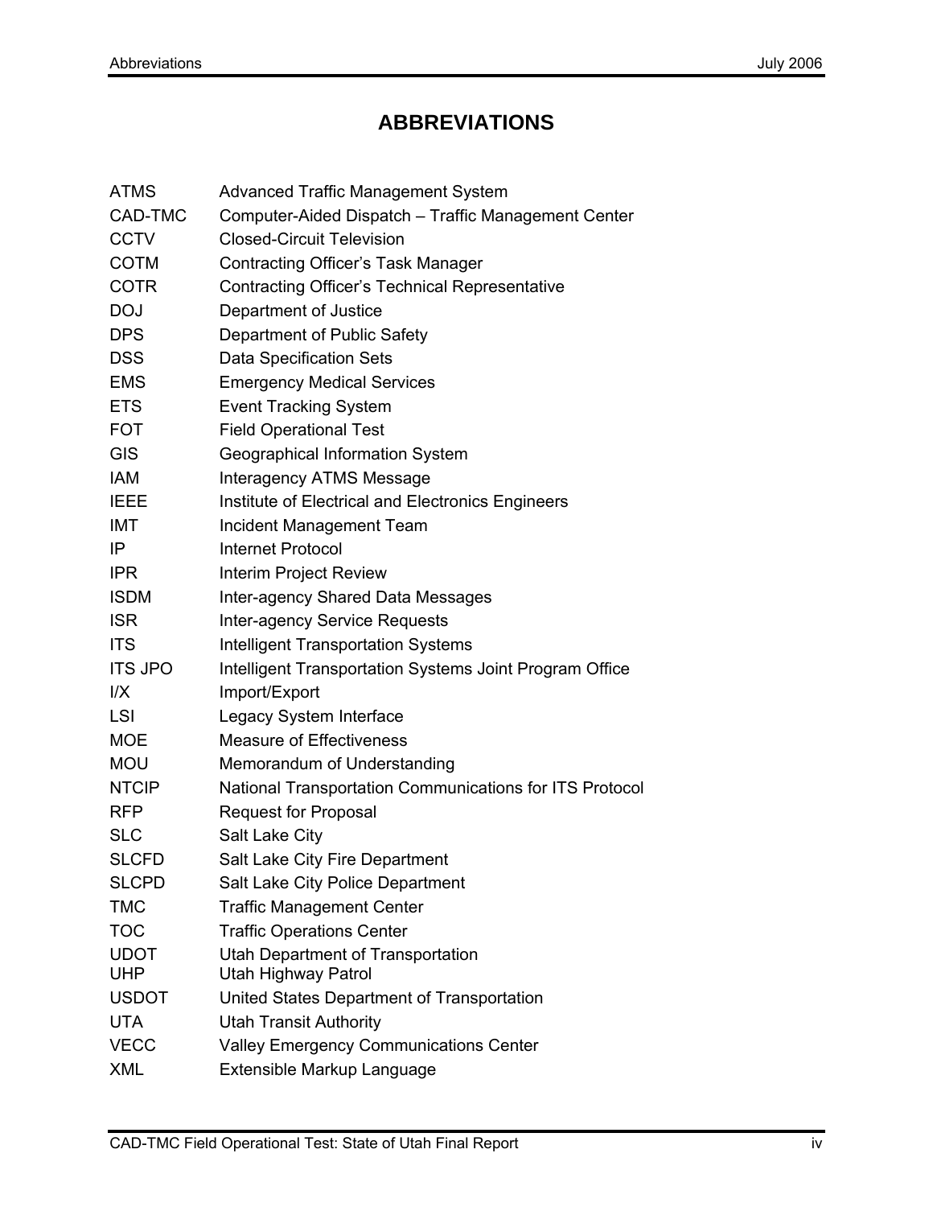# ABBREVIATIONS

| | |
|---|---|
| ATMS | Advanced Traffic Management System |
| CAD-TMC | Computer-Aided Dispatch – Traffic Management Center |
| CCTV | Closed-Circuit Television |
| COTM | Contracting Officer's Task Manager |
| COTR | Contracting Officer's Technical Representative |
| DOJ | Department of Justice |
| DPS | Department of Public Safety |
| DSS | Data Specification Sets |
| EMS | Emergency Medical Services |
| ETS | Event Tracking System |
| FOT | Field Operational Test |
| GIS | Geographical Information System |
| IAM | Interagency ATMS Message |
| IEEE | Institute of Electrical and Electronics Engineers |
| IMT | Incident Management Team |
| IP | Internet Protocol |
| IPR | Interim Project Review |
| ISDM | Inter-agency Shared Data Messages |
| ISR | Inter-agency Service Requests |
| ITS | Intelligent Transportation Systems |
| ITS JPO | Intelligent Transportation Systems Joint Program Office |
| I/X | Import/Export |
| LSI | Legacy System Interface |
| MOE | Measure of Effectiveness |
| MOU | Memorandum of Understanding |
| NTCIP | National Transportation Communications for ITS Protocol |
| RFP | Request for Proposal |
| SLC | Salt Lake City |
| SLCFD | Salt Lake City Fire Department |
| SLCPD | Salt Lake City Police Department |
| TMC | Traffic Management Center |
| TOC | Traffic Operations Center |
| UDOT | Utah Department of Transportation |
| UHP | Utah Highway Patrol |
| USDOT | United States Department of Transportation |
| UTA | Utah Transit Authority |
| VECC | Valley Emergency Communications Center |
| XML | Extensible Markup Language |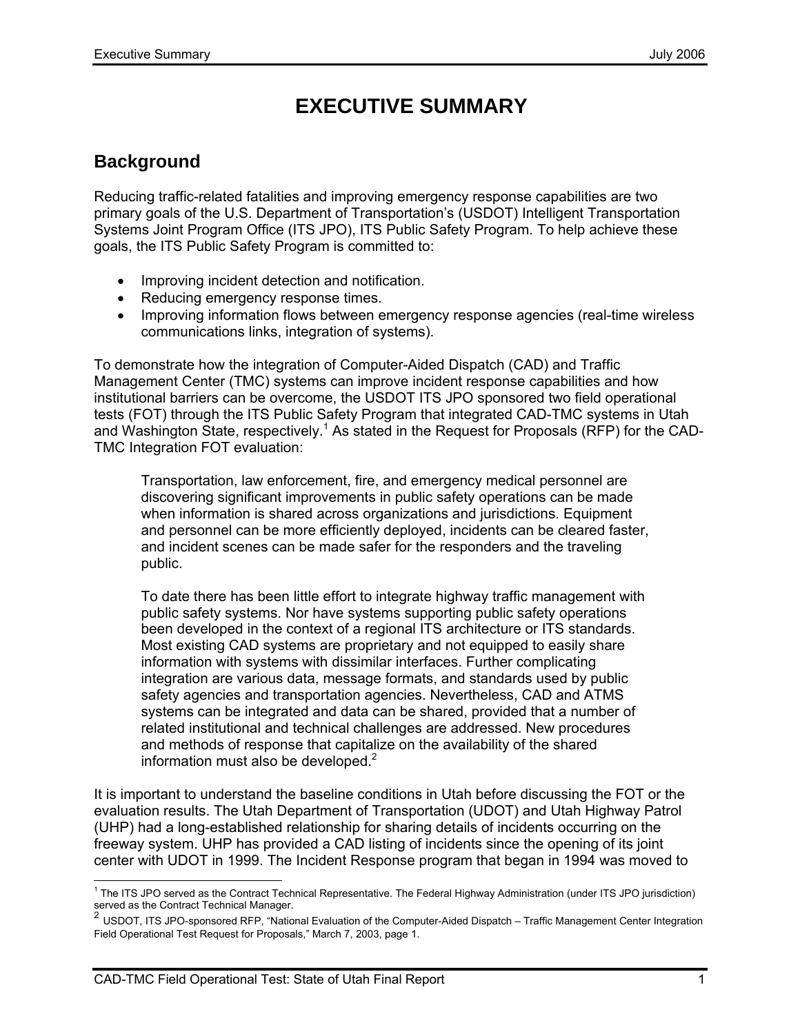# EXECUTIVE SUMMARY

## Background

Reducing traffic-related fatalities and improving emergency response capabilities are two primary goals of the U.S. Department of Transportation's (USDOT) Intelligent Transportation Systems Joint Program Office (ITS JPO), ITS Public Safety Program. To help achieve these goals, the ITS Public Safety Program is committed to:

- Improving incident detection and notification.
- Reducing emergency response times.
- Improving information flows between emergency response agencies (real-time wireless communications links, integration of systems).

To demonstrate how the integration of Computer-Aided Dispatch (CAD) and Traffic Management Center (TMC) systems can improve incident response capabilities and how institutional barriers can be overcome, the USDOT ITS JPO sponsored two field operational tests (FOT) through the ITS Public Safety Program that integrated CAD-TMC systems in Utah and Washington State, respectively.[1] As stated in the Request for Proposals (RFP) for the CAD-TMC Integration FOT evaluation:

> Transportation, law enforcement, fire, and emergency medical personnel are discovering significant improvements in public safety operations can be made when information is shared across organizations and jurisdictions. Equipment and personnel can be more efficiently deployed, incidents can be cleared faster, and incident scenes can be made safer for the responders and the traveling public.
>
> To date there has been little effort to integrate highway traffic management with public safety systems. Nor have systems supporting public safety operations been developed in the context of a regional ITS architecture or ITS standards. Most existing CAD systems are proprietary and not equipped to easily share information with systems with dissimilar interfaces. Further complicating integration are various data, message formats, and standards used by public safety agencies and transportation agencies. Nevertheless, CAD and ATMS systems can be integrated and data can be shared, provided that a number of related institutional and technical challenges are addressed. New procedures and methods of response that capitalize on the availability of the shared information must also be developed.[2]

It is important to understand the baseline conditions in Utah before discussing the FOT or the evaluation results. The Utah Department of Transportation (UDOT) and Utah Highway Patrol (UHP) had a long-established relationship for sharing details of incidents occurring on the freeway system. UHP has provided a CAD listing of incidents since the opening of its joint center with UDOT in 1999. The Incident Response program that began in 1994 was moved to

---

[1] The ITS JPO served as the Contract Technical Representative. The Federal Highway Administration (under ITS JPO jurisdiction) served as the Contract Technical Manager.

[2] USDOT, ITS JPO-sponsored RFP, "National Evaluation of the Computer-Aided Dispatch – Traffic Management Center Integration Field Operational Test Request for Proposals," March 7, 2003, page 1.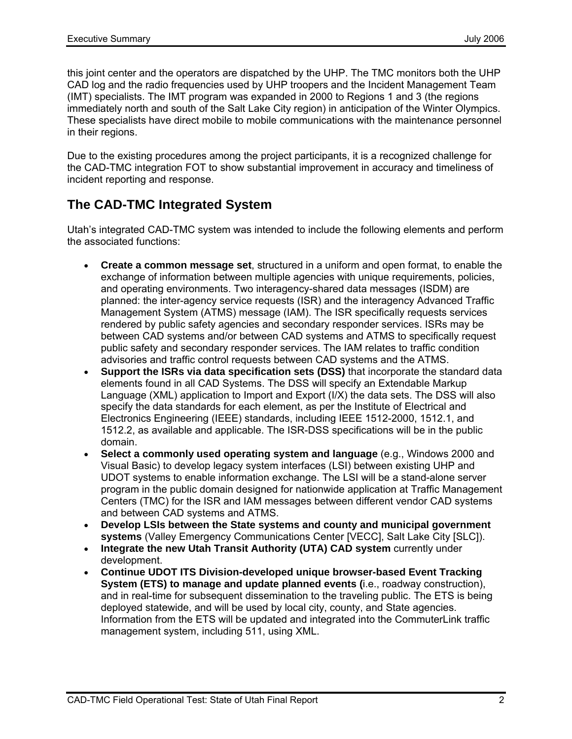this joint center and the operators are dispatched by the UHP. The TMC monitors both the UHP CAD log and the radio frequencies used by UHP troopers and the Incident Management Team (IMT) specialists. The IMT program was expanded in 2000 to Regions 1 and 3 (the regions immediately north and south of the Salt Lake City region) in anticipation of the Winter Olympics. These specialists have direct mobile to mobile communications with the maintenance personnel in their regions.

Due to the existing procedures among the project participants, it is a recognized challenge for the CAD-TMC integration FOT to show substantial improvement in accuracy and timeliness of incident reporting and response.

## The CAD-TMC Integrated System

Utah's integrated CAD-TMC system was intended to include the following elements and perform the associated functions:

- **Create a common message set**, structured in a uniform and open format, to enable the exchange of information between multiple agencies with unique requirements, policies, and operating environments. Two interagency-shared data messages (ISDM) are planned: the inter-agency service requests (ISR) and the interagency Advanced Traffic Management System (ATMS) message (IAM). The ISR specifically requests services rendered by public safety agencies and secondary responder services. ISRs may be between CAD systems and/or between CAD systems and ATMS to specifically request public safety and secondary responder services. The IAM relates to traffic condition advisories and traffic control requests between CAD systems and the ATMS.
- **Support the ISRs via data specification sets (DSS)** that incorporate the standard data elements found in all CAD Systems. The DSS will specify an Extendable Markup Language (XML) application to Import and Export (I/X) the data sets. The DSS will also specify the data standards for each element, as per the Institute of Electrical and Electronics Engineering (IEEE) standards, including IEEE 1512-2000, 1512.1, and 1512.2, as available and applicable. The ISR-DSS specifications will be in the public domain.
- **Select a commonly used operating system and language** (e.g., Windows 2000 and Visual Basic) to develop legacy system interfaces (LSI) between existing UHP and UDOT systems to enable information exchange. The LSI will be a stand-alone server program in the public domain designed for nationwide application at Traffic Management Centers (TMC) for the ISR and IAM messages between different vendor CAD systems and between CAD systems and ATMS.
- **Develop LSIs between the State systems and county and municipal government systems** (Valley Emergency Communications Center [VECC], Salt Lake City [SLC]).
- **Integrate the new Utah Transit Authority (UTA) CAD system** currently under development.
- **Continue UDOT ITS Division-developed unique browser-based Event Tracking System (ETS) to manage and update planned events (**i.e., roadway construction), and in real-time for subsequent dissemination to the traveling public. The ETS is being deployed statewide, and will be used by local city, county, and State agencies. Information from the ETS will be updated and integrated into the CommuterLink traffic management system, including 511, using XML.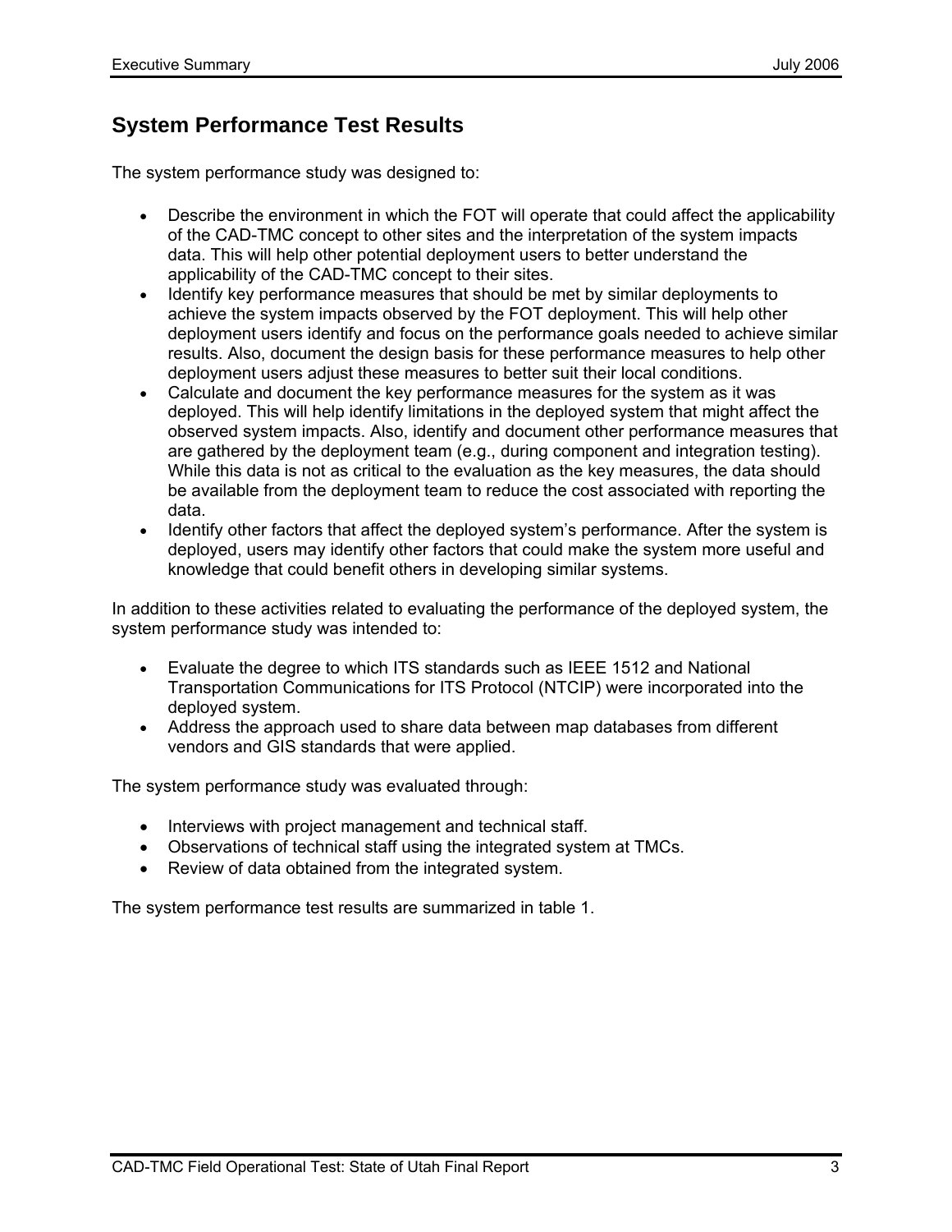## System Performance Test Results

The system performance study was designed to:

- Describe the environment in which the FOT will operate that could affect the applicability of the CAD-TMC concept to other sites and the interpretation of the system impacts data. This will help other potential deployment users to better understand the applicability of the CAD-TMC concept to their sites.
- Identify key performance measures that should be met by similar deployments to achieve the system impacts observed by the FOT deployment. This will help other deployment users identify and focus on the performance goals needed to achieve similar results. Also, document the design basis for these performance measures to help other deployment users adjust these measures to better suit their local conditions.
- Calculate and document the key performance measures for the system as it was deployed. This will help identify limitations in the deployed system that might affect the observed system impacts. Also, identify and document other performance measures that are gathered by the deployment team (e.g., during component and integration testing). While this data is not as critical to the evaluation as the key measures, the data should be available from the deployment team to reduce the cost associated with reporting the data.
- Identify other factors that affect the deployed system's performance. After the system is deployed, users may identify other factors that could make the system more useful and knowledge that could benefit others in developing similar systems.

In addition to these activities related to evaluating the performance of the deployed system, the system performance study was intended to:

- Evaluate the degree to which ITS standards such as IEEE 1512 and National Transportation Communications for ITS Protocol (NTCIP) were incorporated into the deployed system.
- Address the approach used to share data between map databases from different vendors and GIS standards that were applied.

The system performance study was evaluated through:

- Interviews with project management and technical staff.
- Observations of technical staff using the integrated system at TMCs.
- Review of data obtained from the integrated system.

The system performance test results are summarized in table 1.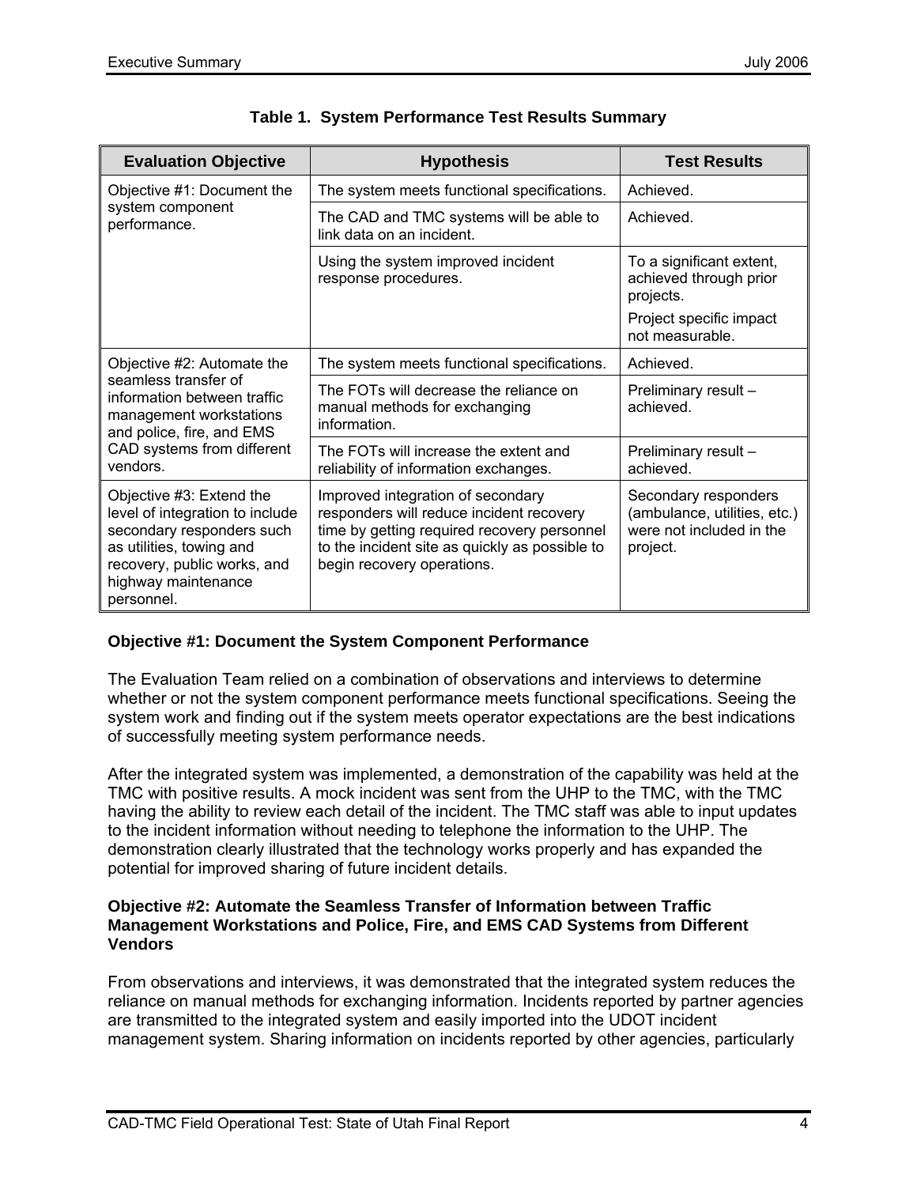**Table 1. System Performance Test Results Summary**

| Evaluation Objective | Hypothesis | Test Results |
|---|---|---|
| Objective #1: Document the system component performance. | The system meets functional specifications. | Achieved. |
| | The CAD and TMC systems will be able to link data on an incident. | Achieved. |
| | Using the system improved incident response procedures. | To a significant extent, achieved through prior projects. Project specific impact not measurable. |
| Objective #2: Automate the seamless transfer of information between traffic management workstations and police, fire, and EMS CAD systems from different vendors. | The system meets functional specifications. | Achieved. |
| | The FOTs will decrease the reliance on manual methods for exchanging information. | Preliminary result – achieved. |
| | The FOTs will increase the extent and reliability of information exchanges. | Preliminary result – achieved. |
| Objective #3: Extend the level of integration to include secondary responders such as utilities, towing and recovery, public works, and highway maintenance personnel. | Improved integration of secondary responders will reduce incident recovery time by getting required recovery personnel to the incident site as quickly as possible to begin recovery operations. | Secondary responders (ambulance, utilities, etc.) were not included in the project. |

### Objective #1: Document the System Component Performance

The Evaluation Team relied on a combination of observations and interviews to determine whether or not the system component performance meets functional specifications. Seeing the system work and finding out if the system meets operator expectations are the best indications of successfully meeting system performance needs.

After the integrated system was implemented, a demonstration of the capability was held at the TMC with positive results. A mock incident was sent from the UHP to the TMC, with the TMC having the ability to review each detail of the incident. The TMC staff was able to input updates to the incident information without needing to telephone the information to the UHP. The demonstration clearly illustrated that the technology works properly and has expanded the potential for improved sharing of future incident details.

### Objective #2: Automate the Seamless Transfer of Information between Traffic Management Workstations and Police, Fire, and EMS CAD Systems from Different Vendors

From observations and interviews, it was demonstrated that the integrated system reduces the reliance on manual methods for exchanging information. Incidents reported by partner agencies are transmitted to the integrated system and easily imported into the UDOT incident management system. Sharing information on incidents reported by other agencies, particularly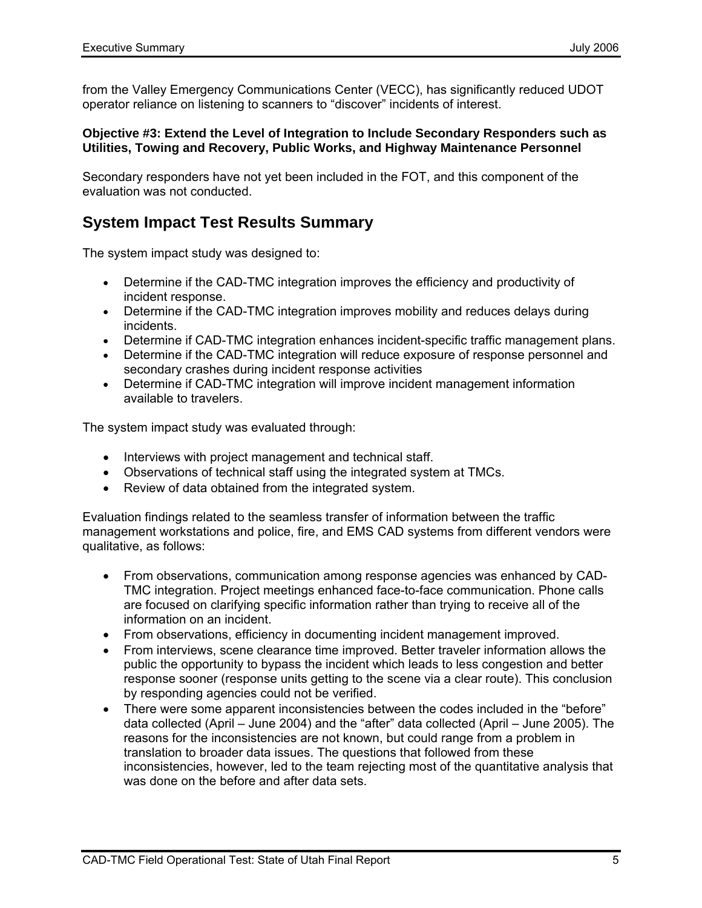from the Valley Emergency Communications Center (VECC), has significantly reduced UDOT operator reliance on listening to scanners to "discover" incidents of interest.

**Objective #3: Extend the Level of Integration to Include Secondary Responders such as Utilities, Towing and Recovery, Public Works, and Highway Maintenance Personnel**

Secondary responders have not yet been included in the FOT, and this component of the evaluation was not conducted.

## System Impact Test Results Summary

The system impact study was designed to:

- Determine if the CAD-TMC integration improves the efficiency and productivity of incident response.
- Determine if the CAD-TMC integration improves mobility and reduces delays during incidents.
- Determine if CAD-TMC integration enhances incident-specific traffic management plans.
- Determine if the CAD-TMC integration will reduce exposure of response personnel and secondary crashes during incident response activities
- Determine if CAD-TMC integration will improve incident management information available to travelers.

The system impact study was evaluated through:

- Interviews with project management and technical staff.
- Observations of technical staff using the integrated system at TMCs.
- Review of data obtained from the integrated system.

Evaluation findings related to the seamless transfer of information between the traffic management workstations and police, fire, and EMS CAD systems from different vendors were qualitative, as follows:

- From observations, communication among response agencies was enhanced by CAD-TMC integration. Project meetings enhanced face-to-face communication. Phone calls are focused on clarifying specific information rather than trying to receive all of the information on an incident.
- From observations, efficiency in documenting incident management improved.
- From interviews, scene clearance time improved. Better traveler information allows the public the opportunity to bypass the incident which leads to less congestion and better response sooner (response units getting to the scene via a clear route). This conclusion by responding agencies could not be verified.
- There were some apparent inconsistencies between the codes included in the "before" data collected (April – June 2004) and the "after" data collected (April – June 2005). The reasons for the inconsistencies are not known, but could range from a problem in translation to broader data issues. The questions that followed from these inconsistencies, however, led to the team rejecting most of the quantitative analysis that was done on the before and after data sets.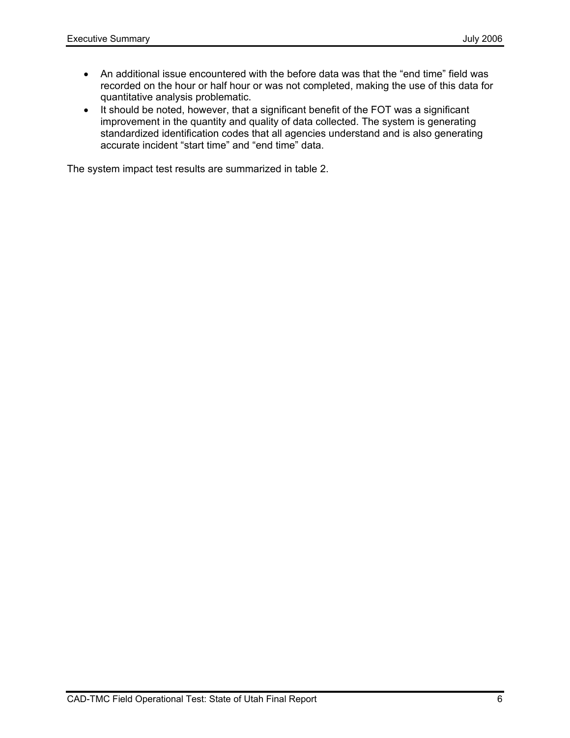- An additional issue encountered with the before data was that the “end time” field was recorded on the hour or half hour or was not completed, making the use of this data for quantitative analysis problematic.
- It should be noted, however, that a significant benefit of the FOT was a significant improvement in the quantity and quality of data collected. The system is generating standardized identification codes that all agencies understand and is also generating accurate incident “start time” and “end time” data.

The system impact test results are summarized in table 2.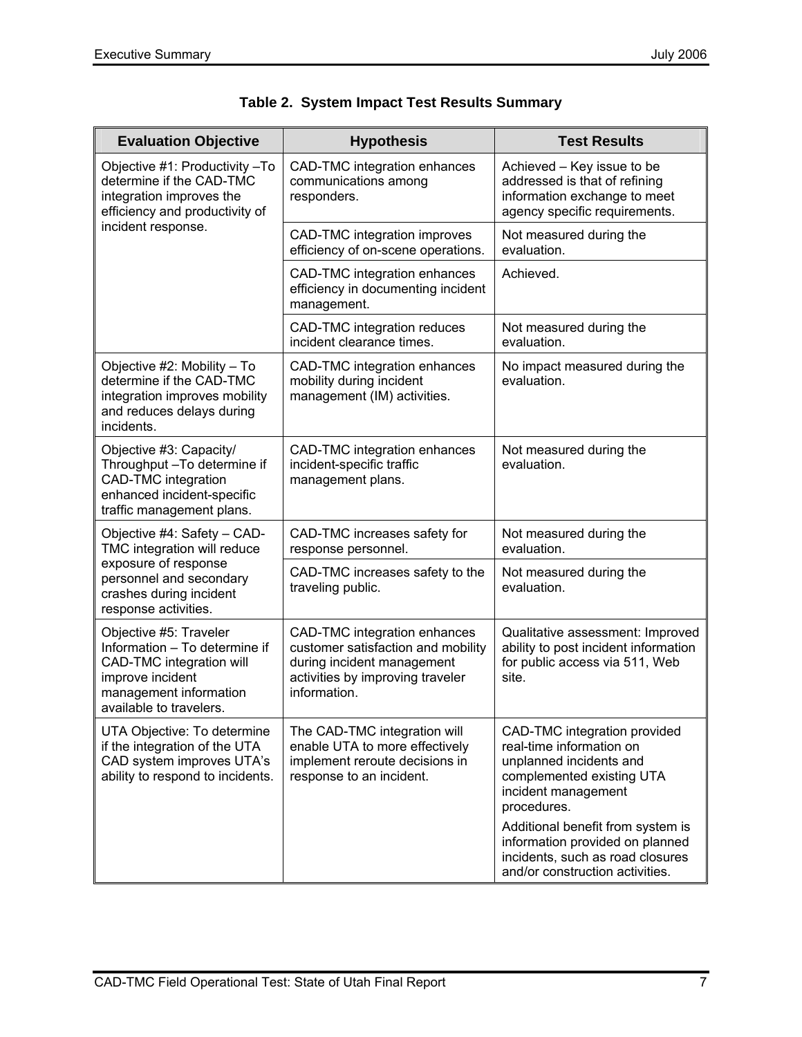**Table 2. System Impact Test Results Summary**

| Evaluation Objective | Hypothesis | Test Results |
|---|---|---|
| Objective #1: Productivity –To determine if the CAD-TMC integration improves the efficiency and productivity of incident response. | CAD-TMC integration enhances communications among responders. | Achieved – Key issue to be addressed is that of refining information exchange to meet agency specific requirements. |
| | CAD-TMC integration improves efficiency of on-scene operations. | Not measured during the evaluation. |
| | CAD-TMC integration enhances efficiency in documenting incident management. | Achieved. |
| | CAD-TMC integration reduces incident clearance times. | Not measured during the evaluation. |
| Objective #2: Mobility – To determine if the CAD-TMC integration improves mobility and reduces delays during incidents. | CAD-TMC integration enhances mobility during incident management (IM) activities. | No impact measured during the evaluation. |
| Objective #3: Capacity/ Throughput –To determine if CAD-TMC integration enhanced incident-specific traffic management plans. | CAD-TMC integration enhances incident-specific traffic management plans. | Not measured during the evaluation. |
| Objective #4: Safety – CAD-TMC integration will reduce exposure of response personnel and secondary crashes during incident response activities. | CAD-TMC increases safety for response personnel. | Not measured during the evaluation. |
| | CAD-TMC increases safety to the traveling public. | Not measured during the evaluation. |
| Objective #5: Traveler Information – To determine if CAD-TMC integration will improve incident management information available to travelers. | CAD-TMC integration enhances customer satisfaction and mobility during incident management activities by improving traveler information. | Qualitative assessment: Improved ability to post incident information for public access via 511, Web site. |
| UTA Objective: To determine if the integration of the UTA CAD system improves UTA's ability to respond to incidents. | The CAD-TMC integration will enable UTA to more effectively implement reroute decisions in response to an incident. | CAD-TMC integration provided real-time information on unplanned incidents and complemented existing UTA incident management procedures.<br><br>Additional benefit from system is information provided on planned incidents, such as road closures and/or construction activities. |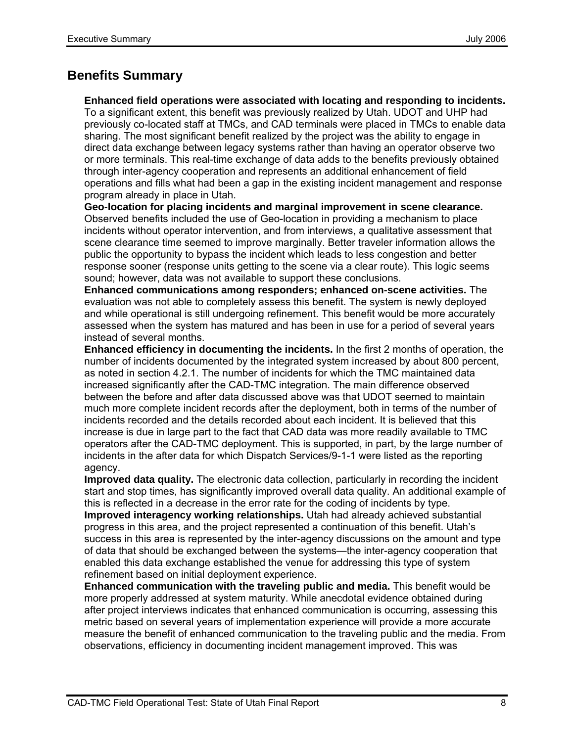## Benefits Summary

**Enhanced field operations were associated with locating and responding to incidents.** To a significant extent, this benefit was previously realized by Utah. UDOT and UHP had previously co-located staff at TMCs, and CAD terminals were placed in TMCs to enable data sharing. The most significant benefit realized by the project was the ability to engage in direct data exchange between legacy systems rather than having an operator observe two or more terminals. This real-time exchange of data adds to the benefits previously obtained through inter-agency cooperation and represents an additional enhancement of field operations and fills what had been a gap in the existing incident management and response program already in place in Utah.

**Geo-location for placing incidents and marginal improvement in scene clearance.** Observed benefits included the use of Geo-location in providing a mechanism to place incidents without operator intervention, and from interviews, a qualitative assessment that scene clearance time seemed to improve marginally. Better traveler information allows the public the opportunity to bypass the incident which leads to less congestion and better response sooner (response units getting to the scene via a clear route). This logic seems sound; however, data was not available to support these conclusions.

**Enhanced communications among responders; enhanced on-scene activities.** The evaluation was not able to completely assess this benefit. The system is newly deployed and while operational is still undergoing refinement. This benefit would be more accurately assessed when the system has matured and has been in use for a period of several years instead of several months.

**Enhanced efficiency in documenting the incidents.** In the first 2 months of operation, the number of incidents documented by the integrated system increased by about 800 percent, as noted in section 4.2.1. The number of incidents for which the TMC maintained data increased significantly after the CAD-TMC integration. The main difference observed between the before and after data discussed above was that UDOT seemed to maintain much more complete incident records after the deployment, both in terms of the number of incidents recorded and the details recorded about each incident. It is believed that this increase is due in large part to the fact that CAD data was more readily available to TMC operators after the CAD-TMC deployment. This is supported, in part, by the large number of incidents in the after data for which Dispatch Services/9-1-1 were listed as the reporting agency.

**Improved data quality.** The electronic data collection, particularly in recording the incident start and stop times, has significantly improved overall data quality. An additional example of this is reflected in a decrease in the error rate for the coding of incidents by type.

**Improved interagency working relationships.** Utah had already achieved substantial progress in this area, and the project represented a continuation of this benefit. Utah's success in this area is represented by the inter-agency discussions on the amount and type of data that should be exchanged between the systems—the inter-agency cooperation that enabled this data exchange established the venue for addressing this type of system refinement based on initial deployment experience.

**Enhanced communication with the traveling public and media.** This benefit would be more properly addressed at system maturity. While anecdotal evidence obtained during after project interviews indicates that enhanced communication is occurring, assessing this metric based on several years of implementation experience will provide a more accurate measure the benefit of enhanced communication to the traveling public and the media. From observations, efficiency in documenting incident management improved. This was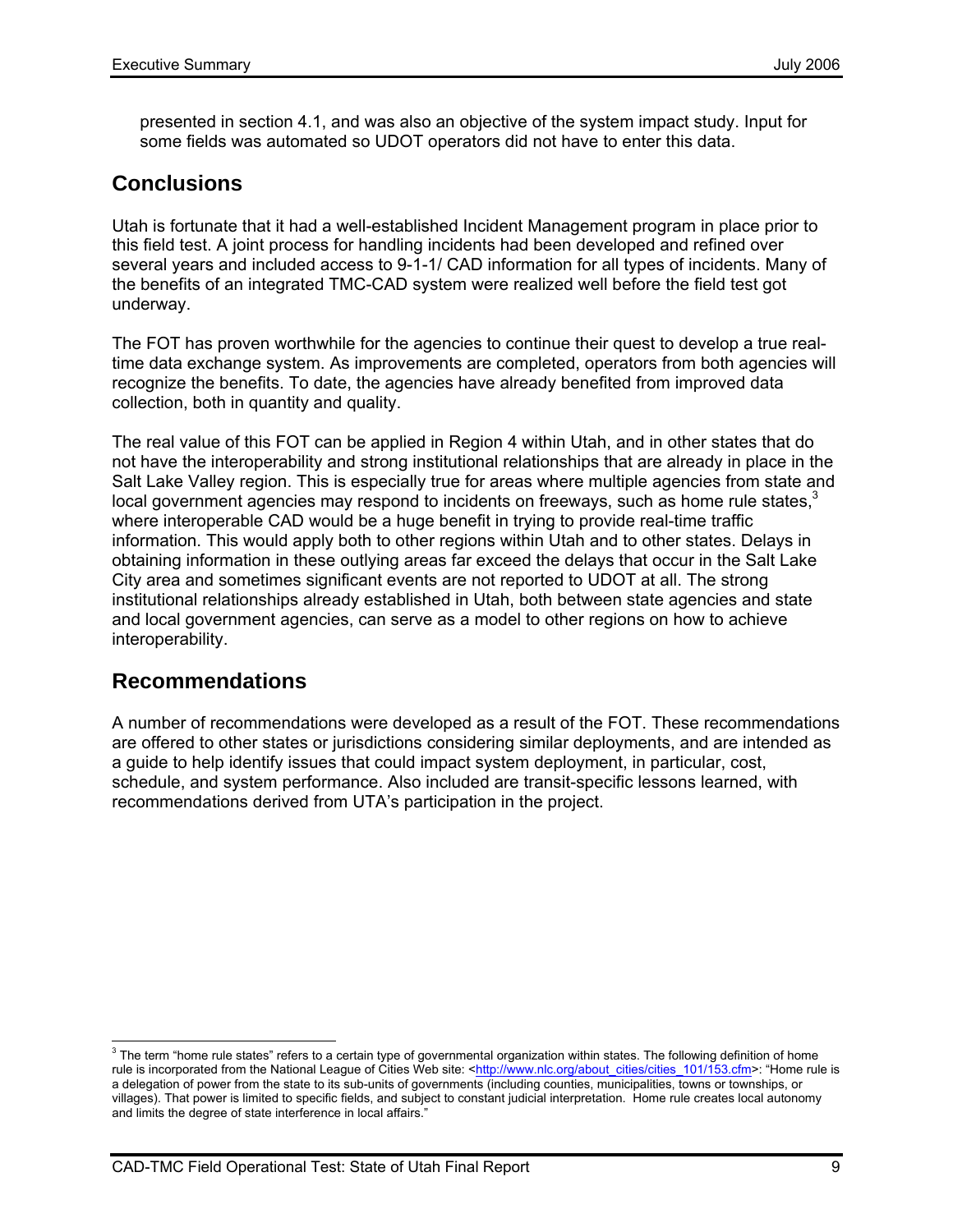presented in section 4.1, and was also an objective of the system impact study. Input for some fields was automated so UDOT operators did not have to enter this data.

## Conclusions

Utah is fortunate that it had a well-established Incident Management program in place prior to this field test. A joint process for handling incidents had been developed and refined over several years and included access to 9-1-1/ CAD information for all types of incidents. Many of the benefits of an integrated TMC-CAD system were realized well before the field test got underway.

The FOT has proven worthwhile for the agencies to continue their quest to develop a true real-time data exchange system. As improvements are completed, operators from both agencies will recognize the benefits. To date, the agencies have already benefited from improved data collection, both in quantity and quality.

The real value of this FOT can be applied in Region 4 within Utah, and in other states that do not have the interoperability and strong institutional relationships that are already in place in the Salt Lake Valley region. This is especially true for areas where multiple agencies from state and local government agencies may respond to incidents on freeways, such as home rule states,[3] where interoperable CAD would be a huge benefit in trying to provide real-time traffic information. This would apply both to other regions within Utah and to other states. Delays in obtaining information in these outlying areas far exceed the delays that occur in the Salt Lake City area and sometimes significant events are not reported to UDOT at all. The strong institutional relationships already established in Utah, both between state agencies and state and local government agencies, can serve as a model to other regions on how to achieve interoperability.

## Recommendations

A number of recommendations were developed as a result of the FOT. These recommendations are offered to other states or jurisdictions considering similar deployments, and are intended as a guide to help identify issues that could impact system deployment, in particular, cost, schedule, and system performance. Also included are transit-specific lessons learned, with recommendations derived from UTA's participation in the project.

---

[3] The term "home rule states" refers to a certain type of governmental organization within states. The following definition of home rule is incorporated from the National League of Cities Web site: <http://www.nlc.org/about_cities/cities_101/153.cfm>: "Home rule is a delegation of power from the state to its sub-units of governments (including counties, municipalities, towns or townships, or villages). That power is limited to specific fields, and subject to constant judicial interpretation. Home rule creates local autonomy and limits the degree of state interference in local affairs."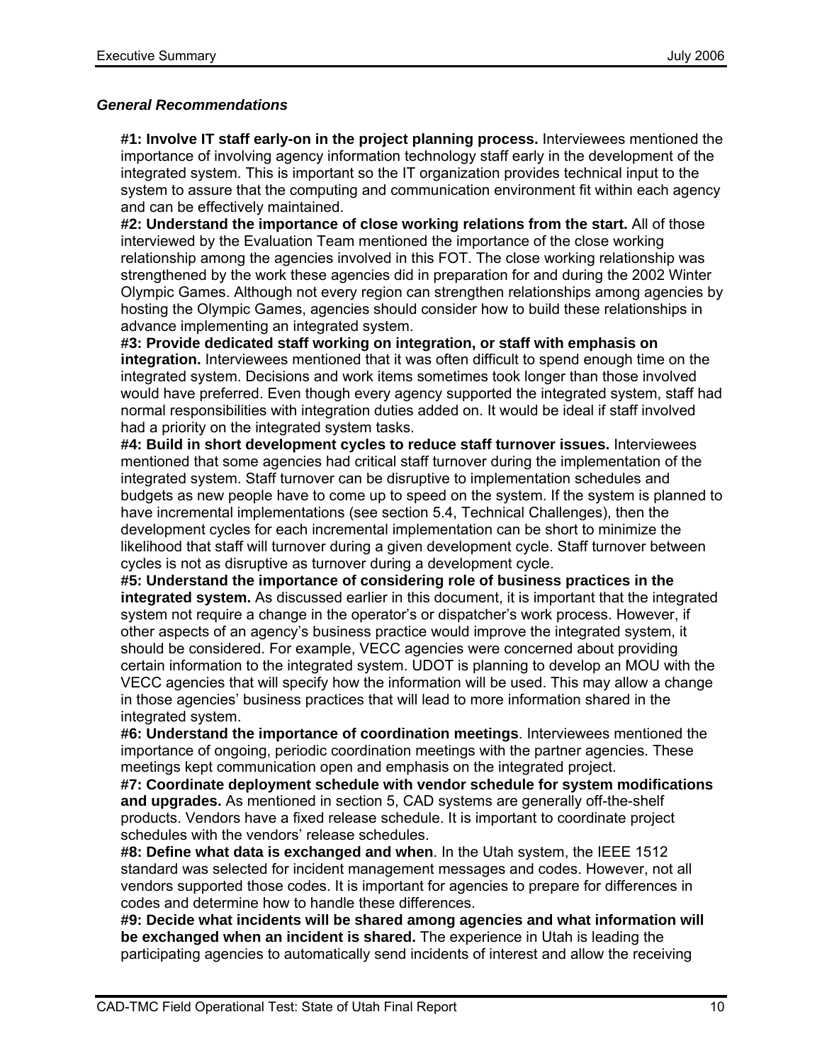***General Recommendations***

**#1: Involve IT staff early-on in the project planning process.** Interviewees mentioned the importance of involving agency information technology staff early in the development of the integrated system. This is important so the IT organization provides technical input to the system to assure that the computing and communication environment fit within each agency and can be effectively maintained.

**#2: Understand the importance of close working relations from the start.** All of those interviewed by the Evaluation Team mentioned the importance of the close working relationship among the agencies involved in this FOT. The close working relationship was strengthened by the work these agencies did in preparation for and during the 2002 Winter Olympic Games. Although not every region can strengthen relationships among agencies by hosting the Olympic Games, agencies should consider how to build these relationships in advance implementing an integrated system.

**#3: Provide dedicated staff working on integration, or staff with emphasis on integration.** Interviewees mentioned that it was often difficult to spend enough time on the integrated system. Decisions and work items sometimes took longer than those involved would have preferred. Even though every agency supported the integrated system, staff had normal responsibilities with integration duties added on. It would be ideal if staff involved had a priority on the integrated system tasks.

**#4: Build in short development cycles to reduce staff turnover issues.** Interviewees mentioned that some agencies had critical staff turnover during the implementation of the integrated system. Staff turnover can be disruptive to implementation schedules and budgets as new people have to come up to speed on the system. If the system is planned to have incremental implementations (see section 5.4, Technical Challenges), then the development cycles for each incremental implementation can be short to minimize the likelihood that staff will turnover during a given development cycle. Staff turnover between cycles is not as disruptive as turnover during a development cycle.

**#5: Understand the importance of considering role of business practices in the integrated system.** As discussed earlier in this document, it is important that the integrated system not require a change in the operator's or dispatcher's work process. However, if other aspects of an agency's business practice would improve the integrated system, it should be considered. For example, VECC agencies were concerned about providing certain information to the integrated system. UDOT is planning to develop an MOU with the VECC agencies that will specify how the information will be used. This may allow a change in those agencies' business practices that will lead to more information shared in the integrated system.

**#6: Understand the importance of coordination meetings**. Interviewees mentioned the importance of ongoing, periodic coordination meetings with the partner agencies. These meetings kept communication open and emphasis on the integrated project.

**#7: Coordinate deployment schedule with vendor schedule for system modifications and upgrades.** As mentioned in section 5, CAD systems are generally off-the-shelf products. Vendors have a fixed release schedule. It is important to coordinate project schedules with the vendors' release schedules.

**#8: Define what data is exchanged and when**. In the Utah system, the IEEE 1512 standard was selected for incident management messages and codes. However, not all vendors supported those codes. It is important for agencies to prepare for differences in codes and determine how to handle these differences.

**#9: Decide what incidents will be shared among agencies and what information will be exchanged when an incident is shared.** The experience in Utah is leading the participating agencies to automatically send incidents of interest and allow the receiving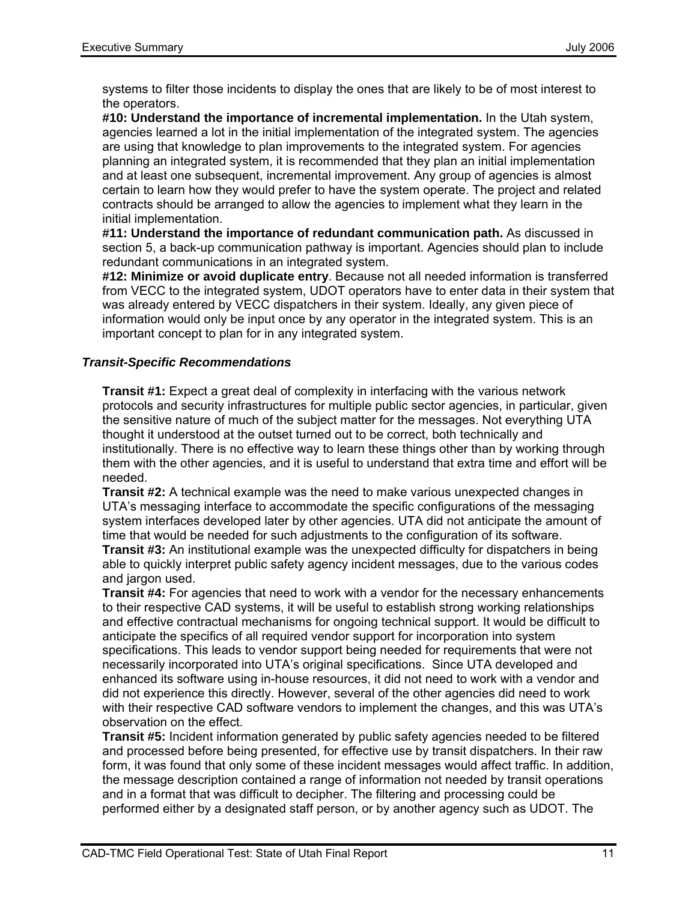systems to filter those incidents to display the ones that are likely to be of most interest to the operators.

**#10: Understand the importance of incremental implementation.** In the Utah system, agencies learned a lot in the initial implementation of the integrated system. The agencies are using that knowledge to plan improvements to the integrated system. For agencies planning an integrated system, it is recommended that they plan an initial implementation and at least one subsequent, incremental improvement. Any group of agencies is almost certain to learn how they would prefer to have the system operate. The project and related contracts should be arranged to allow the agencies to implement what they learn in the initial implementation.

**#11: Understand the importance of redundant communication path.** As discussed in section 5, a back-up communication pathway is important. Agencies should plan to include redundant communications in an integrated system.

**#12: Minimize or avoid duplicate entry**. Because not all needed information is transferred from VECC to the integrated system, UDOT operators have to enter data in their system that was already entered by VECC dispatchers in their system. Ideally, any given piece of information would only be input once by any operator in the integrated system. This is an important concept to plan for in any integrated system.

### *Transit-Specific Recommendations*

**Transit #1:** Expect a great deal of complexity in interfacing with the various network protocols and security infrastructures for multiple public sector agencies, in particular, given the sensitive nature of much of the subject matter for the messages. Not everything UTA thought it understood at the outset turned out to be correct, both technically and institutionally. There is no effective way to learn these things other than by working through them with the other agencies, and it is useful to understand that extra time and effort will be needed.

**Transit #2:** A technical example was the need to make various unexpected changes in UTA's messaging interface to accommodate the specific configurations of the messaging system interfaces developed later by other agencies. UTA did not anticipate the amount of time that would be needed for such adjustments to the configuration of its software.

**Transit #3:** An institutional example was the unexpected difficulty for dispatchers in being able to quickly interpret public safety agency incident messages, due to the various codes and jargon used.

**Transit #4:** For agencies that need to work with a vendor for the necessary enhancements to their respective CAD systems, it will be useful to establish strong working relationships and effective contractual mechanisms for ongoing technical support. It would be difficult to anticipate the specifics of all required vendor support for incorporation into system specifications. This leads to vendor support being needed for requirements that were not necessarily incorporated into UTA's original specifications. Since UTA developed and enhanced its software using in-house resources, it did not need to work with a vendor and did not experience this directly. However, several of the other agencies did need to work with their respective CAD software vendors to implement the changes, and this was UTA's observation on the effect.

**Transit #5:** Incident information generated by public safety agencies needed to be filtered and processed before being presented, for effective use by transit dispatchers. In their raw form, it was found that only some of these incident messages would affect traffic. In addition, the message description contained a range of information not needed by transit operations and in a format that was difficult to decipher. The filtering and processing could be performed either by a designated staff person, or by another agency such as UDOT. The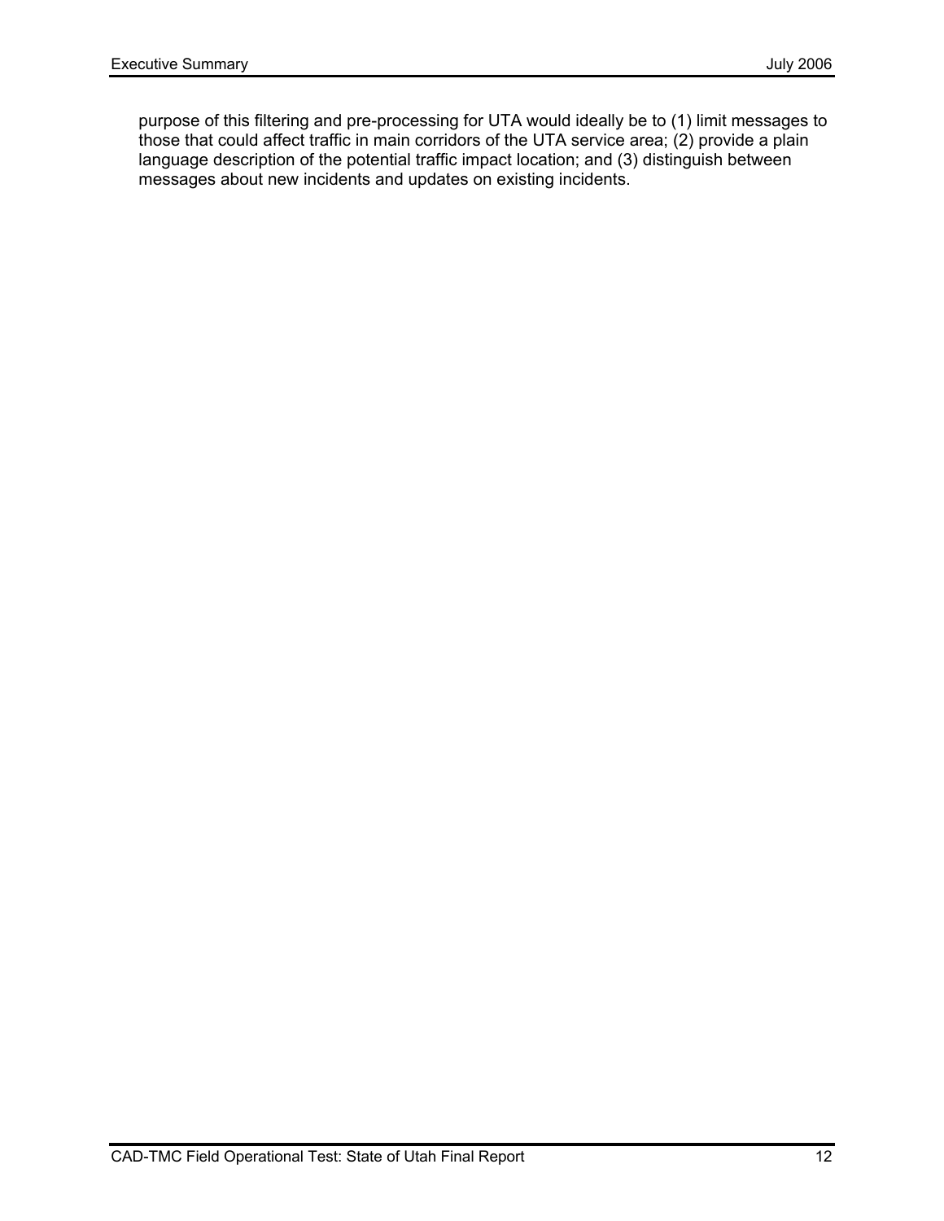purpose of this filtering and pre-processing for UTA would ideally be to (1) limit messages to those that could affect traffic in main corridors of the UTA service area; (2) provide a plain language description of the potential traffic impact location; and (3) distinguish between messages about new incidents and updates on existing incidents.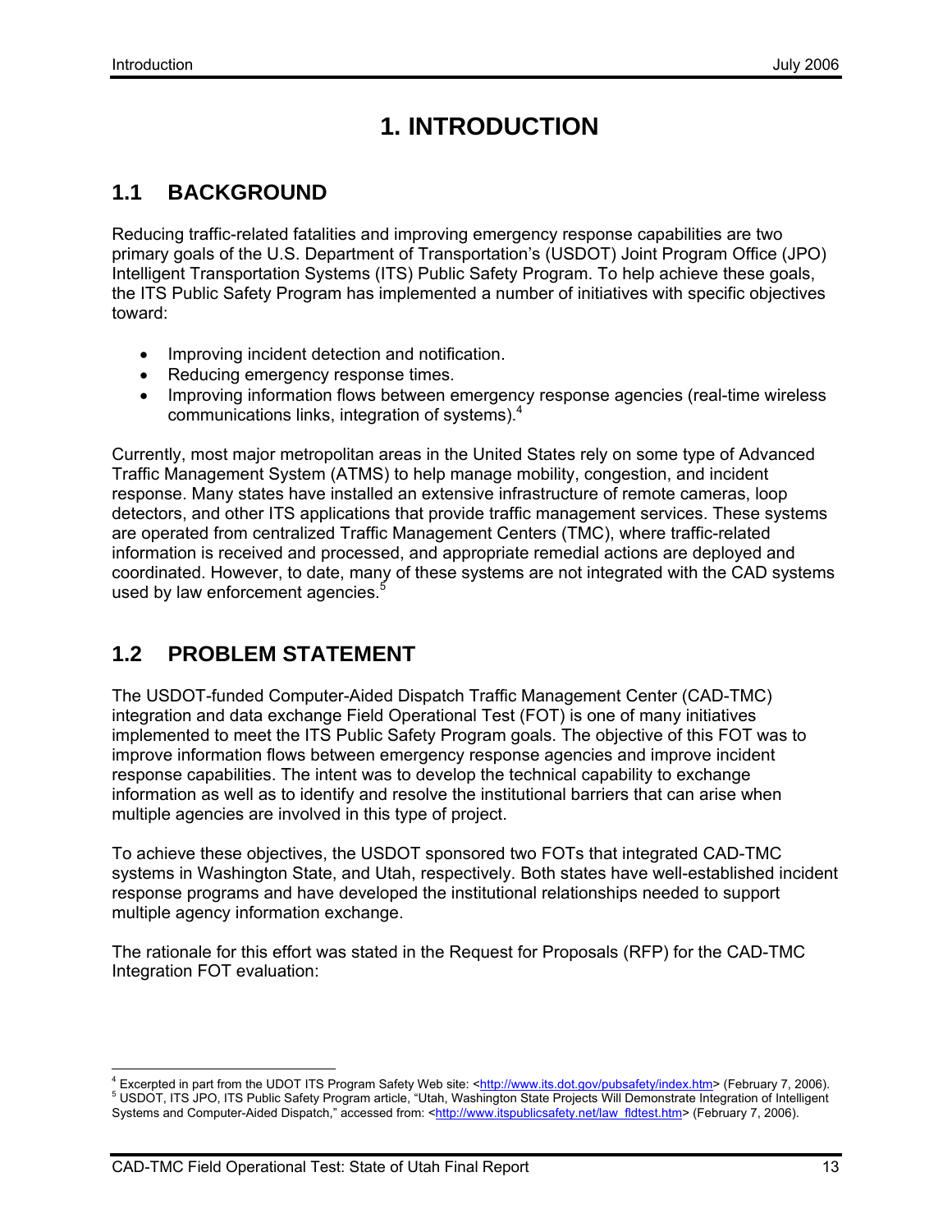# 1. INTRODUCTION

## 1.1 BACKGROUND

Reducing traffic-related fatalities and improving emergency response capabilities are two primary goals of the U.S. Department of Transportation's (USDOT) Joint Program Office (JPO) Intelligent Transportation Systems (ITS) Public Safety Program. To help achieve these goals, the ITS Public Safety Program has implemented a number of initiatives with specific objectives toward:

- Improving incident detection and notification.
- Reducing emergency response times.
- Improving information flows between emergency response agencies (real-time wireless communications links, integration of systems).[4]

Currently, most major metropolitan areas in the United States rely on some type of Advanced Traffic Management System (ATMS) to help manage mobility, congestion, and incident response. Many states have installed an extensive infrastructure of remote cameras, loop detectors, and other ITS applications that provide traffic management services. These systems are operated from centralized Traffic Management Centers (TMC), where traffic-related information is received and processed, and appropriate remedial actions are deployed and coordinated. However, to date, many of these systems are not integrated with the CAD systems used by law enforcement agencies.[5]

## 1.2 PROBLEM STATEMENT

The USDOT-funded Computer-Aided Dispatch Traffic Management Center (CAD-TMC) integration and data exchange Field Operational Test (FOT) is one of many initiatives implemented to meet the ITS Public Safety Program goals. The objective of this FOT was to improve information flows between emergency response agencies and improve incident response capabilities. The intent was to develop the technical capability to exchange information as well as to identify and resolve the institutional barriers that can arise when multiple agencies are involved in this type of project.

To achieve these objectives, the USDOT sponsored two FOTs that integrated CAD-TMC systems in Washington State, and Utah, respectively. Both states have well-established incident response programs and have developed the institutional relationships needed to support multiple agency information exchange.

The rationale for this effort was stated in the Request for Proposals (RFP) for the CAD-TMC Integration FOT evaluation:

---

[4] Excerpted in part from the UDOT ITS Program Safety Web site: <http://www.its.dot.gov/pubsafety/index.htm> (February 7, 2006).

[5] USDOT, ITS JPO, ITS Public Safety Program article, "Utah, Washington State Projects Will Demonstrate Integration of Intelligent Systems and Computer-Aided Dispatch," accessed from: <http://www.itspublicsafety.net/law_fldtest.htm> (February 7, 2006).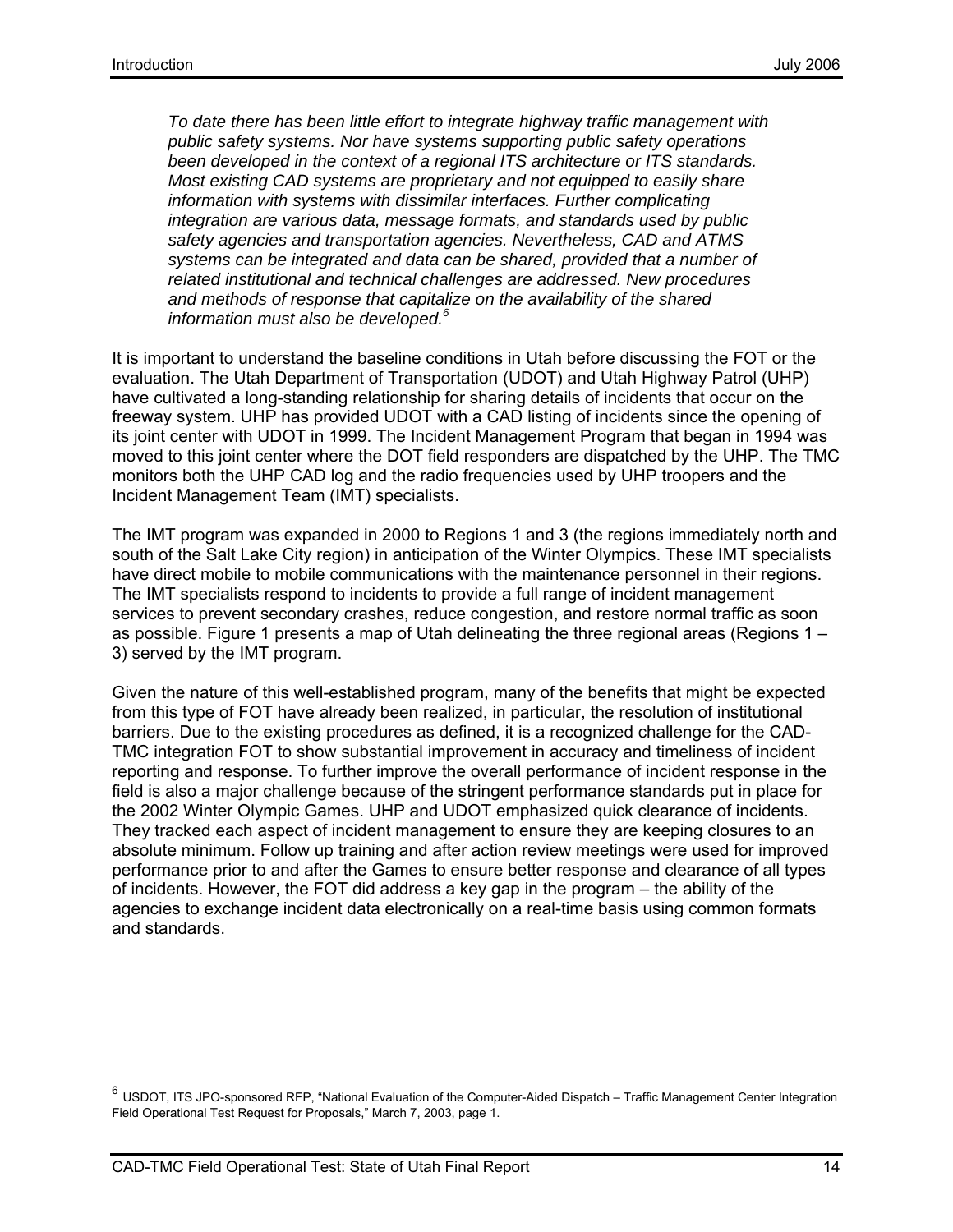*To date there has been little effort to integrate highway traffic management with public safety systems. Nor have systems supporting public safety operations been developed in the context of a regional ITS architecture or ITS standards. Most existing CAD systems are proprietary and not equipped to easily share information with systems with dissimilar interfaces. Further complicating integration are various data, message formats, and standards used by public safety agencies and transportation agencies. Nevertheless, CAD and ATMS systems can be integrated and data can be shared, provided that a number of related institutional and technical challenges are addressed. New procedures and methods of response that capitalize on the availability of the shared information must also be developed.*[6]

It is important to understand the baseline conditions in Utah before discussing the FOT or the evaluation. The Utah Department of Transportation (UDOT) and Utah Highway Patrol (UHP) have cultivated a long-standing relationship for sharing details of incidents that occur on the freeway system. UHP has provided UDOT with a CAD listing of incidents since the opening of its joint center with UDOT in 1999. The Incident Management Program that began in 1994 was moved to this joint center where the DOT field responders are dispatched by the UHP. The TMC monitors both the UHP CAD log and the radio frequencies used by UHP troopers and the Incident Management Team (IMT) specialists.

The IMT program was expanded in 2000 to Regions 1 and 3 (the regions immediately north and south of the Salt Lake City region) in anticipation of the Winter Olympics. These IMT specialists have direct mobile to mobile communications with the maintenance personnel in their regions. The IMT specialists respond to incidents to provide a full range of incident management services to prevent secondary crashes, reduce congestion, and restore normal traffic as soon as possible. Figure 1 presents a map of Utah delineating the three regional areas (Regions 1 – 3) served by the IMT program.

Given the nature of this well-established program, many of the benefits that might be expected from this type of FOT have already been realized, in particular, the resolution of institutional barriers. Due to the existing procedures as defined, it is a recognized challenge for the CAD-TMC integration FOT to show substantial improvement in accuracy and timeliness of incident reporting and response. To further improve the overall performance of incident response in the field is also a major challenge because of the stringent performance standards put in place for the 2002 Winter Olympic Games. UHP and UDOT emphasized quick clearance of incidents. They tracked each aspect of incident management to ensure they are keeping closures to an absolute minimum. Follow up training and after action review meetings were used for improved performance prior to and after the Games to ensure better response and clearance of all types of incidents. However, the FOT did address a key gap in the program – the ability of the agencies to exchange incident data electronically on a real-time basis using common formats and standards.

---

[6] USDOT, ITS JPO-sponsored RFP, "National Evaluation of the Computer-Aided Dispatch – Traffic Management Center Integration Field Operational Test Request for Proposals," March 7, 2003, page 1.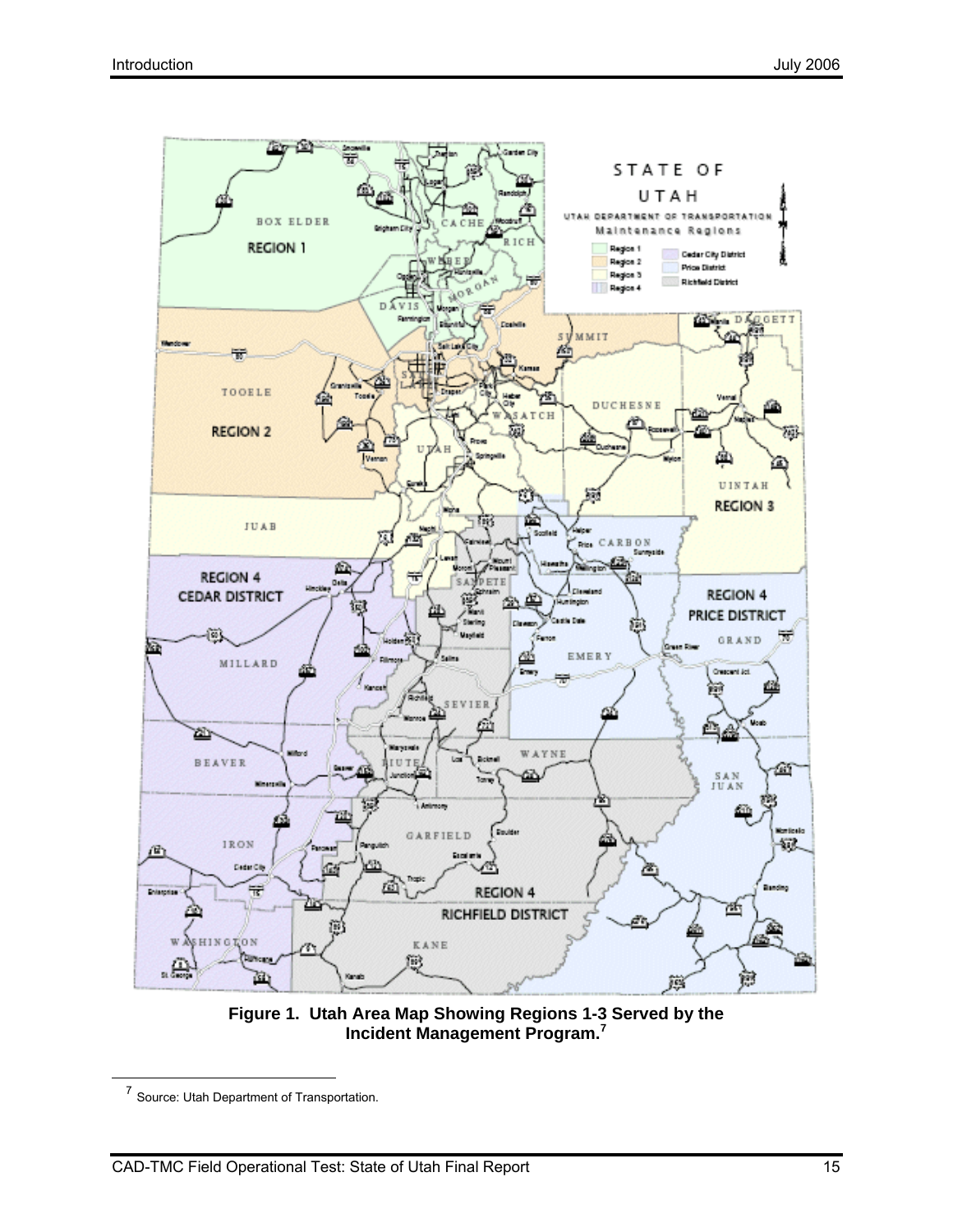**Figure 1. Utah Area Map Showing Regions 1-3 Served by the Incident Management Program.[7]**

[7] Source: Utah Department of Transportation.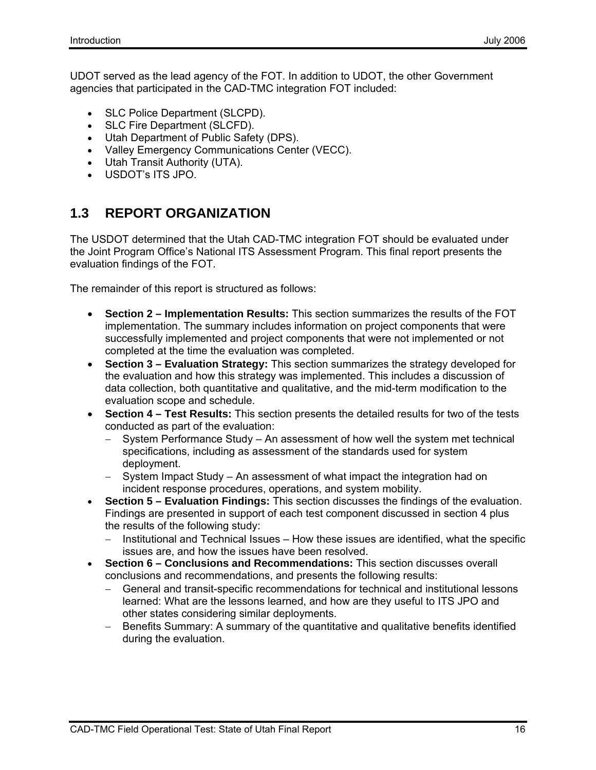UDOT served as the lead agency of the FOT. In addition to UDOT, the other Government agencies that participated in the CAD-TMC integration FOT included:

- SLC Police Department (SLCPD).
- SLC Fire Department (SLCFD).
- Utah Department of Public Safety (DPS).
- Valley Emergency Communications Center (VECC).
- Utah Transit Authority (UTA).
- USDOT's ITS JPO.

## 1.3 REPORT ORGANIZATION

The USDOT determined that the Utah CAD-TMC integration FOT should be evaluated under the Joint Program Office's National ITS Assessment Program. This final report presents the evaluation findings of the FOT.

The remainder of this report is structured as follows:

- **Section 2 – Implementation Results:** This section summarizes the results of the FOT implementation. The summary includes information on project components that were successfully implemented and project components that were not implemented or not completed at the time the evaluation was completed.
- **Section 3 – Evaluation Strategy:** This section summarizes the strategy developed for the evaluation and how this strategy was implemented. This includes a discussion of data collection, both quantitative and qualitative, and the mid-term modification to the evaluation scope and schedule.
- **Section 4 – Test Results:** This section presents the detailed results for two of the tests conducted as part of the evaluation:
  - System Performance Study – An assessment of how well the system met technical specifications, including as assessment of the standards used for system deployment.
  - System Impact Study – An assessment of what impact the integration had on incident response procedures, operations, and system mobility.
- **Section 5 – Evaluation Findings:** This section discusses the findings of the evaluation. Findings are presented in support of each test component discussed in section 4 plus the results of the following study:
  - Institutional and Technical Issues – How these issues are identified, what the specific issues are, and how the issues have been resolved.
- **Section 6 – Conclusions and Recommendations:** This section discusses overall conclusions and recommendations, and presents the following results:
  - General and transit-specific recommendations for technical and institutional lessons learned: What are the lessons learned, and how are they useful to ITS JPO and other states considering similar deployments.
  - Benefits Summary: A summary of the quantitative and qualitative benefits identified during the evaluation.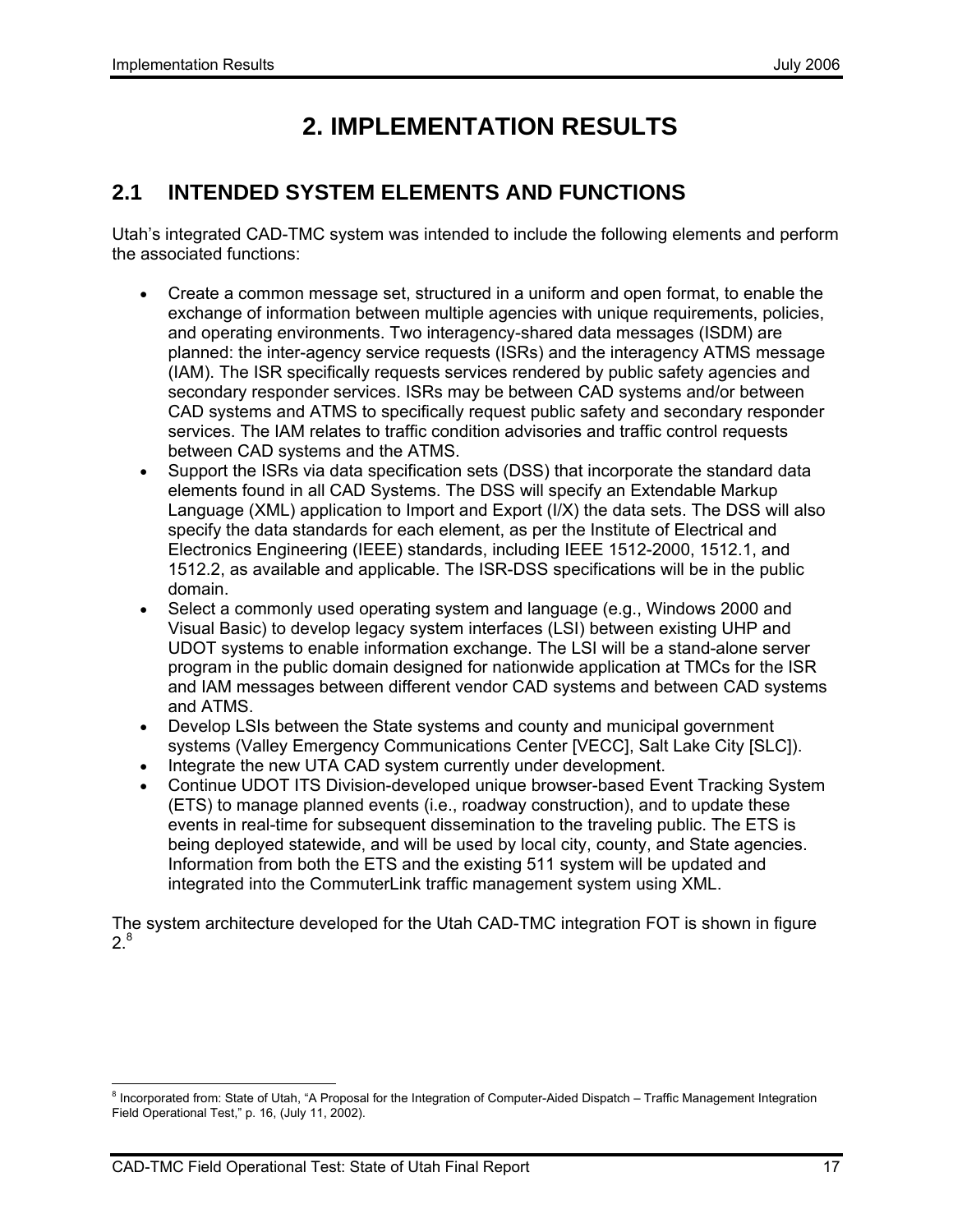# 2. IMPLEMENTATION RESULTS

## 2.1 INTENDED SYSTEM ELEMENTS AND FUNCTIONS

Utah's integrated CAD-TMC system was intended to include the following elements and perform the associated functions:

- Create a common message set, structured in a uniform and open format, to enable the exchange of information between multiple agencies with unique requirements, policies, and operating environments. Two interagency-shared data messages (ISDM) are planned: the inter-agency service requests (ISRs) and the interagency ATMS message (IAM). The ISR specifically requests services rendered by public safety agencies and secondary responder services. ISRs may be between CAD systems and/or between CAD systems and ATMS to specifically request public safety and secondary responder services. The IAM relates to traffic condition advisories and traffic control requests between CAD systems and the ATMS.
- Support the ISRs via data specification sets (DSS) that incorporate the standard data elements found in all CAD Systems. The DSS will specify an Extendable Markup Language (XML) application to Import and Export (I/X) the data sets. The DSS will also specify the data standards for each element, as per the Institute of Electrical and Electronics Engineering (IEEE) standards, including IEEE 1512-2000, 1512.1, and 1512.2, as available and applicable. The ISR-DSS specifications will be in the public domain.
- Select a commonly used operating system and language (e.g., Windows 2000 and Visual Basic) to develop legacy system interfaces (LSI) between existing UHP and UDOT systems to enable information exchange. The LSI will be a stand-alone server program in the public domain designed for nationwide application at TMCs for the ISR and IAM messages between different vendor CAD systems and between CAD systems and ATMS.
- Develop LSIs between the State systems and county and municipal government systems (Valley Emergency Communications Center [VECC], Salt Lake City [SLC]).
- Integrate the new UTA CAD system currently under development.
- Continue UDOT ITS Division-developed unique browser-based Event Tracking System (ETS) to manage planned events (i.e., roadway construction), and to update these events in real-time for subsequent dissemination to the traveling public. The ETS is being deployed statewide, and will be used by local city, county, and State agencies. Information from both the ETS and the existing 511 system will be updated and integrated into the CommuterLink traffic management system using XML.

The system architecture developed for the Utah CAD-TMC integration FOT is shown in figure 2.[8]

[8] Incorporated from: State of Utah, "A Proposal for the Integration of Computer-Aided Dispatch – Traffic Management Integration Field Operational Test," p. 16, (July 11, 2002).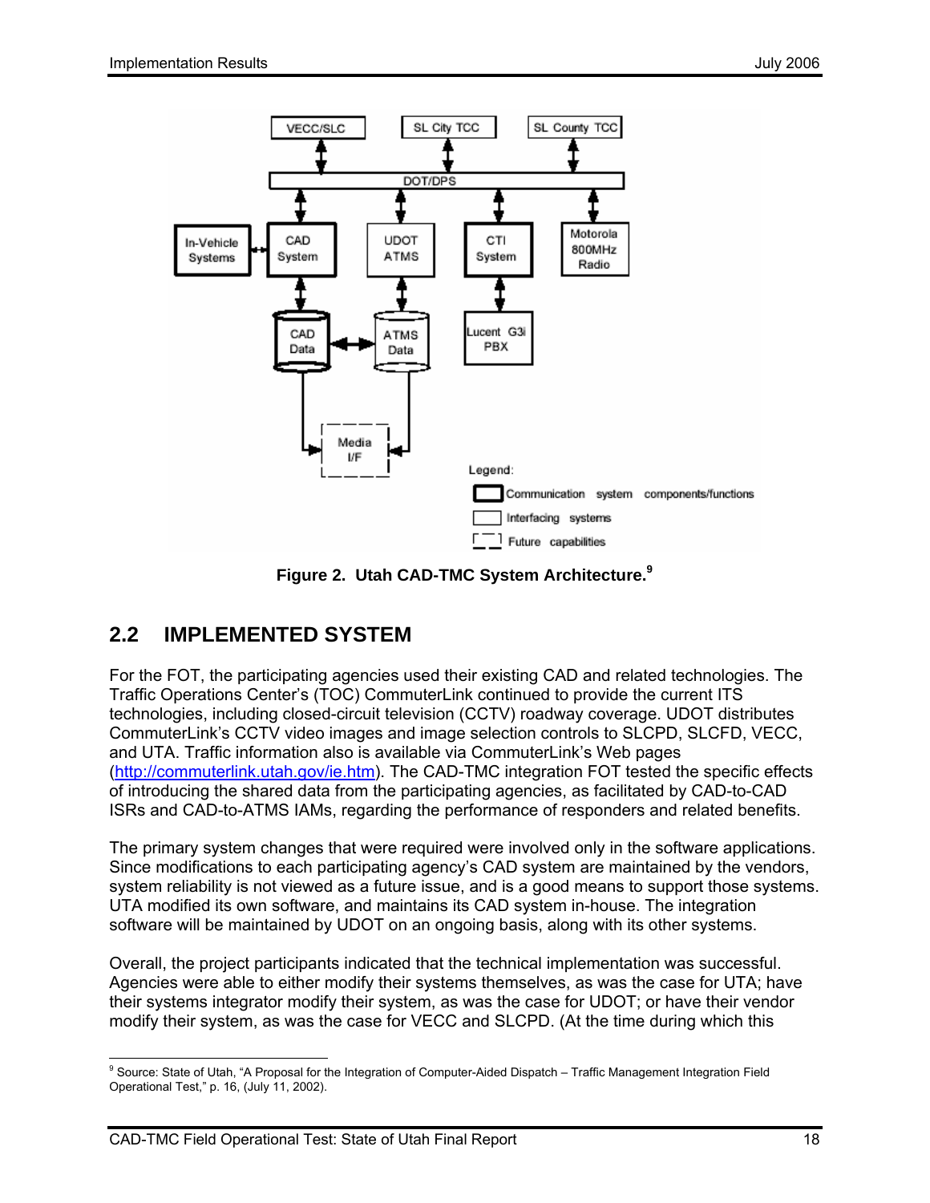Figure 2. Utah CAD-TMC System Architecture.[9]

## 2.2 IMPLEMENTED SYSTEM

For the FOT, the participating agencies used their existing CAD and related technologies. The Traffic Operations Center's (TOC) CommuterLink continued to provide the current ITS technologies, including closed-circuit television (CCTV) roadway coverage. UDOT distributes CommuterLink's CCTV video images and image selection controls to SLCPD, SLCFD, VECC, and UTA. Traffic information also is available via CommuterLink's Web pages (http://commuterlink.utah.gov/ie.htm). The CAD-TMC integration FOT tested the specific effects of introducing the shared data from the participating agencies, as facilitated by CAD-to-CAD ISRs and CAD-to-ATMS IAMs, regarding the performance of responders and related benefits.

The primary system changes that were required were involved only in the software applications. Since modifications to each participating agency's CAD system are maintained by the vendors, system reliability is not viewed as a future issue, and is a good means to support those systems. UTA modified its own software, and maintains its CAD system in-house. The integration software will be maintained by UDOT on an ongoing basis, along with its other systems.

Overall, the project participants indicated that the technical implementation was successful. Agencies were able to either modify their systems themselves, as was the case for UTA; have their systems integrator modify their system, as was the case for UDOT; or have their vendor modify their system, as was the case for VECC and SLCPD. (At the time during which this

[9] Source: State of Utah, "A Proposal for the Integration of Computer-Aided Dispatch – Traffic Management Integration Field Operational Test," p. 16, (July 11, 2002).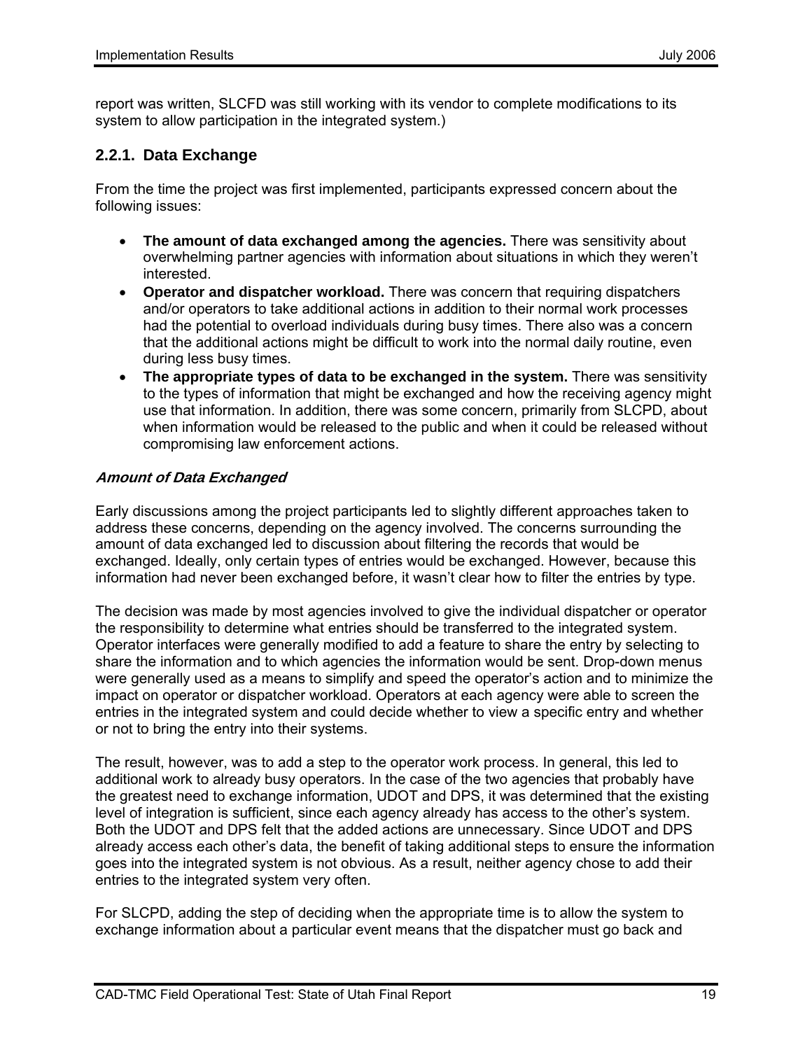report was written, SLCFD was still working with its vendor to complete modifications to its system to allow participation in the integrated system.)

### 2.2.1. Data Exchange

From the time the project was first implemented, participants expressed concern about the following issues:

- **The amount of data exchanged among the agencies.** There was sensitivity about overwhelming partner agencies with information about situations in which they weren't interested.
- **Operator and dispatcher workload.** There was concern that requiring dispatchers and/or operators to take additional actions in addition to their normal work processes had the potential to overload individuals during busy times. There also was a concern that the additional actions might be difficult to work into the normal daily routine, even during less busy times.
- **The appropriate types of data to be exchanged in the system.** There was sensitivity to the types of information that might be exchanged and how the receiving agency might use that information. In addition, there was some concern, primarily from SLCPD, about when information would be released to the public and when it could be released without compromising law enforcement actions.

#### *Amount of Data Exchanged*

Early discussions among the project participants led to slightly different approaches taken to address these concerns, depending on the agency involved. The concerns surrounding the amount of data exchanged led to discussion about filtering the records that would be exchanged. Ideally, only certain types of entries would be exchanged. However, because this information had never been exchanged before, it wasn't clear how to filter the entries by type.

The decision was made by most agencies involved to give the individual dispatcher or operator the responsibility to determine what entries should be transferred to the integrated system. Operator interfaces were generally modified to add a feature to share the entry by selecting to share the information and to which agencies the information would be sent. Drop-down menus were generally used as a means to simplify and speed the operator's action and to minimize the impact on operator or dispatcher workload. Operators at each agency were able to screen the entries in the integrated system and could decide whether to view a specific entry and whether or not to bring the entry into their systems.

The result, however, was to add a step to the operator work process. In general, this led to additional work to already busy operators. In the case of the two agencies that probably have the greatest need to exchange information, UDOT and DPS, it was determined that the existing level of integration is sufficient, since each agency already has access to the other's system. Both the UDOT and DPS felt that the added actions are unnecessary. Since UDOT and DPS already access each other's data, the benefit of taking additional steps to ensure the information goes into the integrated system is not obvious. As a result, neither agency chose to add their entries to the integrated system very often.

For SLCPD, adding the step of deciding when the appropriate time is to allow the system to exchange information about a particular event means that the dispatcher must go back and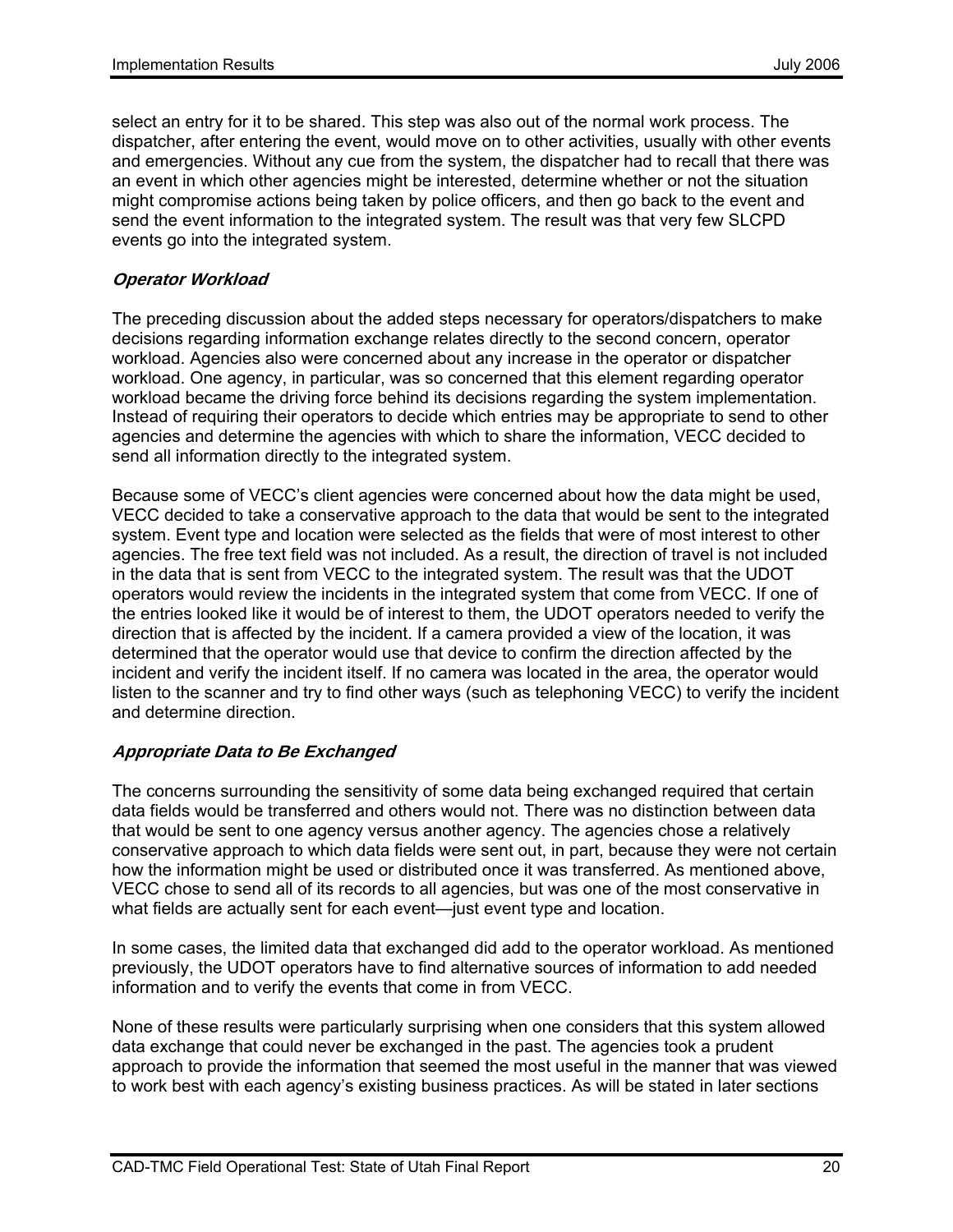select an entry for it to be shared. This step was also out of the normal work process. The dispatcher, after entering the event, would move on to other activities, usually with other events and emergencies. Without any cue from the system, the dispatcher had to recall that there was an event in which other agencies might be interested, determine whether or not the situation might compromise actions being taken by police officers, and then go back to the event and send the event information to the integrated system. The result was that very few SLCPD events go into the integrated system.

#### *Operator Workload*

The preceding discussion about the added steps necessary for operators/dispatchers to make decisions regarding information exchange relates directly to the second concern, operator workload. Agencies also were concerned about any increase in the operator or dispatcher workload. One agency, in particular, was so concerned that this element regarding operator workload became the driving force behind its decisions regarding the system implementation. Instead of requiring their operators to decide which entries may be appropriate to send to other agencies and determine the agencies with which to share the information, VECC decided to send all information directly to the integrated system.

Because some of VECC's client agencies were concerned about how the data might be used, VECC decided to take a conservative approach to the data that would be sent to the integrated system. Event type and location were selected as the fields that were of most interest to other agencies. The free text field was not included. As a result, the direction of travel is not included in the data that is sent from VECC to the integrated system. The result was that the UDOT operators would review the incidents in the integrated system that come from VECC. If one of the entries looked like it would be of interest to them, the UDOT operators needed to verify the direction that is affected by the incident. If a camera provided a view of the location, it was determined that the operator would use that device to confirm the direction affected by the incident and verify the incident itself. If no camera was located in the area, the operator would listen to the scanner and try to find other ways (such as telephoning VECC) to verify the incident and determine direction.

#### *Appropriate Data to Be Exchanged*

The concerns surrounding the sensitivity of some data being exchanged required that certain data fields would be transferred and others would not. There was no distinction between data that would be sent to one agency versus another agency. The agencies chose a relatively conservative approach to which data fields were sent out, in part, because they were not certain how the information might be used or distributed once it was transferred. As mentioned above, VECC chose to send all of its records to all agencies, but was one of the most conservative in what fields are actually sent for each event—just event type and location.

In some cases, the limited data that exchanged did add to the operator workload. As mentioned previously, the UDOT operators have to find alternative sources of information to add needed information and to verify the events that come in from VECC.

None of these results were particularly surprising when one considers that this system allowed data exchange that could never be exchanged in the past. The agencies took a prudent approach to provide the information that seemed the most useful in the manner that was viewed to work best with each agency's existing business practices. As will be stated in later sections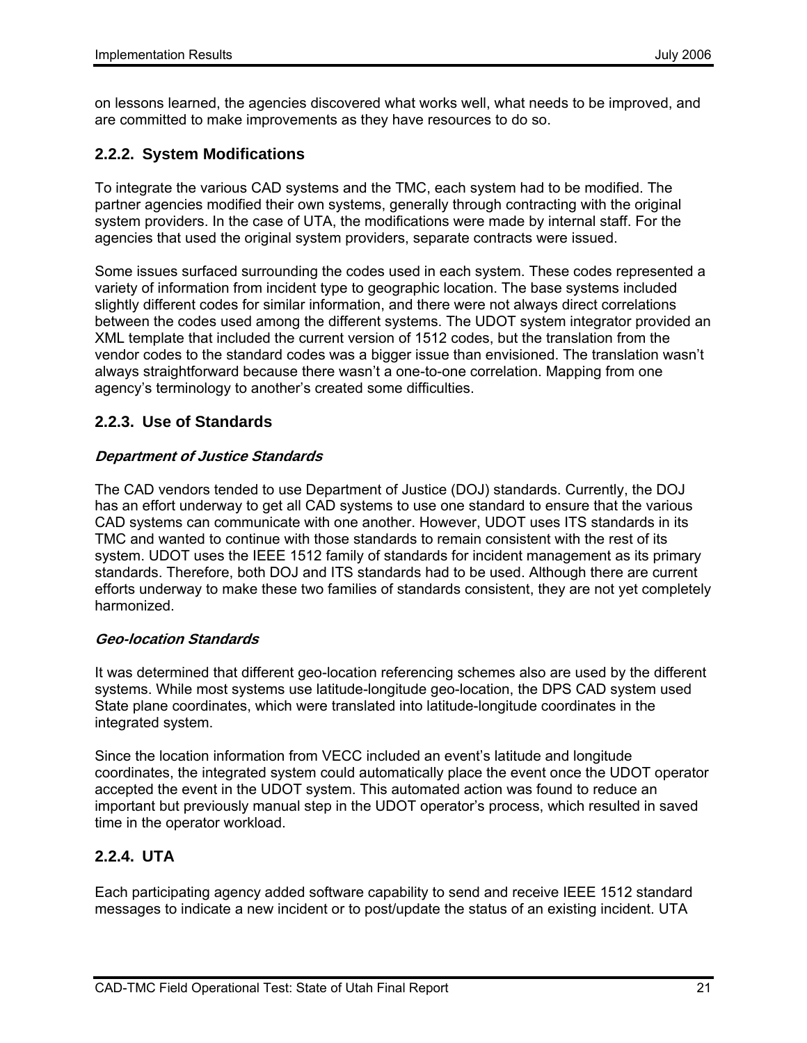on lessons learned, the agencies discovered what works well, what needs to be improved, and are committed to make improvements as they have resources to do so.

### 2.2.2. System Modifications

To integrate the various CAD systems and the TMC, each system had to be modified. The partner agencies modified their own systems, generally through contracting with the original system providers. In the case of UTA, the modifications were made by internal staff. For the agencies that used the original system providers, separate contracts were issued.

Some issues surfaced surrounding the codes used in each system. These codes represented a variety of information from incident type to geographic location. The base systems included slightly different codes for similar information, and there were not always direct correlations between the codes used among the different systems. The UDOT system integrator provided an XML template that included the current version of 1512 codes, but the translation from the vendor codes to the standard codes was a bigger issue than envisioned. The translation wasn't always straightforward because there wasn't a one-to-one correlation. Mapping from one agency's terminology to another's created some difficulties.

### 2.2.3. Use of Standards

#### *Department of Justice Standards*

The CAD vendors tended to use Department of Justice (DOJ) standards. Currently, the DOJ has an effort underway to get all CAD systems to use one standard to ensure that the various CAD systems can communicate with one another. However, UDOT uses ITS standards in its TMC and wanted to continue with those standards to remain consistent with the rest of its system. UDOT uses the IEEE 1512 family of standards for incident management as its primary standards. Therefore, both DOJ and ITS standards had to be used. Although there are current efforts underway to make these two families of standards consistent, they are not yet completely harmonized.

#### *Geo-location Standards*

It was determined that different geo-location referencing schemes also are used by the different systems. While most systems use latitude-longitude geo-location, the DPS CAD system used State plane coordinates, which were translated into latitude-longitude coordinates in the integrated system.

Since the location information from VECC included an event's latitude and longitude coordinates, the integrated system could automatically place the event once the UDOT operator accepted the event in the UDOT system. This automated action was found to reduce an important but previously manual step in the UDOT operator's process, which resulted in saved time in the operator workload.

### 2.2.4. UTA

Each participating agency added software capability to send and receive IEEE 1512 standard messages to indicate a new incident or to post/update the status of an existing incident. UTA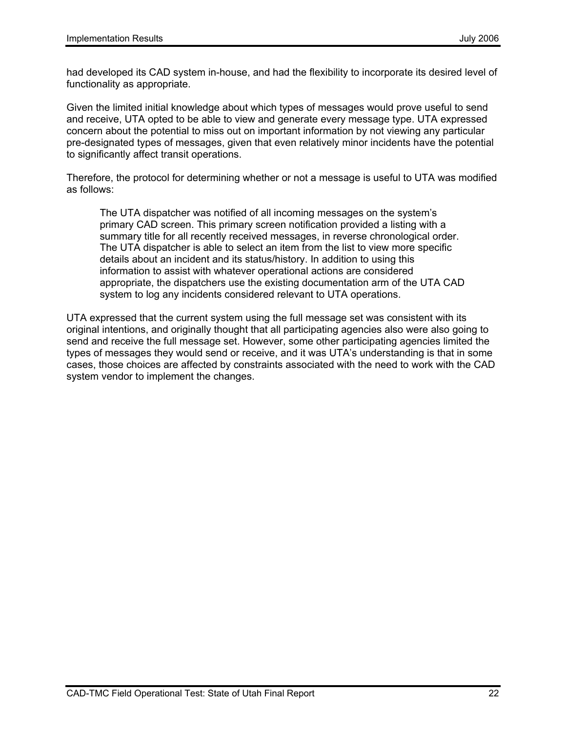had developed its CAD system in-house, and had the flexibility to incorporate its desired level of functionality as appropriate.

Given the limited initial knowledge about which types of messages would prove useful to send and receive, UTA opted to be able to view and generate every message type. UTA expressed concern about the potential to miss out on important information by not viewing any particular pre-designated types of messages, given that even relatively minor incidents have the potential to significantly affect transit operations.

Therefore, the protocol for determining whether or not a message is useful to UTA was modified as follows:

> The UTA dispatcher was notified of all incoming messages on the system's primary CAD screen. This primary screen notification provided a listing with a summary title for all recently received messages, in reverse chronological order. The UTA dispatcher is able to select an item from the list to view more specific details about an incident and its status/history. In addition to using this information to assist with whatever operational actions are considered appropriate, the dispatchers use the existing documentation arm of the UTA CAD system to log any incidents considered relevant to UTA operations.

UTA expressed that the current system using the full message set was consistent with its original intentions, and originally thought that all participating agencies also were also going to send and receive the full message set. However, some other participating agencies limited the types of messages they would send or receive, and it was UTA's understanding is that in some cases, those choices are affected by constraints associated with the need to work with the CAD system vendor to implement the changes.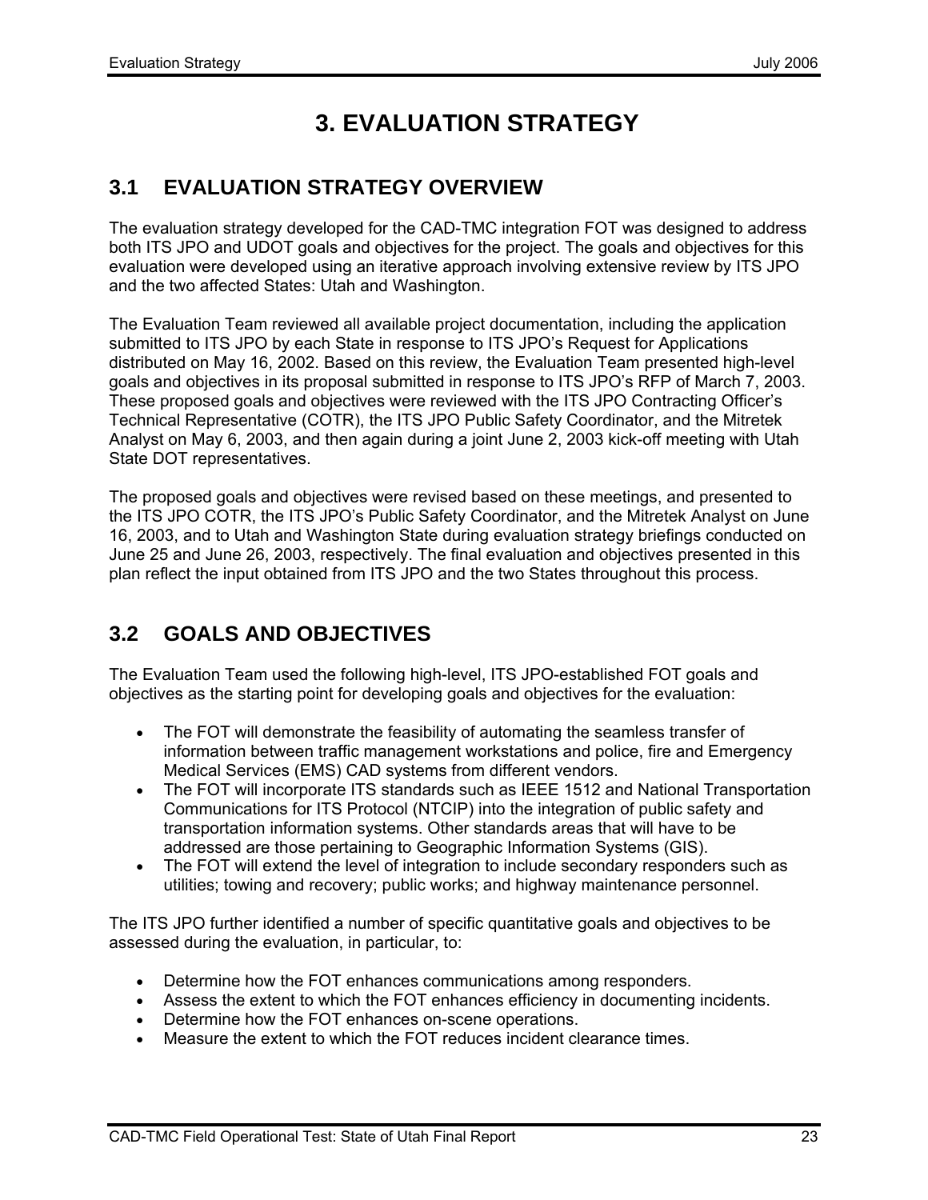# 3. EVALUATION STRATEGY

## 3.1 EVALUATION STRATEGY OVERVIEW

The evaluation strategy developed for the CAD-TMC integration FOT was designed to address both ITS JPO and UDOT goals and objectives for the project. The goals and objectives for this evaluation were developed using an iterative approach involving extensive review by ITS JPO and the two affected States: Utah and Washington.

The Evaluation Team reviewed all available project documentation, including the application submitted to ITS JPO by each State in response to ITS JPO's Request for Applications distributed on May 16, 2002. Based on this review, the Evaluation Team presented high-level goals and objectives in its proposal submitted in response to ITS JPO's RFP of March 7, 2003. These proposed goals and objectives were reviewed with the ITS JPO Contracting Officer's Technical Representative (COTR), the ITS JPO Public Safety Coordinator, and the Mitretek Analyst on May 6, 2003, and then again during a joint June 2, 2003 kick-off meeting with Utah State DOT representatives.

The proposed goals and objectives were revised based on these meetings, and presented to the ITS JPO COTR, the ITS JPO's Public Safety Coordinator, and the Mitretek Analyst on June 16, 2003, and to Utah and Washington State during evaluation strategy briefings conducted on June 25 and June 26, 2003, respectively. The final evaluation and objectives presented in this plan reflect the input obtained from ITS JPO and the two States throughout this process.

## 3.2 GOALS AND OBJECTIVES

The Evaluation Team used the following high-level, ITS JPO-established FOT goals and objectives as the starting point for developing goals and objectives for the evaluation:

- The FOT will demonstrate the feasibility of automating the seamless transfer of information between traffic management workstations and police, fire and Emergency Medical Services (EMS) CAD systems from different vendors.
- The FOT will incorporate ITS standards such as IEEE 1512 and National Transportation Communications for ITS Protocol (NTCIP) into the integration of public safety and transportation information systems. Other standards areas that will have to be addressed are those pertaining to Geographic Information Systems (GIS).
- The FOT will extend the level of integration to include secondary responders such as utilities; towing and recovery; public works; and highway maintenance personnel.

The ITS JPO further identified a number of specific quantitative goals and objectives to be assessed during the evaluation, in particular, to:

- Determine how the FOT enhances communications among responders.
- Assess the extent to which the FOT enhances efficiency in documenting incidents.
- Determine how the FOT enhances on-scene operations.
- Measure the extent to which the FOT reduces incident clearance times.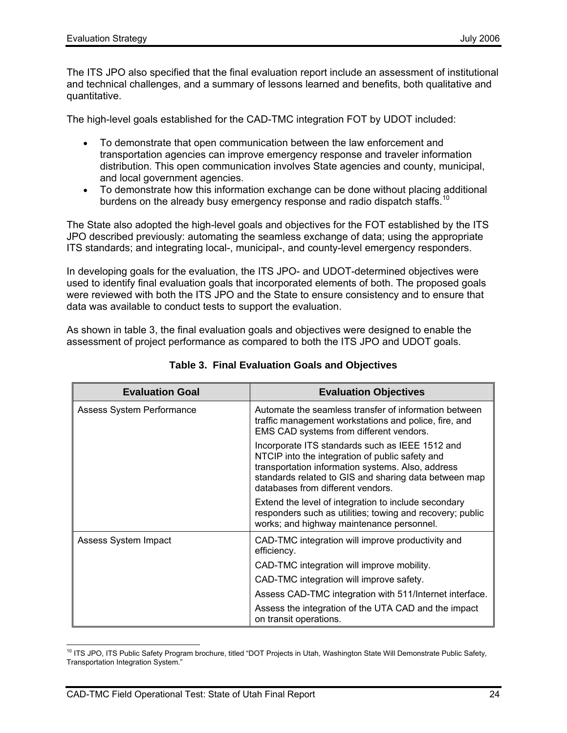The ITS JPO also specified that the final evaluation report include an assessment of institutional and technical challenges, and a summary of lessons learned and benefits, both qualitative and quantitative.

The high-level goals established for the CAD-TMC integration FOT by UDOT included:

- To demonstrate that open communication between the law enforcement and transportation agencies can improve emergency response and traveler information distribution. This open communication involves State agencies and county, municipal, and local government agencies.
- To demonstrate how this information exchange can be done without placing additional burdens on the already busy emergency response and radio dispatch staffs.[10]

The State also adopted the high-level goals and objectives for the FOT established by the ITS JPO described previously: automating the seamless exchange of data; using the appropriate ITS standards; and integrating local-, municipal-, and county-level emergency responders.

In developing goals for the evaluation, the ITS JPO- and UDOT-determined objectives were used to identify final evaluation goals that incorporated elements of both. The proposed goals were reviewed with both the ITS JPO and the State to ensure consistency and to ensure that data was available to conduct tests to support the evaluation.

As shown in table 3, the final evaluation goals and objectives were designed to enable the assessment of project performance as compared to both the ITS JPO and UDOT goals.

**Table 3. Final Evaluation Goals and Objectives**

| Evaluation Goal | Evaluation Objectives |
|---|---|
| Assess System Performance | Automate the seamless transfer of information between traffic management workstations and police, fire, and EMS CAD systems from different vendors. |
| | Incorporate ITS standards such as IEEE 1512 and NTCIP into the integration of public safety and transportation information systems. Also, address standards related to GIS and sharing data between map databases from different vendors. |
| | Extend the level of integration to include secondary responders such as utilities; towing and recovery; public works; and highway maintenance personnel. |
| Assess System Impact | CAD-TMC integration will improve productivity and efficiency. |
| | CAD-TMC integration will improve mobility. |
| | CAD-TMC integration will improve safety. |
| | Assess CAD-TMC integration with 511/Internet interface. |
| | Assess the integration of the UTA CAD and the impact on transit operations. |

[10] ITS JPO, ITS Public Safety Program brochure, titled "DOT Projects in Utah, Washington State Will Demonstrate Public Safety, Transportation Integration System."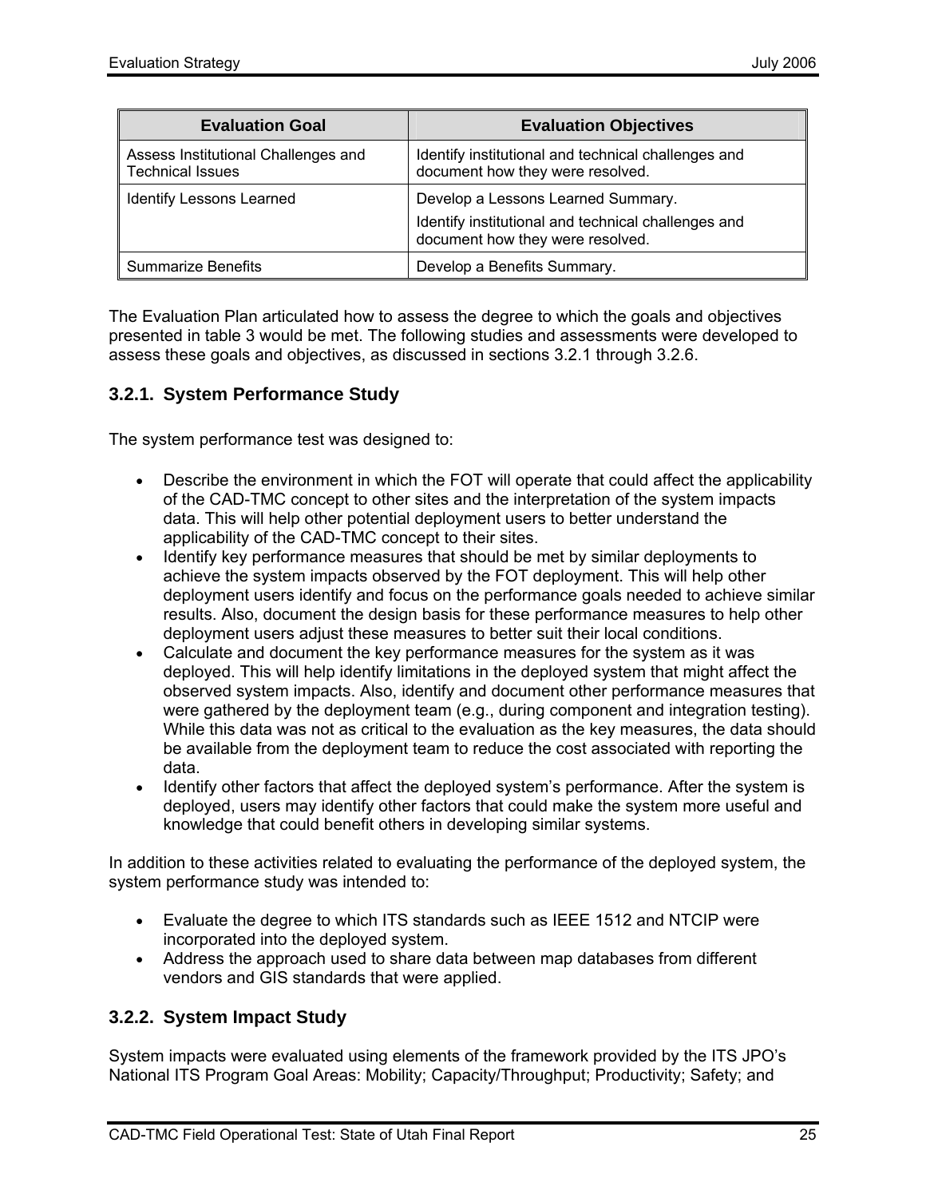| Evaluation Goal | Evaluation Objectives |
|---|---|
| Assess Institutional Challenges and Technical Issues | Identify institutional and technical challenges and document how they were resolved. |
| Identify Lessons Learned | Develop a Lessons Learned Summary.<br>Identify institutional and technical challenges and document how they were resolved. |
| Summarize Benefits | Develop a Benefits Summary. |

The Evaluation Plan articulated how to assess the degree to which the goals and objectives presented in table 3 would be met. The following studies and assessments were developed to assess these goals and objectives, as discussed in sections 3.2.1 through 3.2.6.

### 3.2.1. System Performance Study

The system performance test was designed to:

- Describe the environment in which the FOT will operate that could affect the applicability of the CAD-TMC concept to other sites and the interpretation of the system impacts data. This will help other potential deployment users to better understand the applicability of the CAD-TMC concept to their sites.
- Identify key performance measures that should be met by similar deployments to achieve the system impacts observed by the FOT deployment. This will help other deployment users identify and focus on the performance goals needed to achieve similar results. Also, document the design basis for these performance measures to help other deployment users adjust these measures to better suit their local conditions.
- Calculate and document the key performance measures for the system as it was deployed. This will help identify limitations in the deployed system that might affect the observed system impacts. Also, identify and document other performance measures that were gathered by the deployment team (e.g., during component and integration testing). While this data was not as critical to the evaluation as the key measures, the data should be available from the deployment team to reduce the cost associated with reporting the data.
- Identify other factors that affect the deployed system's performance. After the system is deployed, users may identify other factors that could make the system more useful and knowledge that could benefit others in developing similar systems.

In addition to these activities related to evaluating the performance of the deployed system, the system performance study was intended to:

- Evaluate the degree to which ITS standards such as IEEE 1512 and NTCIP were incorporated into the deployed system.
- Address the approach used to share data between map databases from different vendors and GIS standards that were applied.

### 3.2.2. System Impact Study

System impacts were evaluated using elements of the framework provided by the ITS JPO's National ITS Program Goal Areas: Mobility; Capacity/Throughput; Productivity; Safety; and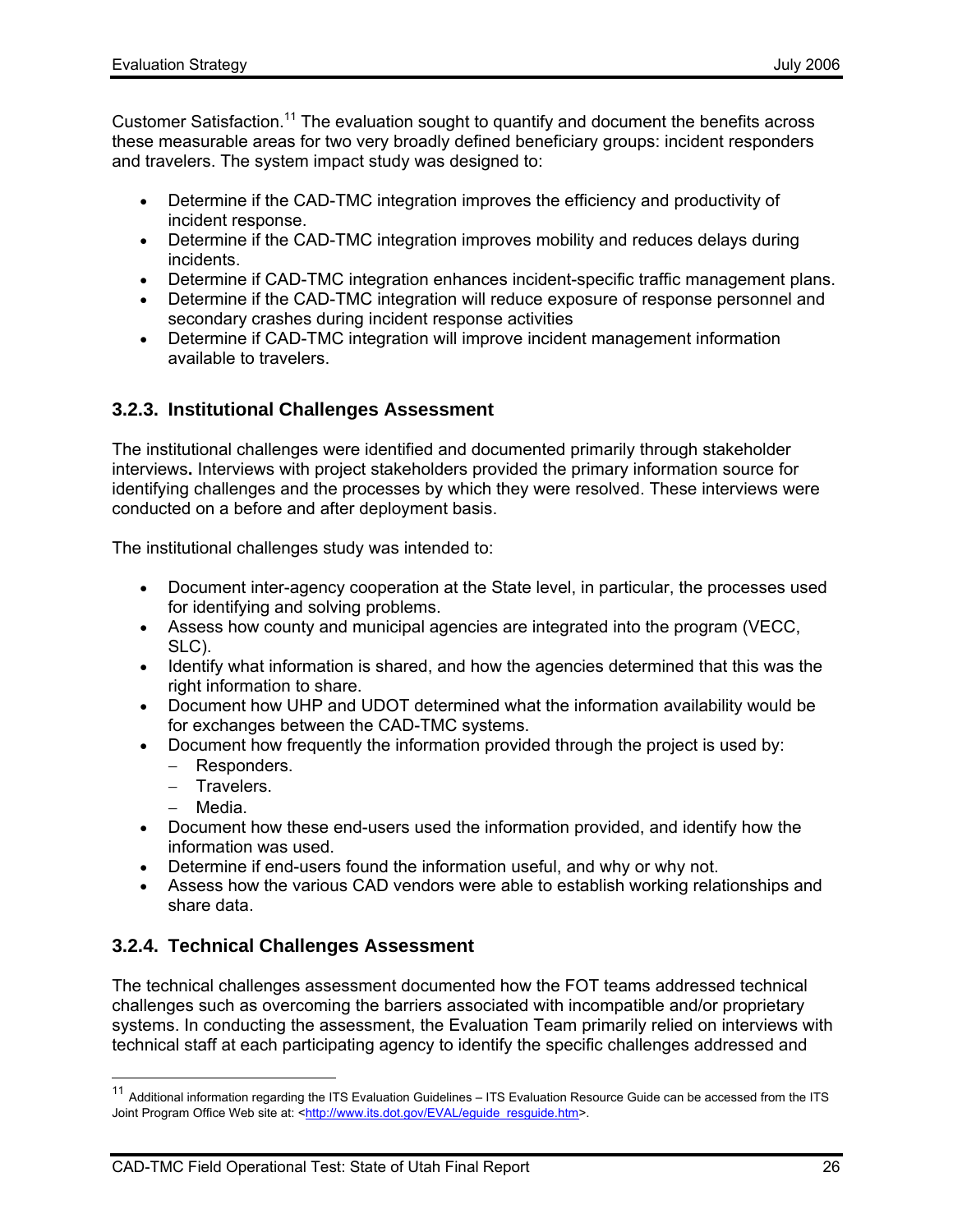Customer Satisfaction.[11] The evaluation sought to quantify and document the benefits across these measurable areas for two very broadly defined beneficiary groups: incident responders and travelers. The system impact study was designed to:

- Determine if the CAD-TMC integration improves the efficiency and productivity of incident response.
- Determine if the CAD-TMC integration improves mobility and reduces delays during incidents.
- Determine if CAD-TMC integration enhances incident-specific traffic management plans.
- Determine if the CAD-TMC integration will reduce exposure of response personnel and secondary crashes during incident response activities
- Determine if CAD-TMC integration will improve incident management information available to travelers.

### 3.2.3. Institutional Challenges Assessment

The institutional challenges were identified and documented primarily through stakeholder interviews**.** Interviews with project stakeholders provided the primary information source for identifying challenges and the processes by which they were resolved. These interviews were conducted on a before and after deployment basis.

The institutional challenges study was intended to:

- Document inter-agency cooperation at the State level, in particular, the processes used for identifying and solving problems.
- Assess how county and municipal agencies are integrated into the program (VECC, SLC).
- Identify what information is shared, and how the agencies determined that this was the right information to share.
- Document how UHP and UDOT determined what the information availability would be for exchanges between the CAD-TMC systems.
- Document how frequently the information provided through the project is used by:
  - Responders.
  - Travelers.
  - Media.
- Document how these end-users used the information provided, and identify how the information was used.
- Determine if end-users found the information useful, and why or why not.
- Assess how the various CAD vendors were able to establish working relationships and share data.

### 3.2.4. Technical Challenges Assessment

The technical challenges assessment documented how the FOT teams addressed technical challenges such as overcoming the barriers associated with incompatible and/or proprietary systems. In conducting the assessment, the Evaluation Team primarily relied on interviews with technical staff at each participating agency to identify the specific challenges addressed and

[11] Additional information regarding the ITS Evaluation Guidelines – ITS Evaluation Resource Guide can be accessed from the ITS Joint Program Office Web site at: <http://www.its.dot.gov/EVAL/eguide_resguide.htm>.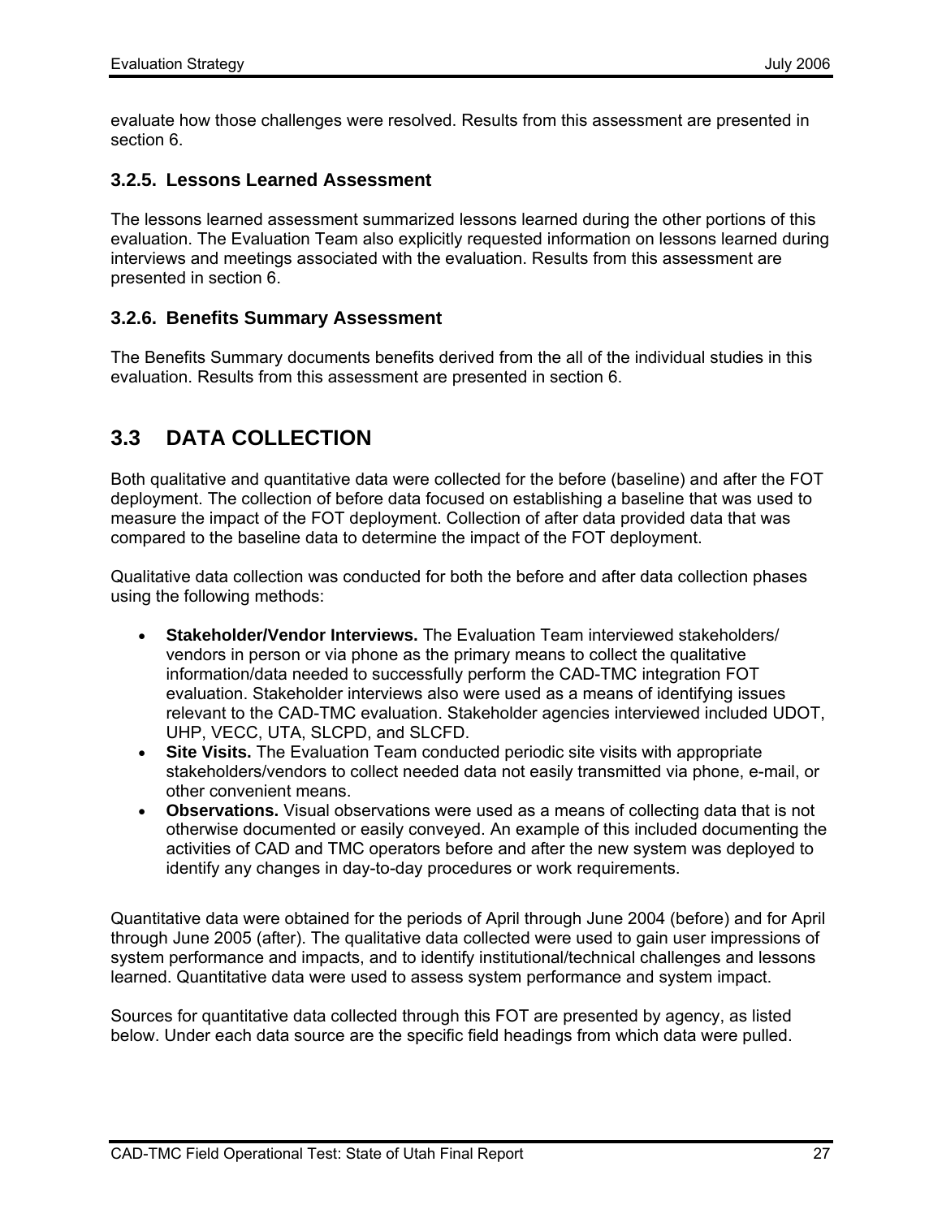evaluate how those challenges were resolved. Results from this assessment are presented in section 6.

### 3.2.5. Lessons Learned Assessment

The lessons learned assessment summarized lessons learned during the other portions of this evaluation. The Evaluation Team also explicitly requested information on lessons learned during interviews and meetings associated with the evaluation. Results from this assessment are presented in section 6.

### 3.2.6. Benefits Summary Assessment

The Benefits Summary documents benefits derived from the all of the individual studies in this evaluation. Results from this assessment are presented in section 6.

## 3.3 DATA COLLECTION

Both qualitative and quantitative data were collected for the before (baseline) and after the FOT deployment. The collection of before data focused on establishing a baseline that was used to measure the impact of the FOT deployment. Collection of after data provided data that was compared to the baseline data to determine the impact of the FOT deployment.

Qualitative data collection was conducted for both the before and after data collection phases using the following methods:

- **Stakeholder/Vendor Interviews.** The Evaluation Team interviewed stakeholders/ vendors in person or via phone as the primary means to collect the qualitative information/data needed to successfully perform the CAD-TMC integration FOT evaluation. Stakeholder interviews also were used as a means of identifying issues relevant to the CAD-TMC evaluation. Stakeholder agencies interviewed included UDOT, UHP, VECC, UTA, SLCPD, and SLCFD.
- **Site Visits.** The Evaluation Team conducted periodic site visits with appropriate stakeholders/vendors to collect needed data not easily transmitted via phone, e-mail, or other convenient means.
- **Observations.** Visual observations were used as a means of collecting data that is not otherwise documented or easily conveyed. An example of this included documenting the activities of CAD and TMC operators before and after the new system was deployed to identify any changes in day-to-day procedures or work requirements.

Quantitative data were obtained for the periods of April through June 2004 (before) and for April through June 2005 (after). The qualitative data collected were used to gain user impressions of system performance and impacts, and to identify institutional/technical challenges and lessons learned. Quantitative data were used to assess system performance and system impact.

Sources for quantitative data collected through this FOT are presented by agency, as listed below. Under each data source are the specific field headings from which data were pulled.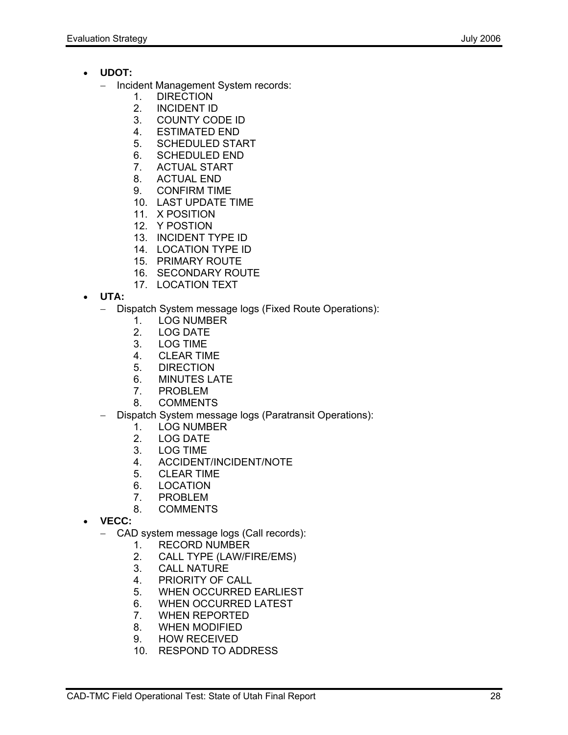- **UDOT:**
  - Incident Management System records:
    1. DIRECTION
    2. INCIDENT ID
    3. COUNTY CODE ID
    4. ESTIMATED END
    5. SCHEDULED START
    6. SCHEDULED END
    7. ACTUAL START
    8. ACTUAL END
    9. CONFIRM TIME
    10. LAST UPDATE TIME
    11. X POSITION
    12. Y POSTION
    13. INCIDENT TYPE ID
    14. LOCATION TYPE ID
    15. PRIMARY ROUTE
    16. SECONDARY ROUTE
    17. LOCATION TEXT
- **UTA:**
  - Dispatch System message logs (Fixed Route Operations):
    1. LOG NUMBER
    2. LOG DATE
    3. LOG TIME
    4. CLEAR TIME
    5. DIRECTION
    6. MINUTES LATE
    7. PROBLEM
    8. COMMENTS
  - Dispatch System message logs (Paratransit Operations):
    1. LOG NUMBER
    2. LOG DATE
    3. LOG TIME
    4. ACCIDENT/INCIDENT/NOTE
    5. CLEAR TIME
    6. LOCATION
    7. PROBLEM
    8. COMMENTS
- **VECC:**
  - CAD system message logs (Call records):
    1. RECORD NUMBER
    2. CALL TYPE (LAW/FIRE/EMS)
    3. CALL NATURE
    4. PRIORITY OF CALL
    5. WHEN OCCURRED EARLIEST
    6. WHEN OCCURRED LATEST
    7. WHEN REPORTED
    8. WHEN MODIFIED
    9. HOW RECEIVED
    10. RESPOND TO ADDRESS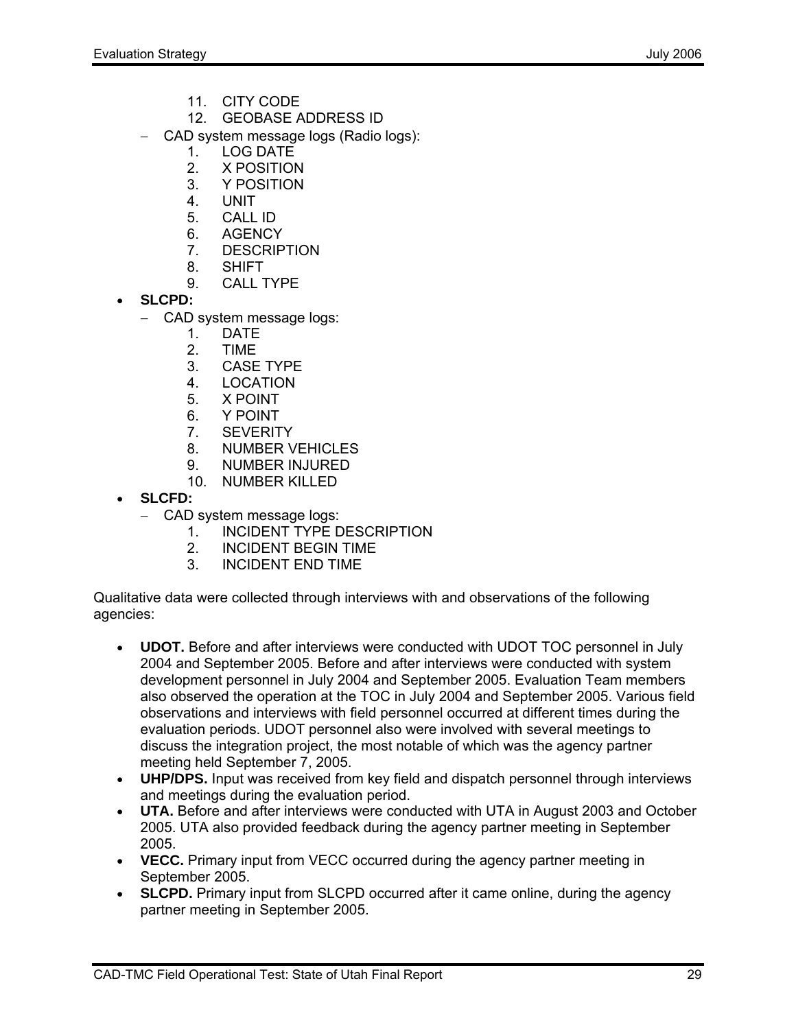11. CITY CODE
        12. GEOBASE ADDRESS ID
    - CAD system message logs (Radio logs):
        1. LOG DATE
        2. X POSITION
        3. Y POSITION
        4. UNIT
        5. CALL ID
        6. AGENCY
        7. DESCRIPTION
        8. SHIFT
        9. CALL TYPE
- **SLCPD:**
    - CAD system message logs:
        1. DATE
        2. TIME
        3. CASE TYPE
        4. LOCATION
        5. X POINT
        6. Y POINT
        7. SEVERITY
        8. NUMBER VEHICLES
        9. NUMBER INJURED
        10. NUMBER KILLED
- **SLCFD:**
    - CAD system message logs:
        1. INCIDENT TYPE DESCRIPTION
        2. INCIDENT BEGIN TIME
        3. INCIDENT END TIME

Qualitative data were collected through interviews with and observations of the following agencies:

- **UDOT.** Before and after interviews were conducted with UDOT TOC personnel in July 2004 and September 2005. Before and after interviews were conducted with system development personnel in July 2004 and September 2005. Evaluation Team members also observed the operation at the TOC in July 2004 and September 2005. Various field observations and interviews with field personnel occurred at different times during the evaluation periods. UDOT personnel also were involved with several meetings to discuss the integration project, the most notable of which was the agency partner meeting held September 7, 2005.
- **UHP/DPS.** Input was received from key field and dispatch personnel through interviews and meetings during the evaluation period.
- **UTA.** Before and after interviews were conducted with UTA in August 2003 and October 2005. UTA also provided feedback during the agency partner meeting in September 2005.
- **VECC.** Primary input from VECC occurred during the agency partner meeting in September 2005.
- **SLCPD.** Primary input from SLCPD occurred after it came online, during the agency partner meeting in September 2005.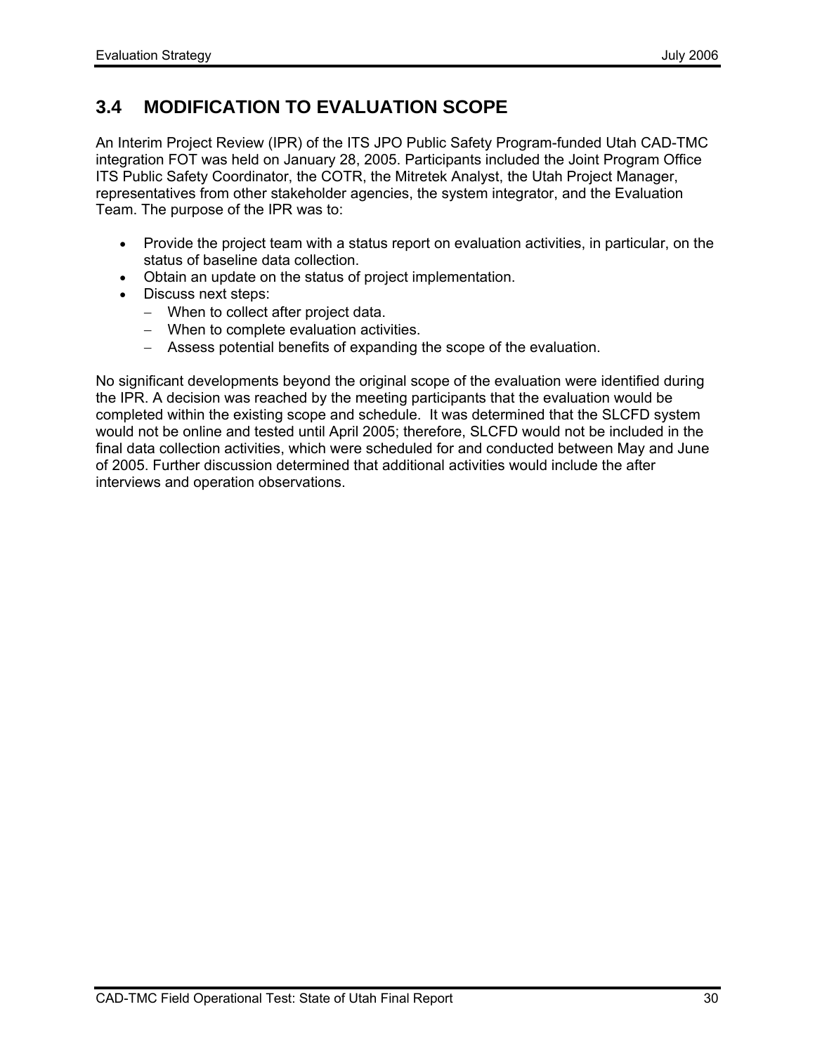## 3.4 MODIFICATION TO EVALUATION SCOPE

An Interim Project Review (IPR) of the ITS JPO Public Safety Program-funded Utah CAD-TMC integration FOT was held on January 28, 2005. Participants included the Joint Program Office ITS Public Safety Coordinator, the COTR, the Mitretek Analyst, the Utah Project Manager, representatives from other stakeholder agencies, the system integrator, and the Evaluation Team. The purpose of the IPR was to:

- Provide the project team with a status report on evaluation activities, in particular, on the status of baseline data collection.
- Obtain an update on the status of project implementation.
- Discuss next steps:
  - When to collect after project data.
  - When to complete evaluation activities.
  - Assess potential benefits of expanding the scope of the evaluation.

No significant developments beyond the original scope of the evaluation were identified during the IPR. A decision was reached by the meeting participants that the evaluation would be completed within the existing scope and schedule. It was determined that the SLCFD system would not be online and tested until April 2005; therefore, SLCFD would not be included in the final data collection activities, which were scheduled for and conducted between May and June of 2005. Further discussion determined that additional activities would include the after interviews and operation observations.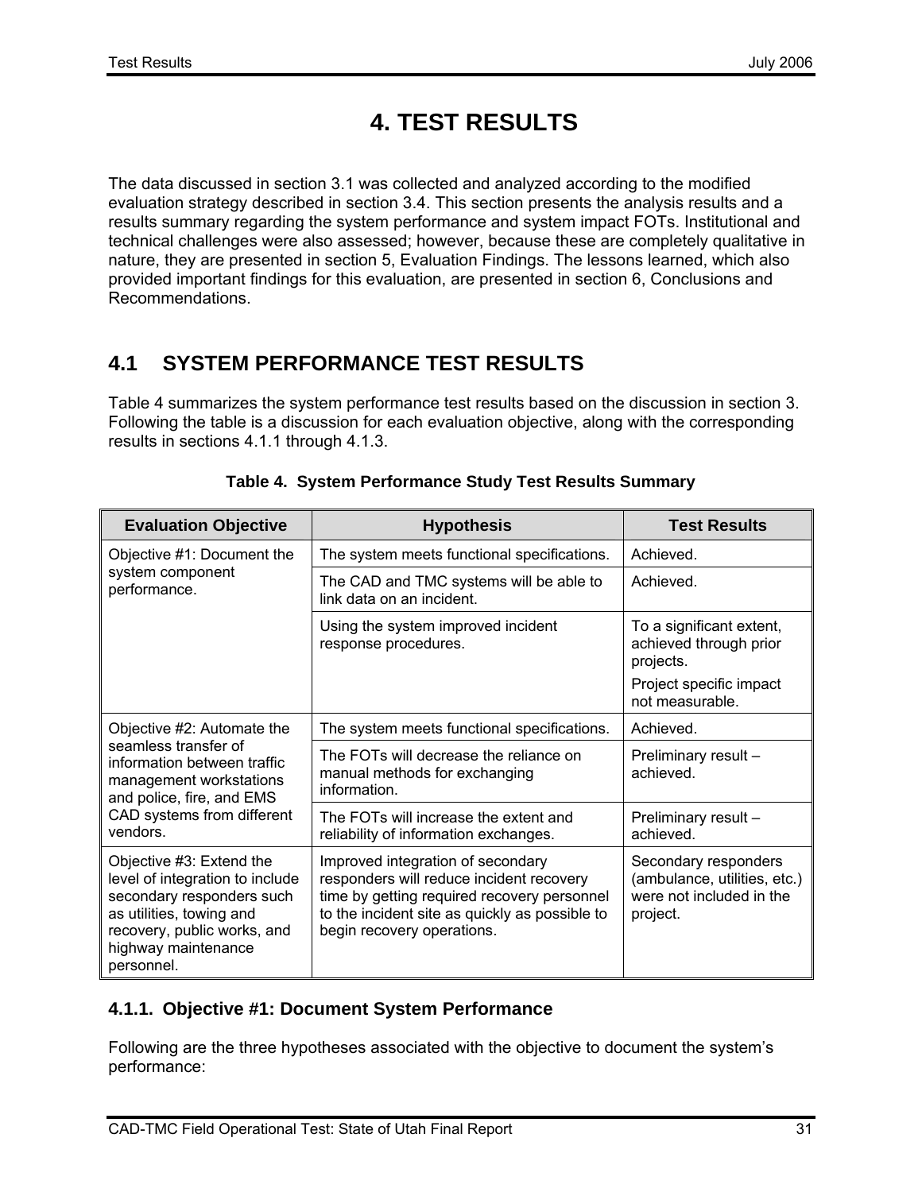# 4. TEST RESULTS

The data discussed in section 3.1 was collected and analyzed according to the modified evaluation strategy described in section 3.4. This section presents the analysis results and a results summary regarding the system performance and system impact FOTs. Institutional and technical challenges were also assessed; however, because these are completely qualitative in nature, they are presented in section 5, Evaluation Findings. The lessons learned, which also provided important findings for this evaluation, are presented in section 6, Conclusions and Recommendations.

## 4.1 SYSTEM PERFORMANCE TEST RESULTS

Table 4 summarizes the system performance test results based on the discussion in section 3. Following the table is a discussion for each evaluation objective, along with the corresponding results in sections 4.1.1 through 4.1.3.

**Table 4. System Performance Study Test Results Summary**

| Evaluation Objective | Hypothesis | Test Results |
|---|---|---|
| Objective #1: Document the system component performance. | The system meets functional specifications. | Achieved. |
| | The CAD and TMC systems will be able to link data on an incident. | Achieved. |
| | Using the system improved incident response procedures. | To a significant extent, achieved through prior projects. Project specific impact not measurable. |
| Objective #2: Automate the seamless transfer of information between traffic management workstations and police, fire, and EMS CAD systems from different vendors. | The system meets functional specifications. | Achieved. |
| | The FOTs will decrease the reliance on manual methods for exchanging information. | Preliminary result – achieved. |
| | The FOTs will increase the extent and reliability of information exchanges. | Preliminary result – achieved. |
| Objective #3: Extend the level of integration to include secondary responders such as utilities, towing and recovery, public works, and highway maintenance personnel. | Improved integration of secondary responders will reduce incident recovery time by getting required recovery personnel to the incident site as quickly as possible to begin recovery operations. | Secondary responders (ambulance, utilities, etc.) were not included in the project. |

### 4.1.1. Objective #1: Document System Performance

Following are the three hypotheses associated with the objective to document the system's performance: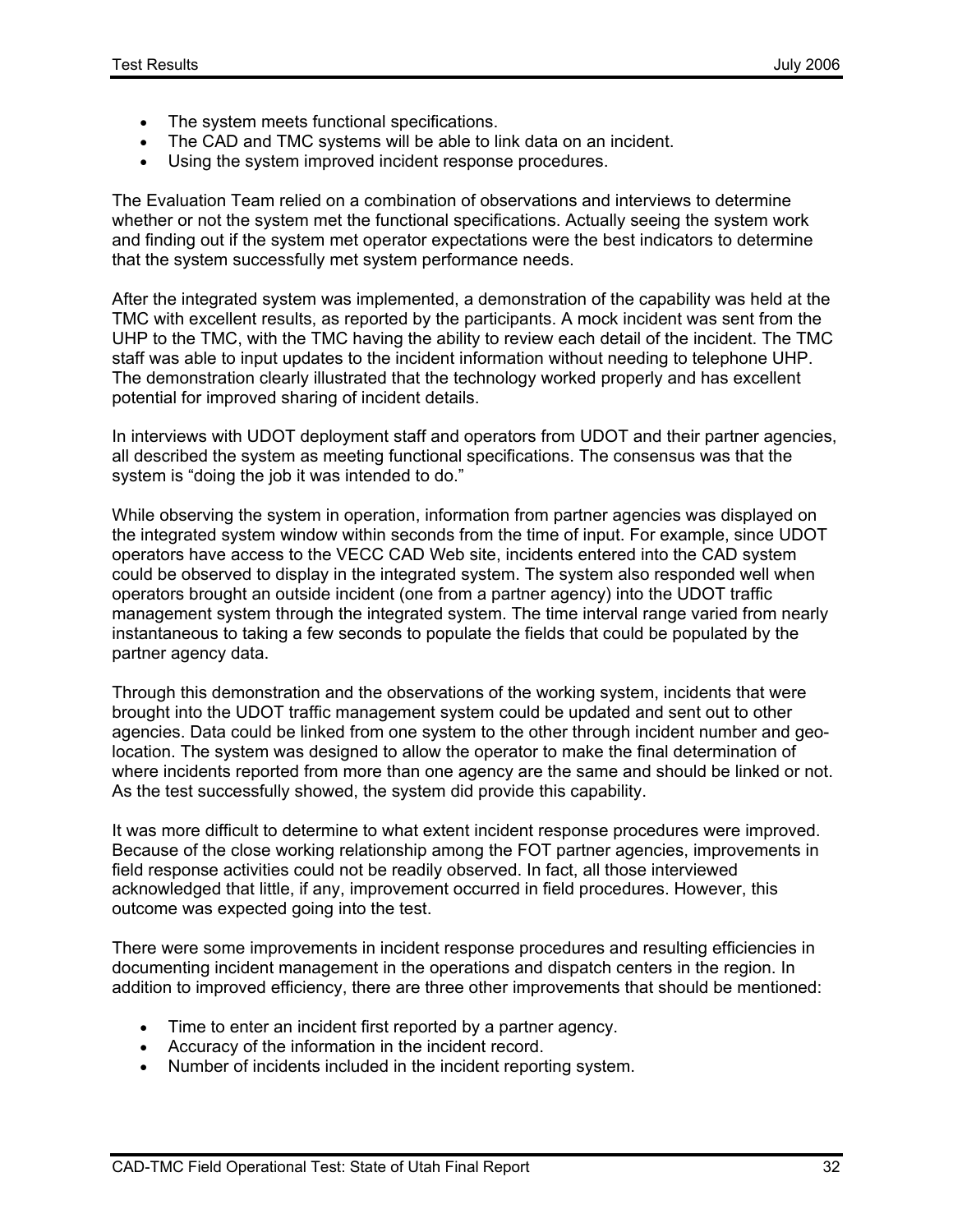- The system meets functional specifications.
- The CAD and TMC systems will be able to link data on an incident.
- Using the system improved incident response procedures.

The Evaluation Team relied on a combination of observations and interviews to determine whether or not the system met the functional specifications. Actually seeing the system work and finding out if the system met operator expectations were the best indicators to determine that the system successfully met system performance needs.

After the integrated system was implemented, a demonstration of the capability was held at the TMC with excellent results, as reported by the participants. A mock incident was sent from the UHP to the TMC, with the TMC having the ability to review each detail of the incident. The TMC staff was able to input updates to the incident information without needing to telephone UHP. The demonstration clearly illustrated that the technology worked properly and has excellent potential for improved sharing of incident details.

In interviews with UDOT deployment staff and operators from UDOT and their partner agencies, all described the system as meeting functional specifications. The consensus was that the system is "doing the job it was intended to do."

While observing the system in operation, information from partner agencies was displayed on the integrated system window within seconds from the time of input. For example, since UDOT operators have access to the VECC CAD Web site, incidents entered into the CAD system could be observed to display in the integrated system. The system also responded well when operators brought an outside incident (one from a partner agency) into the UDOT traffic management system through the integrated system. The time interval range varied from nearly instantaneous to taking a few seconds to populate the fields that could be populated by the partner agency data.

Through this demonstration and the observations of the working system, incidents that were brought into the UDOT traffic management system could be updated and sent out to other agencies. Data could be linked from one system to the other through incident number and geo-location. The system was designed to allow the operator to make the final determination of where incidents reported from more than one agency are the same and should be linked or not. As the test successfully showed, the system did provide this capability.

It was more difficult to determine to what extent incident response procedures were improved. Because of the close working relationship among the FOT partner agencies, improvements in field response activities could not be readily observed. In fact, all those interviewed acknowledged that little, if any, improvement occurred in field procedures. However, this outcome was expected going into the test.

There were some improvements in incident response procedures and resulting efficiencies in documenting incident management in the operations and dispatch centers in the region. In addition to improved efficiency, there are three other improvements that should be mentioned:

- Time to enter an incident first reported by a partner agency.
- Accuracy of the information in the incident record.
- Number of incidents included in the incident reporting system.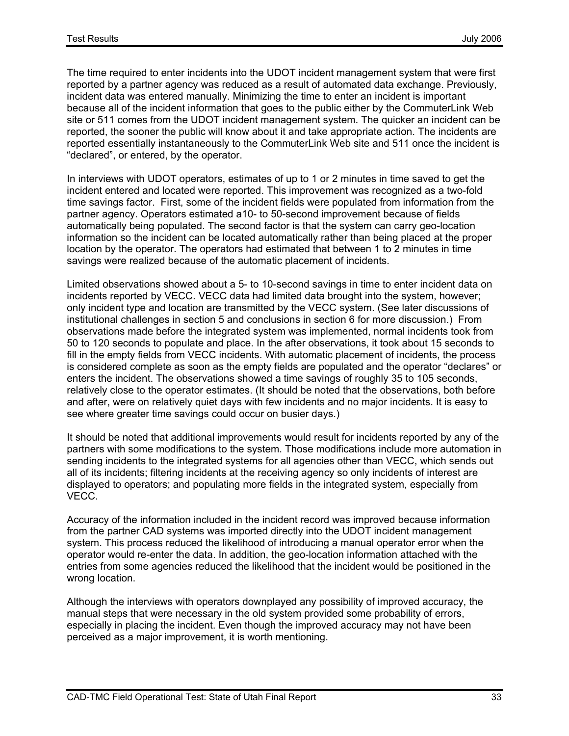The time required to enter incidents into the UDOT incident management system that were first reported by a partner agency was reduced as a result of automated data exchange. Previously, incident data was entered manually. Minimizing the time to enter an incident is important because all of the incident information that goes to the public either by the CommuterLink Web site or 511 comes from the UDOT incident management system. The quicker an incident can be reported, the sooner the public will know about it and take appropriate action. The incidents are reported essentially instantaneously to the CommuterLink Web site and 511 once the incident is "declared", or entered, by the operator.

In interviews with UDOT operators, estimates of up to 1 or 2 minutes in time saved to get the incident entered and located were reported. This improvement was recognized as a two-fold time savings factor. First, some of the incident fields were populated from information from the partner agency. Operators estimated a10- to 50-second improvement because of fields automatically being populated. The second factor is that the system can carry geo-location information so the incident can be located automatically rather than being placed at the proper location by the operator. The operators had estimated that between 1 to 2 minutes in time savings were realized because of the automatic placement of incidents.

Limited observations showed about a 5- to 10-second savings in time to enter incident data on incidents reported by VECC. VECC data had limited data brought into the system, however; only incident type and location are transmitted by the VECC system. (See later discussions of institutional challenges in section 5 and conclusions in section 6 for more discussion.) From observations made before the integrated system was implemented, normal incidents took from 50 to 120 seconds to populate and place. In the after observations, it took about 15 seconds to fill in the empty fields from VECC incidents. With automatic placement of incidents, the process is considered complete as soon as the empty fields are populated and the operator "declares" or enters the incident. The observations showed a time savings of roughly 35 to 105 seconds, relatively close to the operator estimates. (It should be noted that the observations, both before and after, were on relatively quiet days with few incidents and no major incidents. It is easy to see where greater time savings could occur on busier days.)

It should be noted that additional improvements would result for incidents reported by any of the partners with some modifications to the system. Those modifications include more automation in sending incidents to the integrated systems for all agencies other than VECC, which sends out all of its incidents; filtering incidents at the receiving agency so only incidents of interest are displayed to operators; and populating more fields in the integrated system, especially from VECC.

Accuracy of the information included in the incident record was improved because information from the partner CAD systems was imported directly into the UDOT incident management system. This process reduced the likelihood of introducing a manual operator error when the operator would re-enter the data. In addition, the geo-location information attached with the entries from some agencies reduced the likelihood that the incident would be positioned in the wrong location.

Although the interviews with operators downplayed any possibility of improved accuracy, the manual steps that were necessary in the old system provided some probability of errors, especially in placing the incident. Even though the improved accuracy may not have been perceived as a major improvement, it is worth mentioning.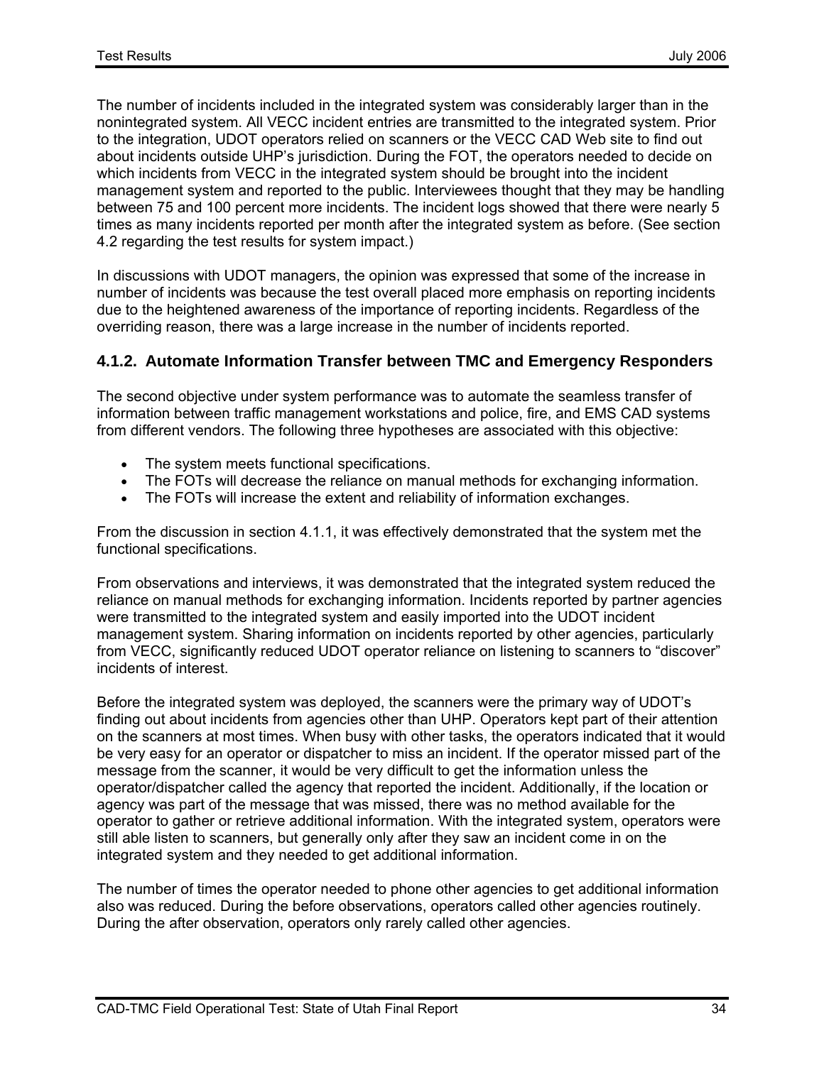The number of incidents included in the integrated system was considerably larger than in the nonintegrated system. All VECC incident entries are transmitted to the integrated system. Prior to the integration, UDOT operators relied on scanners or the VECC CAD Web site to find out about incidents outside UHP's jurisdiction. During the FOT, the operators needed to decide on which incidents from VECC in the integrated system should be brought into the incident management system and reported to the public. Interviewees thought that they may be handling between 75 and 100 percent more incidents. The incident logs showed that there were nearly 5 times as many incidents reported per month after the integrated system as before. (See section 4.2 regarding the test results for system impact.)

In discussions with UDOT managers, the opinion was expressed that some of the increase in number of incidents was because the test overall placed more emphasis on reporting incidents due to the heightened awareness of the importance of reporting incidents. Regardless of the overriding reason, there was a large increase in the number of incidents reported.

### 4.1.2. Automate Information Transfer between TMC and Emergency Responders

The second objective under system performance was to automate the seamless transfer of information between traffic management workstations and police, fire, and EMS CAD systems from different vendors. The following three hypotheses are associated with this objective:

- The system meets functional specifications.
- The FOTs will decrease the reliance on manual methods for exchanging information.
- The FOTs will increase the extent and reliability of information exchanges.

From the discussion in section 4.1.1, it was effectively demonstrated that the system met the functional specifications.

From observations and interviews, it was demonstrated that the integrated system reduced the reliance on manual methods for exchanging information. Incidents reported by partner agencies were transmitted to the integrated system and easily imported into the UDOT incident management system. Sharing information on incidents reported by other agencies, particularly from VECC, significantly reduced UDOT operator reliance on listening to scanners to "discover" incidents of interest.

Before the integrated system was deployed, the scanners were the primary way of UDOT's finding out about incidents from agencies other than UHP. Operators kept part of their attention on the scanners at most times. When busy with other tasks, the operators indicated that it would be very easy for an operator or dispatcher to miss an incident. If the operator missed part of the message from the scanner, it would be very difficult to get the information unless the operator/dispatcher called the agency that reported the incident. Additionally, if the location or agency was part of the message that was missed, there was no method available for the operator to gather or retrieve additional information. With the integrated system, operators were still able listen to scanners, but generally only after they saw an incident come in on the integrated system and they needed to get additional information.

The number of times the operator needed to phone other agencies to get additional information also was reduced. During the before observations, operators called other agencies routinely. During the after observation, operators only rarely called other agencies.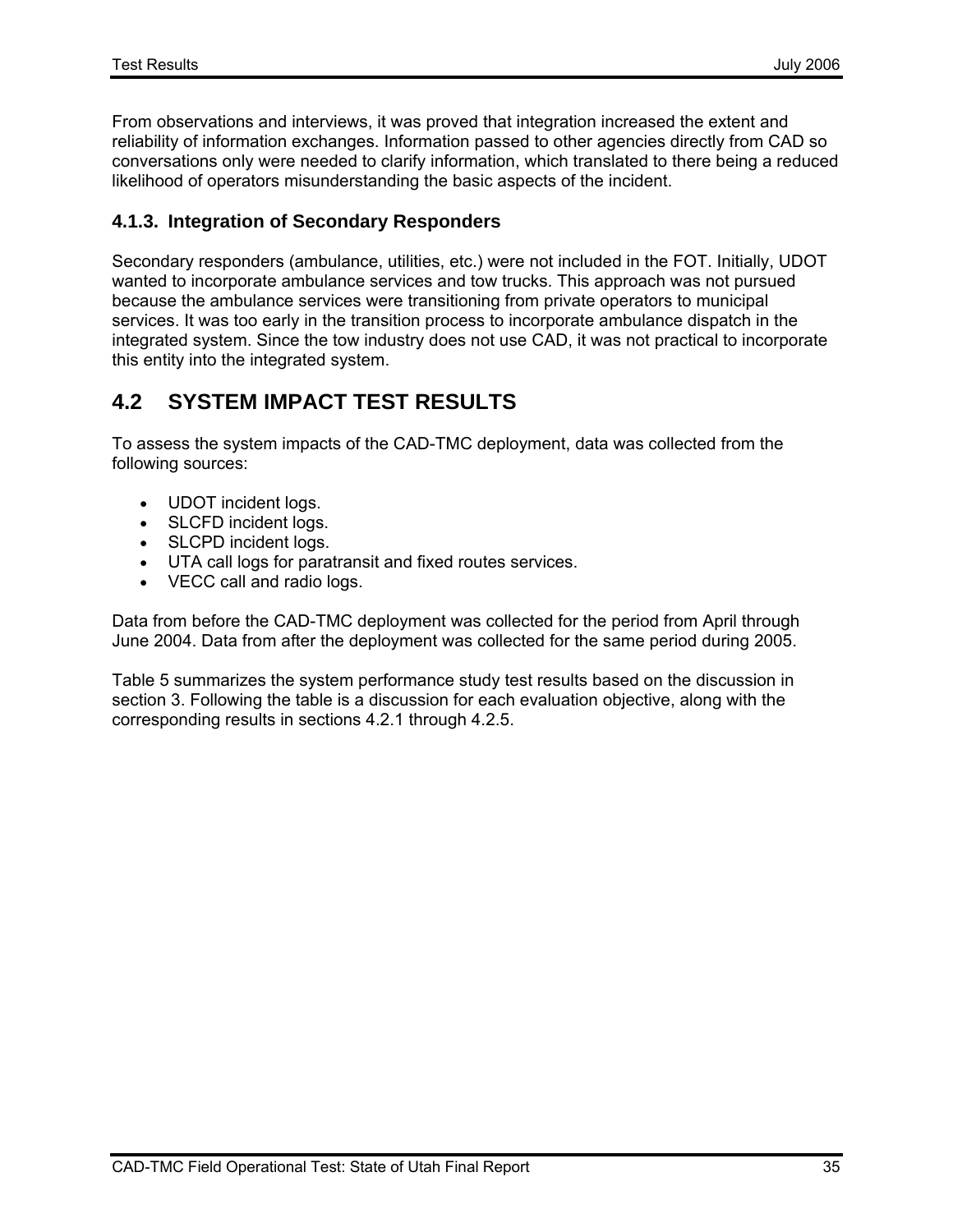From observations and interviews, it was proved that integration increased the extent and reliability of information exchanges. Information passed to other agencies directly from CAD so conversations only were needed to clarify information, which translated to there being a reduced likelihood of operators misunderstanding the basic aspects of the incident.

### 4.1.3. Integration of Secondary Responders

Secondary responders (ambulance, utilities, etc.) were not included in the FOT. Initially, UDOT wanted to incorporate ambulance services and tow trucks. This approach was not pursued because the ambulance services were transitioning from private operators to municipal services. It was too early in the transition process to incorporate ambulance dispatch in the integrated system. Since the tow industry does not use CAD, it was not practical to incorporate this entity into the integrated system.

## 4.2 SYSTEM IMPACT TEST RESULTS

To assess the system impacts of the CAD-TMC deployment, data was collected from the following sources:

- UDOT incident logs.
- SLCFD incident logs.
- SLCPD incident logs.
- UTA call logs for paratransit and fixed routes services.
- VECC call and radio logs.

Data from before the CAD-TMC deployment was collected for the period from April through June 2004. Data from after the deployment was collected for the same period during 2005.

Table 5 summarizes the system performance study test results based on the discussion in section 3. Following the table is a discussion for each evaluation objective, along with the corresponding results in sections 4.2.1 through 4.2.5.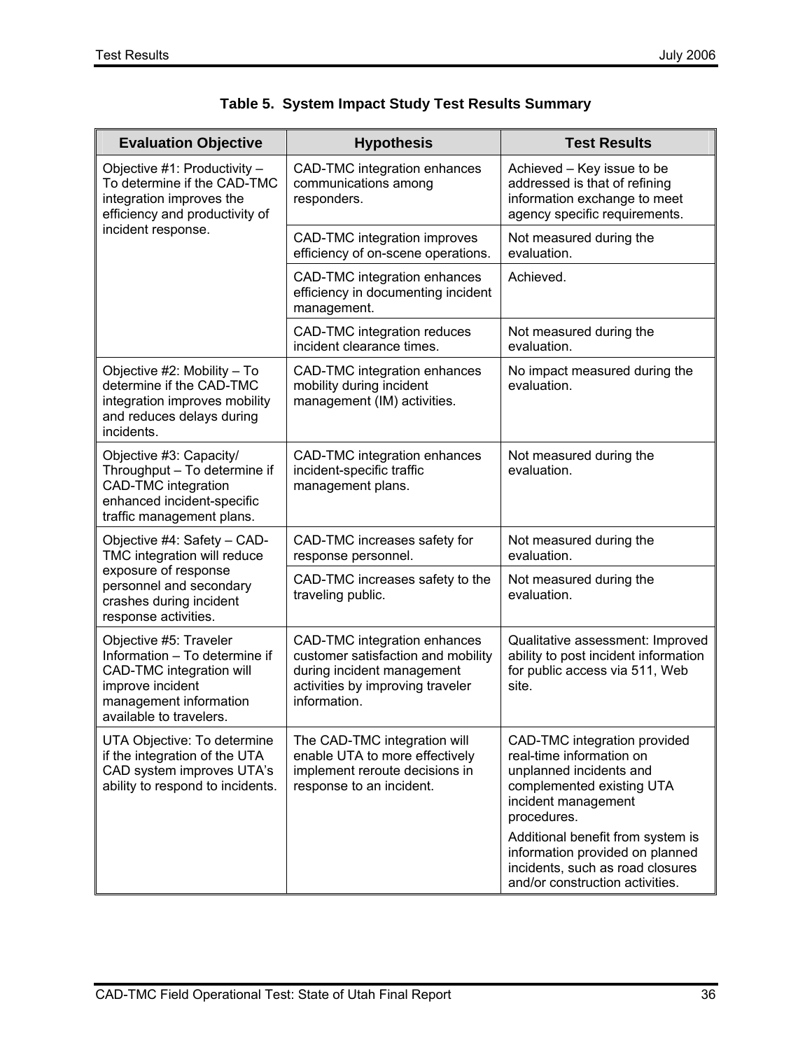**Table 5. System Impact Study Test Results Summary**

| Evaluation Objective | Hypothesis | Test Results |
|---|---|---|
| Objective #1: Productivity – To determine if the CAD-TMC integration improves the efficiency and productivity of incident response. | CAD-TMC integration enhances communications among responders. | Achieved – Key issue to be addressed is that of refining information exchange to meet agency specific requirements. |
| | CAD-TMC integration improves efficiency of on-scene operations. | Not measured during the evaluation. |
| | CAD-TMC integration enhances efficiency in documenting incident management. | Achieved. |
| | CAD-TMC integration reduces incident clearance times. | Not measured during the evaluation. |
| Objective #2: Mobility – To determine if the CAD-TMC integration improves mobility and reduces delays during incidents. | CAD-TMC integration enhances mobility during incident management (IM) activities. | No impact measured during the evaluation. |
| Objective #3: Capacity/ Throughput – To determine if CAD-TMC integration enhanced incident-specific traffic management plans. | CAD-TMC integration enhances incident-specific traffic management plans. | Not measured during the evaluation. |
| Objective #4: Safety – CAD-TMC integration will reduce exposure of response personnel and secondary crashes during incident response activities. | CAD-TMC increases safety for response personnel. | Not measured during the evaluation. |
| | CAD-TMC increases safety to the traveling public. | Not measured during the evaluation. |
| Objective #5: Traveler Information – To determine if CAD-TMC integration will improve incident management information available to travelers. | CAD-TMC integration enhances customer satisfaction and mobility during incident management activities by improving traveler information. | Qualitative assessment: Improved ability to post incident information for public access via 511, Web site. |
| UTA Objective: To determine if the integration of the UTA CAD system improves UTA's ability to respond to incidents. | The CAD-TMC integration will enable UTA to more effectively implement reroute decisions in response to an incident. | CAD-TMC integration provided real-time information on unplanned incidents and complemented existing UTA incident management procedures.<br><br>Additional benefit from system is information provided on planned incidents, such as road closures and/or construction activities. |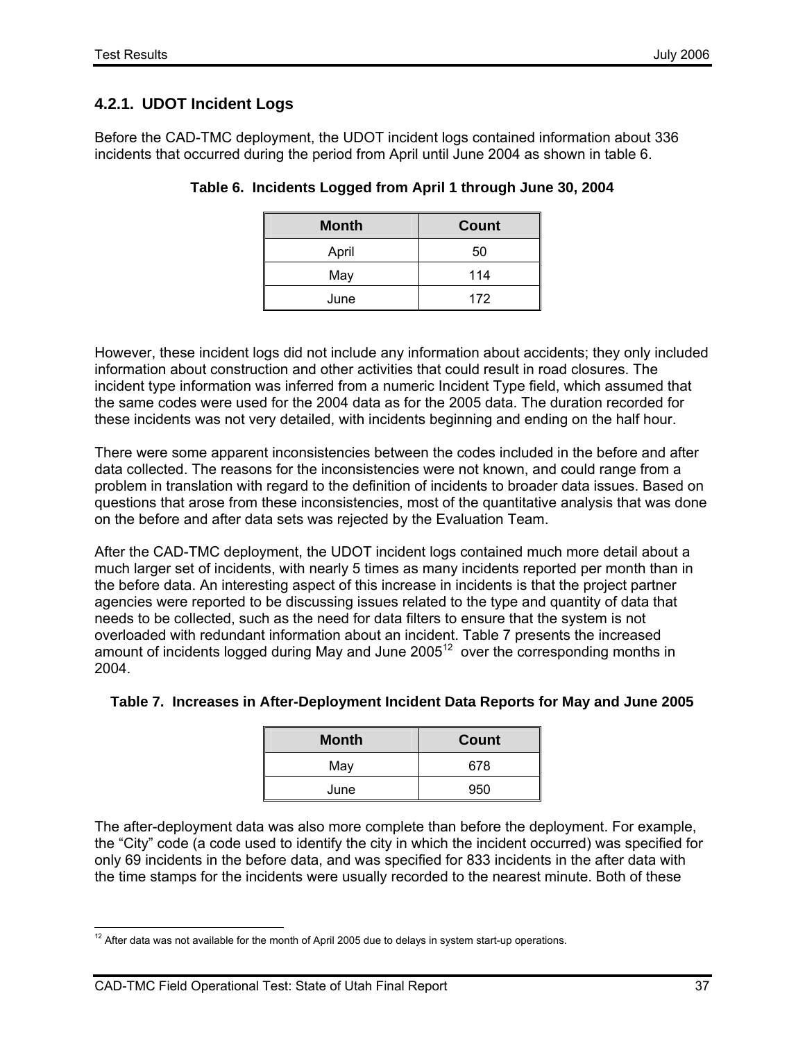### 4.2.1. UDOT Incident Logs

Before the CAD-TMC deployment, the UDOT incident logs contained information about 336 incidents that occurred during the period from April until June 2004 as shown in table 6.

**Table 6. Incidents Logged from April 1 through June 30, 2004**

| Month | Count |
|---|---|
| April | 50 |
| May | 114 |
| June | 172 |

However, these incident logs did not include any information about accidents; they only included information about construction and other activities that could result in road closures. The incident type information was inferred from a numeric Incident Type field, which assumed that the same codes were used for the 2004 data as for the 2005 data. The duration recorded for these incidents was not very detailed, with incidents beginning and ending on the half hour.

There were some apparent inconsistencies between the codes included in the before and after data collected. The reasons for the inconsistencies were not known, and could range from a problem in translation with regard to the definition of incidents to broader data issues. Based on questions that arose from these inconsistencies, most of the quantitative analysis that was done on the before and after data sets was rejected by the Evaluation Team.

After the CAD-TMC deployment, the UDOT incident logs contained much more detail about a much larger set of incidents, with nearly 5 times as many incidents reported per month than in the before data. An interesting aspect of this increase in incidents is that the project partner agencies were reported to be discussing issues related to the type and quantity of data that needs to be collected, such as the need for data filters to ensure that the system is not overloaded with redundant information about an incident. Table 7 presents the increased amount of incidents logged during May and June 2005[12] over the corresponding months in 2004.

**Table 7. Increases in After-Deployment Incident Data Reports for May and June 2005**

| Month | Count |
|---|---|
| May | 678 |
| June | 950 |

The after-deployment data was also more complete than before the deployment. For example, the "City" code (a code used to identify the city in which the incident occurred) was specified for only 69 incidents in the before data, and was specified for 833 incidents in the after data with the time stamps for the incidents were usually recorded to the nearest minute. Both of these

[12] After data was not available for the month of April 2005 due to delays in system start-up operations.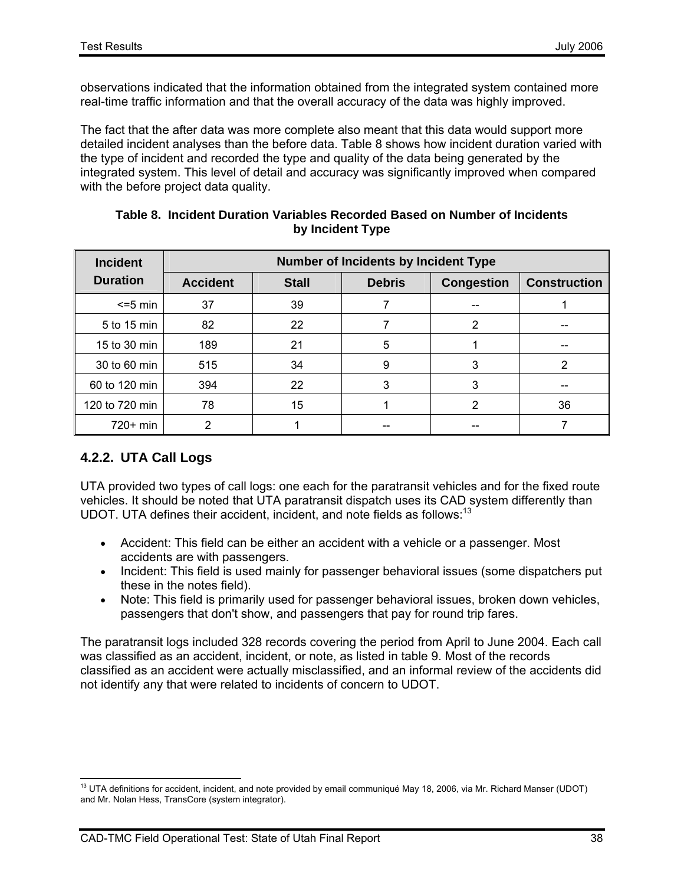observations indicated that the information obtained from the integrated system contained more real-time traffic information and that the overall accuracy of the data was highly improved.

The fact that the after data was more complete also meant that this data would support more detailed incident analyses than the before data. Table 8 shows how incident duration varied with the type of incident and recorded the type and quality of the data being generated by the integrated system. This level of detail and accuracy was significantly improved when compared with the before project data quality.

**Table 8. Incident Duration Variables Recorded Based on Number of Incidents by Incident Type**

| Incident Duration | Number of Incidents by Incident Type | | | | |
|---|---|---|---|---|---|
| | Accident | Stall | Debris | Congestion | Construction |
| <=5 min | 37 | 39 | 7 | -- | 1 |
| 5 to 15 min | 82 | 22 | 7 | 2 | -- |
| 15 to 30 min | 189 | 21 | 5 | 1 | -- |
| 30 to 60 min | 515 | 34 | 9 | 3 | 2 |
| 60 to 120 min | 394 | 22 | 3 | 3 | -- |
| 120 to 720 min | 78 | 15 | 1 | 2 | 36 |
| 720+ min | 2 | 1 | -- | -- | 7 |

### 4.2.2. UTA Call Logs

UTA provided two types of call logs: one each for the paratransit vehicles and for the fixed route vehicles. It should be noted that UTA paratransit dispatch uses its CAD system differently than UDOT. UTA defines their accident, incident, and note fields as follows:[13]

- Accident: This field can be either an accident with a vehicle or a passenger. Most accidents are with passengers.
- Incident: This field is used mainly for passenger behavioral issues (some dispatchers put these in the notes field).
- Note: This field is primarily used for passenger behavioral issues, broken down vehicles, passengers that don't show, and passengers that pay for round trip fares.

The paratransit logs included 328 records covering the period from April to June 2004. Each call was classified as an accident, incident, or note, as listed in table 9. Most of the records classified as an accident were actually misclassified, and an informal review of the accidents did not identify any that were related to incidents of concern to UDOT.

[13] UTA definitions for accident, incident, and note provided by email communiqué May 18, 2006, via Mr. Richard Manser (UDOT) and Mr. Nolan Hess, TransCore (system integrator).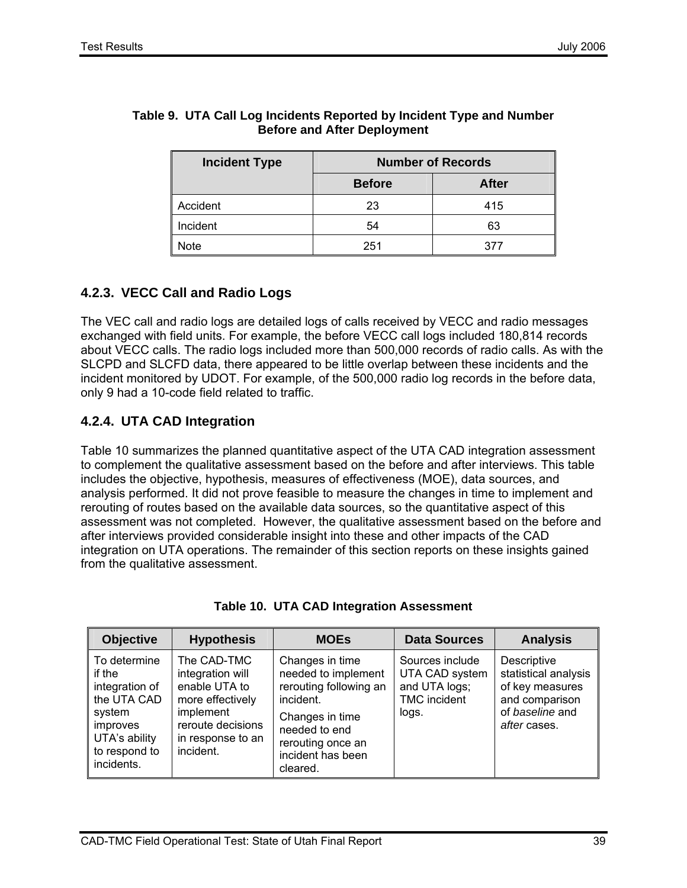**Table 9. UTA Call Log Incidents Reported by Incident Type and Number Before and After Deployment**

| Incident Type | Number of Records | |
|---|---|---|
| | Before | After |
| Accident | 23 | 415 |
| Incident | 54 | 63 |
| Note | 251 | 377 |

### 4.2.3. VECC Call and Radio Logs

The VEC call and radio logs are detailed logs of calls received by VECC and radio messages exchanged with field units. For example, the before VECC call logs included 180,814 records about VECC calls. The radio logs included more than 500,000 records of radio calls. As with the SLCPD and SLCFD data, there appeared to be little overlap between these incidents and the incident monitored by UDOT. For example, of the 500,000 radio log records in the before data, only 9 had a 10-code field related to traffic.

### 4.2.4. UTA CAD Integration

Table 10 summarizes the planned quantitative aspect of the UTA CAD integration assessment to complement the qualitative assessment based on the before and after interviews. This table includes the objective, hypothesis, measures of effectiveness (MOE), data sources, and analysis performed. It did not prove feasible to measure the changes in time to implement and rerouting of routes based on the available data sources, so the quantitative aspect of this assessment was not completed. However, the qualitative assessment based on the before and after interviews provided considerable insight into these and other impacts of the CAD integration on UTA operations. The remainder of this section reports on these insights gained from the qualitative assessment.

**Table 10. UTA CAD Integration Assessment**

| Objective | Hypothesis | MOEs | Data Sources | Analysis |
|---|---|---|---|---|
| To determine if the integration of the UTA CAD system improves UTA's ability to respond to incidents. | The CAD-TMC integration will enable UTA to more effectively implement reroute decisions in response to an incident. | Changes in time needed to implement rerouting following an incident.<br>Changes in time needed to end rerouting once an incident has been cleared. | Sources include UTA CAD system and UTA logs; TMC incident logs. | Descriptive statistical analysis of key measures and comparison of *baseline* and *after* cases. |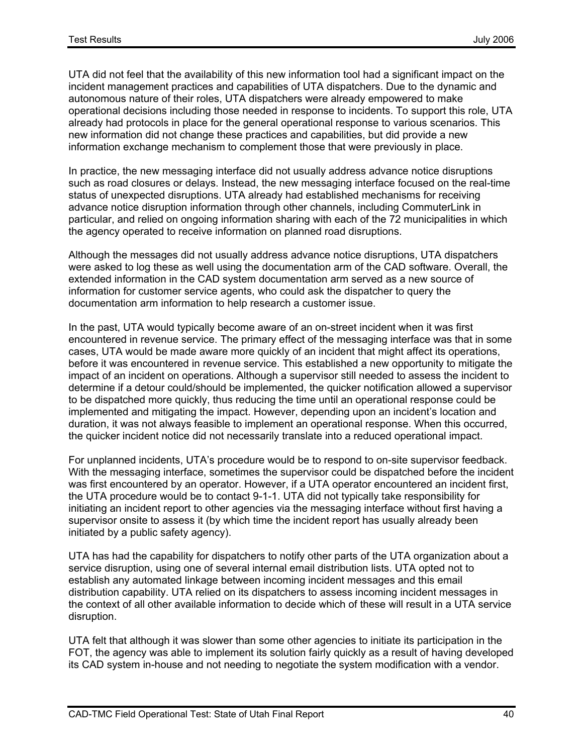UTA did not feel that the availability of this new information tool had a significant impact on the incident management practices and capabilities of UTA dispatchers. Due to the dynamic and autonomous nature of their roles, UTA dispatchers were already empowered to make operational decisions including those needed in response to incidents. To support this role, UTA already had protocols in place for the general operational response to various scenarios. This new information did not change these practices and capabilities, but did provide a new information exchange mechanism to complement those that were previously in place.

In practice, the new messaging interface did not usually address advance notice disruptions such as road closures or delays. Instead, the new messaging interface focused on the real-time status of unexpected disruptions. UTA already had established mechanisms for receiving advance notice disruption information through other channels, including CommuterLink in particular, and relied on ongoing information sharing with each of the 72 municipalities in which the agency operated to receive information on planned road disruptions.

Although the messages did not usually address advance notice disruptions, UTA dispatchers were asked to log these as well using the documentation arm of the CAD software. Overall, the extended information in the CAD system documentation arm served as a new source of information for customer service agents, who could ask the dispatcher to query the documentation arm information to help research a customer issue.

In the past, UTA would typically become aware of an on-street incident when it was first encountered in revenue service. The primary effect of the messaging interface was that in some cases, UTA would be made aware more quickly of an incident that might affect its operations, before it was encountered in revenue service. This established a new opportunity to mitigate the impact of an incident on operations. Although a supervisor still needed to assess the incident to determine if a detour could/should be implemented, the quicker notification allowed a supervisor to be dispatched more quickly, thus reducing the time until an operational response could be implemented and mitigating the impact. However, depending upon an incident's location and duration, it was not always feasible to implement an operational response. When this occurred, the quicker incident notice did not necessarily translate into a reduced operational impact.

For unplanned incidents, UTA's procedure would be to respond to on-site supervisor feedback. With the messaging interface, sometimes the supervisor could be dispatched before the incident was first encountered by an operator. However, if a UTA operator encountered an incident first, the UTA procedure would be to contact 9-1-1. UTA did not typically take responsibility for initiating an incident report to other agencies via the messaging interface without first having a supervisor onsite to assess it (by which time the incident report has usually already been initiated by a public safety agency).

UTA has had the capability for dispatchers to notify other parts of the UTA organization about a service disruption, using one of several internal email distribution lists. UTA opted not to establish any automated linkage between incoming incident messages and this email distribution capability. UTA relied on its dispatchers to assess incoming incident messages in the context of all other available information to decide which of these will result in a UTA service disruption.

UTA felt that although it was slower than some other agencies to initiate its participation in the FOT, the agency was able to implement its solution fairly quickly as a result of having developed its CAD system in-house and not needing to negotiate the system modification with a vendor.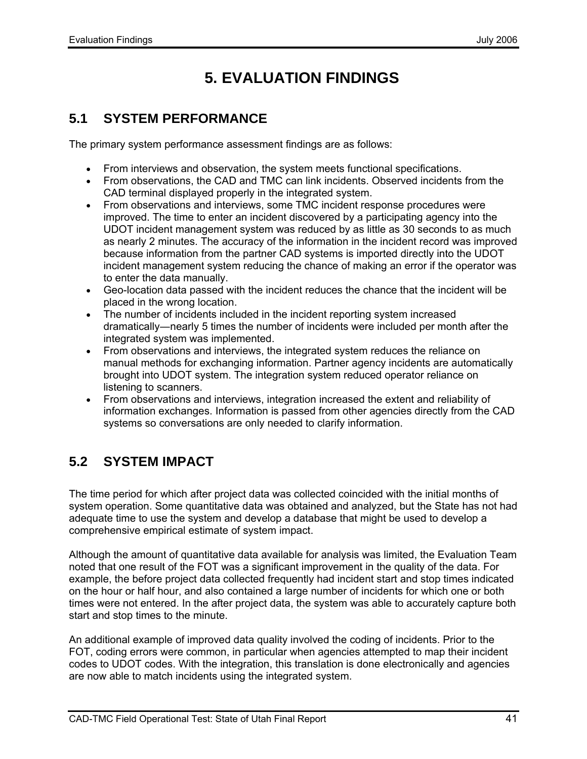# 5. EVALUATION FINDINGS

## 5.1 SYSTEM PERFORMANCE

The primary system performance assessment findings are as follows:

- From interviews and observation, the system meets functional specifications.
- From observations, the CAD and TMC can link incidents. Observed incidents from the CAD terminal displayed properly in the integrated system.
- From observations and interviews, some TMC incident response procedures were improved. The time to enter an incident discovered by a participating agency into the UDOT incident management system was reduced by as little as 30 seconds to as much as nearly 2 minutes. The accuracy of the information in the incident record was improved because information from the partner CAD systems is imported directly into the UDOT incident management system reducing the chance of making an error if the operator was to enter the data manually.
- Geo-location data passed with the incident reduces the chance that the incident will be placed in the wrong location.
- The number of incidents included in the incident reporting system increased dramatically—nearly 5 times the number of incidents were included per month after the integrated system was implemented.
- From observations and interviews, the integrated system reduces the reliance on manual methods for exchanging information. Partner agency incidents are automatically brought into UDOT system. The integration system reduced operator reliance on listening to scanners.
- From observations and interviews, integration increased the extent and reliability of information exchanges. Information is passed from other agencies directly from the CAD systems so conversations are only needed to clarify information.

## 5.2 SYSTEM IMPACT

The time period for which after project data was collected coincided with the initial months of system operation. Some quantitative data was obtained and analyzed, but the State has not had adequate time to use the system and develop a database that might be used to develop a comprehensive empirical estimate of system impact.

Although the amount of quantitative data available for analysis was limited, the Evaluation Team noted that one result of the FOT was a significant improvement in the quality of the data. For example, the before project data collected frequently had incident start and stop times indicated on the hour or half hour, and also contained a large number of incidents for which one or both times were not entered. In the after project data, the system was able to accurately capture both start and stop times to the minute.

An additional example of improved data quality involved the coding of incidents. Prior to the FOT, coding errors were common, in particular when agencies attempted to map their incident codes to UDOT codes. With the integration, this translation is done electronically and agencies are now able to match incidents using the integrated system.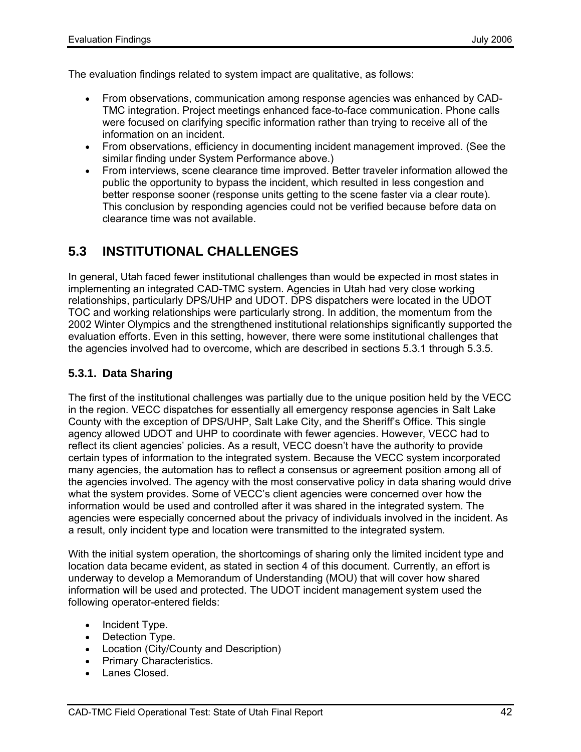The evaluation findings related to system impact are qualitative, as follows:

- From observations, communication among response agencies was enhanced by CAD-TMC integration. Project meetings enhanced face-to-face communication. Phone calls were focused on clarifying specific information rather than trying to receive all of the information on an incident.
- From observations, efficiency in documenting incident management improved. (See the similar finding under System Performance above.)
- From interviews, scene clearance time improved. Better traveler information allowed the public the opportunity to bypass the incident, which resulted in less congestion and better response sooner (response units getting to the scene faster via a clear route). This conclusion by responding agencies could not be verified because before data on clearance time was not available.

## 5.3 INSTITUTIONAL CHALLENGES

In general, Utah faced fewer institutional challenges than would be expected in most states in implementing an integrated CAD-TMC system. Agencies in Utah had very close working relationships, particularly DPS/UHP and UDOT. DPS dispatchers were located in the UDOT TOC and working relationships were particularly strong. In addition, the momentum from the 2002 Winter Olympics and the strengthened institutional relationships significantly supported the evaluation efforts. Even in this setting, however, there were some institutional challenges that the agencies involved had to overcome, which are described in sections 5.3.1 through 5.3.5.

### 5.3.1. Data Sharing

The first of the institutional challenges was partially due to the unique position held by the VECC in the region. VECC dispatches for essentially all emergency response agencies in Salt Lake County with the exception of DPS/UHP, Salt Lake City, and the Sheriff's Office. This single agency allowed UDOT and UHP to coordinate with fewer agencies. However, VECC had to reflect its client agencies' policies. As a result, VECC doesn't have the authority to provide certain types of information to the integrated system. Because the VECC system incorporated many agencies, the automation has to reflect a consensus or agreement position among all of the agencies involved. The agency with the most conservative policy in data sharing would drive what the system provides. Some of VECC's client agencies were concerned over how the information would be used and controlled after it was shared in the integrated system. The agencies were especially concerned about the privacy of individuals involved in the incident. As a result, only incident type and location were transmitted to the integrated system.

With the initial system operation, the shortcomings of sharing only the limited incident type and location data became evident, as stated in section 4 of this document. Currently, an effort is underway to develop a Memorandum of Understanding (MOU) that will cover how shared information will be used and protected. The UDOT incident management system used the following operator-entered fields:

- Incident Type.
- Detection Type.
- Location (City/County and Description)
- Primary Characteristics.
- Lanes Closed.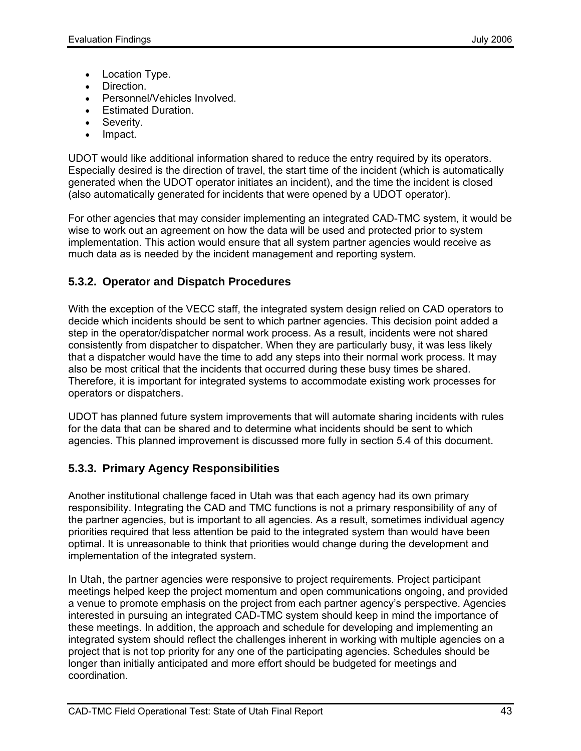- Location Type.
- Direction.
- Personnel/Vehicles Involved.
- Estimated Duration.
- Severity.
- Impact.

UDOT would like additional information shared to reduce the entry required by its operators. Especially desired is the direction of travel, the start time of the incident (which is automatically generated when the UDOT operator initiates an incident), and the time the incident is closed (also automatically generated for incidents that were opened by a UDOT operator).

For other agencies that may consider implementing an integrated CAD-TMC system, it would be wise to work out an agreement on how the data will be used and protected prior to system implementation. This action would ensure that all system partner agencies would receive as much data as is needed by the incident management and reporting system.

### 5.3.2. Operator and Dispatch Procedures

With the exception of the VECC staff, the integrated system design relied on CAD operators to decide which incidents should be sent to which partner agencies. This decision point added a step in the operator/dispatcher normal work process. As a result, incidents were not shared consistently from dispatcher to dispatcher. When they are particularly busy, it was less likely that a dispatcher would have the time to add any steps into their normal work process. It may also be most critical that the incidents that occurred during these busy times be shared. Therefore, it is important for integrated systems to accommodate existing work processes for operators or dispatchers.

UDOT has planned future system improvements that will automate sharing incidents with rules for the data that can be shared and to determine what incidents should be sent to which agencies. This planned improvement is discussed more fully in section 5.4 of this document.

### 5.3.3. Primary Agency Responsibilities

Another institutional challenge faced in Utah was that each agency had its own primary responsibility. Integrating the CAD and TMC functions is not a primary responsibility of any of the partner agencies, but is important to all agencies. As a result, sometimes individual agency priorities required that less attention be paid to the integrated system than would have been optimal. It is unreasonable to think that priorities would change during the development and implementation of the integrated system.

In Utah, the partner agencies were responsive to project requirements. Project participant meetings helped keep the project momentum and open communications ongoing, and provided a venue to promote emphasis on the project from each partner agency's perspective. Agencies interested in pursuing an integrated CAD-TMC system should keep in mind the importance of these meetings. In addition, the approach and schedule for developing and implementing an integrated system should reflect the challenges inherent in working with multiple agencies on a project that is not top priority for any one of the participating agencies. Schedules should be longer than initially anticipated and more effort should be budgeted for meetings and coordination.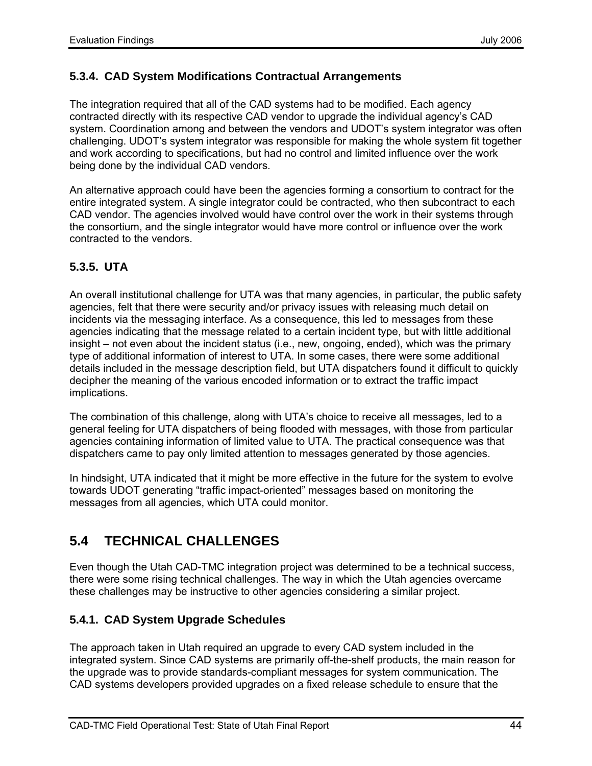### 5.3.4. CAD System Modifications Contractual Arrangements

The integration required that all of the CAD systems had to be modified. Each agency contracted directly with its respective CAD vendor to upgrade the individual agency's CAD system. Coordination among and between the vendors and UDOT's system integrator was often challenging. UDOT's system integrator was responsible for making the whole system fit together and work according to specifications, but had no control and limited influence over the work being done by the individual CAD vendors.

An alternative approach could have been the agencies forming a consortium to contract for the entire integrated system. A single integrator could be contracted, who then subcontract to each CAD vendor. The agencies involved would have control over the work in their systems through the consortium, and the single integrator would have more control or influence over the work contracted to the vendors.

### 5.3.5. UTA

An overall institutional challenge for UTA was that many agencies, in particular, the public safety agencies, felt that there were security and/or privacy issues with releasing much detail on incidents via the messaging interface. As a consequence, this led to messages from these agencies indicating that the message related to a certain incident type, but with little additional insight – not even about the incident status (i.e., new, ongoing, ended), which was the primary type of additional information of interest to UTA. In some cases, there were some additional details included in the message description field, but UTA dispatchers found it difficult to quickly decipher the meaning of the various encoded information or to extract the traffic impact implications.

The combination of this challenge, along with UTA's choice to receive all messages, led to a general feeling for UTA dispatchers of being flooded with messages, with those from particular agencies containing information of limited value to UTA. The practical consequence was that dispatchers came to pay only limited attention to messages generated by those agencies.

In hindsight, UTA indicated that it might be more effective in the future for the system to evolve towards UDOT generating "traffic impact-oriented" messages based on monitoring the messages from all agencies, which UTA could monitor.

## 5.4 TECHNICAL CHALLENGES

Even though the Utah CAD-TMC integration project was determined to be a technical success, there were some rising technical challenges. The way in which the Utah agencies overcame these challenges may be instructive to other agencies considering a similar project.

### 5.4.1. CAD System Upgrade Schedules

The approach taken in Utah required an upgrade to every CAD system included in the integrated system. Since CAD systems are primarily off-the-shelf products, the main reason for the upgrade was to provide standards-compliant messages for system communication. The CAD systems developers provided upgrades on a fixed release schedule to ensure that the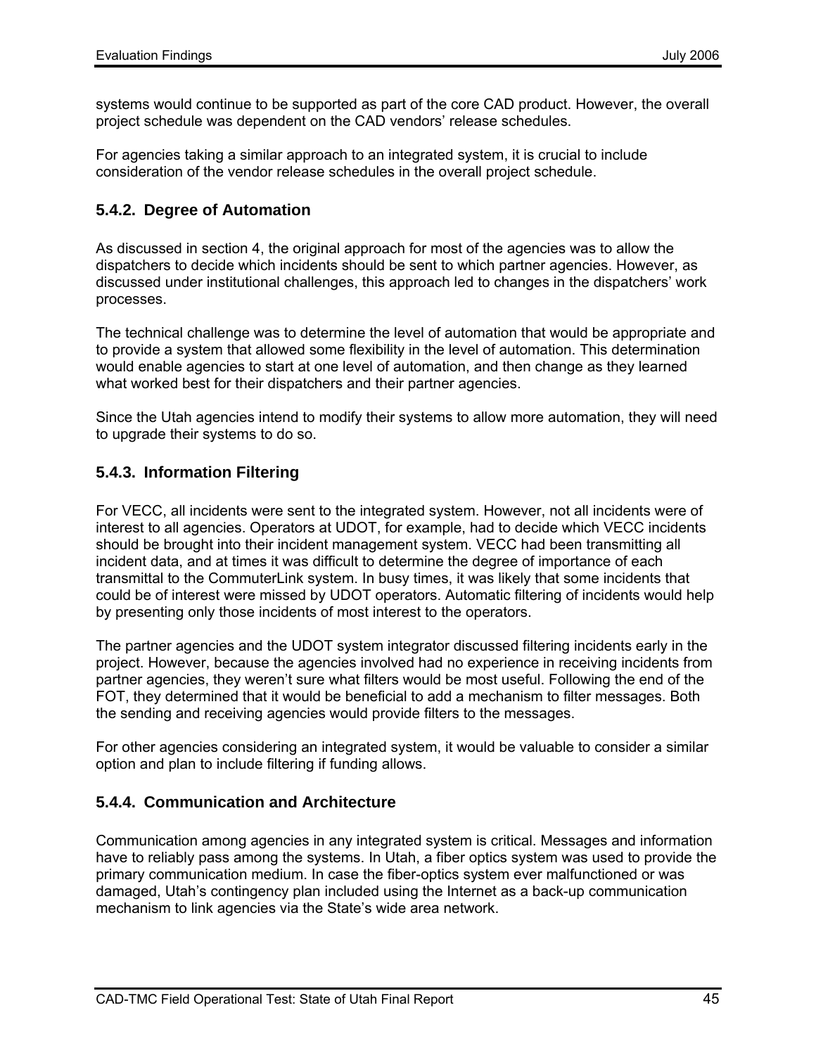systems would continue to be supported as part of the core CAD product. However, the overall project schedule was dependent on the CAD vendors' release schedules.

For agencies taking a similar approach to an integrated system, it is crucial to include consideration of the vendor release schedules in the overall project schedule.

### 5.4.2. Degree of Automation

As discussed in section 4, the original approach for most of the agencies was to allow the dispatchers to decide which incidents should be sent to which partner agencies. However, as discussed under institutional challenges, this approach led to changes in the dispatchers' work processes.

The technical challenge was to determine the level of automation that would be appropriate and to provide a system that allowed some flexibility in the level of automation. This determination would enable agencies to start at one level of automation, and then change as they learned what worked best for their dispatchers and their partner agencies.

Since the Utah agencies intend to modify their systems to allow more automation, they will need to upgrade their systems to do so.

### 5.4.3. Information Filtering

For VECC, all incidents were sent to the integrated system. However, not all incidents were of interest to all agencies. Operators at UDOT, for example, had to decide which VECC incidents should be brought into their incident management system. VECC had been transmitting all incident data, and at times it was difficult to determine the degree of importance of each transmittal to the CommuterLink system. In busy times, it was likely that some incidents that could be of interest were missed by UDOT operators. Automatic filtering of incidents would help by presenting only those incidents of most interest to the operators.

The partner agencies and the UDOT system integrator discussed filtering incidents early in the project. However, because the agencies involved had no experience in receiving incidents from partner agencies, they weren't sure what filters would be most useful. Following the end of the FOT, they determined that it would be beneficial to add a mechanism to filter messages. Both the sending and receiving agencies would provide filters to the messages.

For other agencies considering an integrated system, it would be valuable to consider a similar option and plan to include filtering if funding allows.

### 5.4.4. Communication and Architecture

Communication among agencies in any integrated system is critical. Messages and information have to reliably pass among the systems. In Utah, a fiber optics system was used to provide the primary communication medium. In case the fiber-optics system ever malfunctioned or was damaged, Utah's contingency plan included using the Internet as a back-up communication mechanism to link agencies via the State's wide area network.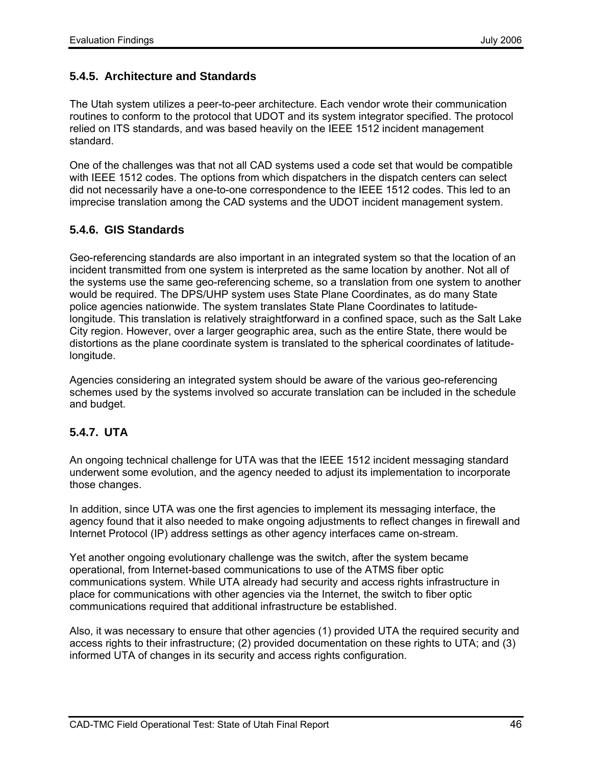### 5.4.5. Architecture and Standards

The Utah system utilizes a peer-to-peer architecture. Each vendor wrote their communication routines to conform to the protocol that UDOT and its system integrator specified. The protocol relied on ITS standards, and was based heavily on the IEEE 1512 incident management standard.

One of the challenges was that not all CAD systems used a code set that would be compatible with IEEE 1512 codes. The options from which dispatchers in the dispatch centers can select did not necessarily have a one-to-one correspondence to the IEEE 1512 codes. This led to an imprecise translation among the CAD systems and the UDOT incident management system.

### 5.4.6. GIS Standards

Geo-referencing standards are also important in an integrated system so that the location of an incident transmitted from one system is interpreted as the same location by another. Not all of the systems use the same geo-referencing scheme, so a translation from one system to another would be required. The DPS/UHP system uses State Plane Coordinates, as do many State police agencies nationwide. The system translates State Plane Coordinates to latitude-longitude. This translation is relatively straightforward in a confined space, such as the Salt Lake City region. However, over a larger geographic area, such as the entire State, there would be distortions as the plane coordinate system is translated to the spherical coordinates of latitude-longitude.

Agencies considering an integrated system should be aware of the various geo-referencing schemes used by the systems involved so accurate translation can be included in the schedule and budget.

### 5.4.7. UTA

An ongoing technical challenge for UTA was that the IEEE 1512 incident messaging standard underwent some evolution, and the agency needed to adjust its implementation to incorporate those changes.

In addition, since UTA was one the first agencies to implement its messaging interface, the agency found that it also needed to make ongoing adjustments to reflect changes in firewall and Internet Protocol (IP) address settings as other agency interfaces came on-stream.

Yet another ongoing evolutionary challenge was the switch, after the system became operational, from Internet-based communications to use of the ATMS fiber optic communications system. While UTA already had security and access rights infrastructure in place for communications with other agencies via the Internet, the switch to fiber optic communications required that additional infrastructure be established.

Also, it was necessary to ensure that other agencies (1) provided UTA the required security and access rights to their infrastructure; (2) provided documentation on these rights to UTA; and (3) informed UTA of changes in its security and access rights configuration.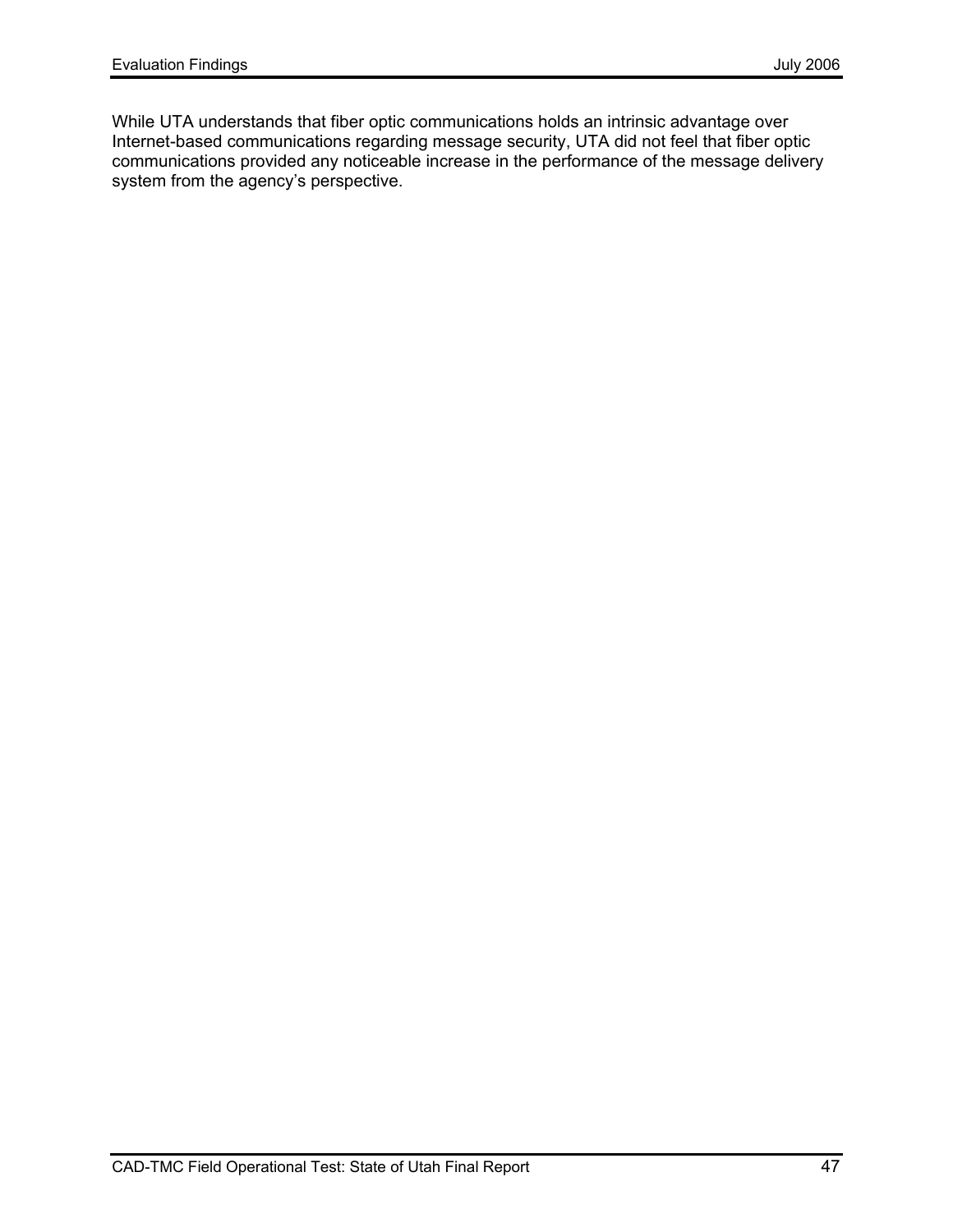While UTA understands that fiber optic communications holds an intrinsic advantage over Internet-based communications regarding message security, UTA did not feel that fiber optic communications provided any noticeable increase in the performance of the message delivery system from the agency's perspective.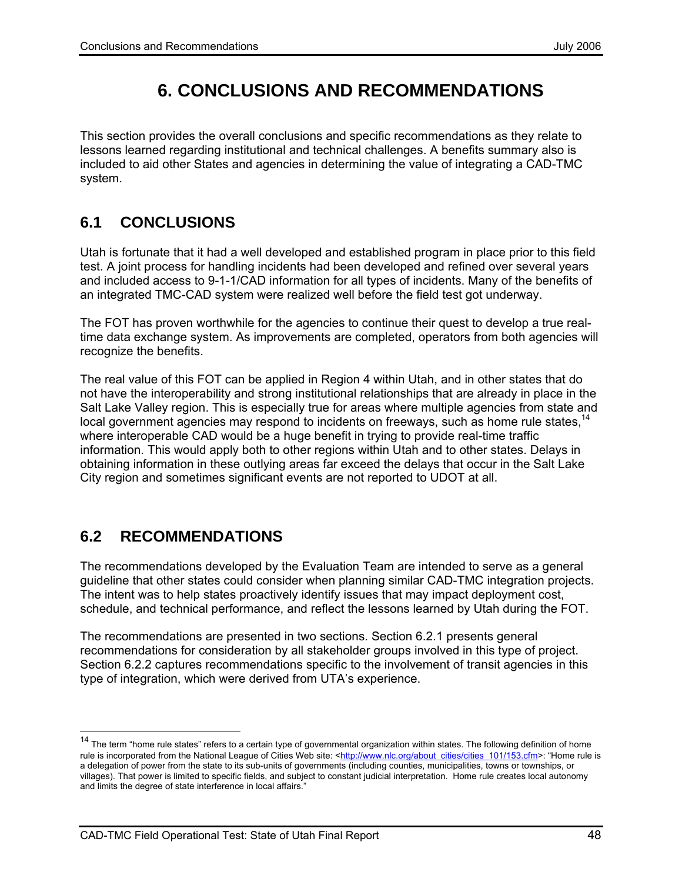# 6. CONCLUSIONS AND RECOMMENDATIONS

This section provides the overall conclusions and specific recommendations as they relate to lessons learned regarding institutional and technical challenges. A benefits summary also is included to aid other States and agencies in determining the value of integrating a CAD-TMC system.

## 6.1 CONCLUSIONS

Utah is fortunate that it had a well developed and established program in place prior to this field test. A joint process for handling incidents had been developed and refined over several years and included access to 9-1-1/CAD information for all types of incidents. Many of the benefits of an integrated TMC-CAD system were realized well before the field test got underway.

The FOT has proven worthwhile for the agencies to continue their quest to develop a true real-time data exchange system. As improvements are completed, operators from both agencies will recognize the benefits.

The real value of this FOT can be applied in Region 4 within Utah, and in other states that do not have the interoperability and strong institutional relationships that are already in place in the Salt Lake Valley region. This is especially true for areas where multiple agencies from state and local government agencies may respond to incidents on freeways, such as home rule states,[14] where interoperable CAD would be a huge benefit in trying to provide real-time traffic information. This would apply both to other regions within Utah and to other states. Delays in obtaining information in these outlying areas far exceed the delays that occur in the Salt Lake City region and sometimes significant events are not reported to UDOT at all.

## 6.2 RECOMMENDATIONS

The recommendations developed by the Evaluation Team are intended to serve as a general guideline that other states could consider when planning similar CAD-TMC integration projects. The intent was to help states proactively identify issues that may impact deployment cost, schedule, and technical performance, and reflect the lessons learned by Utah during the FOT.

The recommendations are presented in two sections. Section 6.2.1 presents general recommendations for consideration by all stakeholder groups involved in this type of project. Section 6.2.2 captures recommendations specific to the involvement of transit agencies in this type of integration, which were derived from UTA's experience.

[14] The term "home rule states" refers to a certain type of governmental organization within states. The following definition of home rule is incorporated from the National League of Cities Web site: <http://www.nlc.org/about_cities/cities_101/153.cfm>: "Home rule is a delegation of power from the state to its sub-units of governments (including counties, municipalities, towns or townships, or villages). That power is limited to specific fields, and subject to constant judicial interpretation. Home rule creates local autonomy and limits the degree of state interference in local affairs."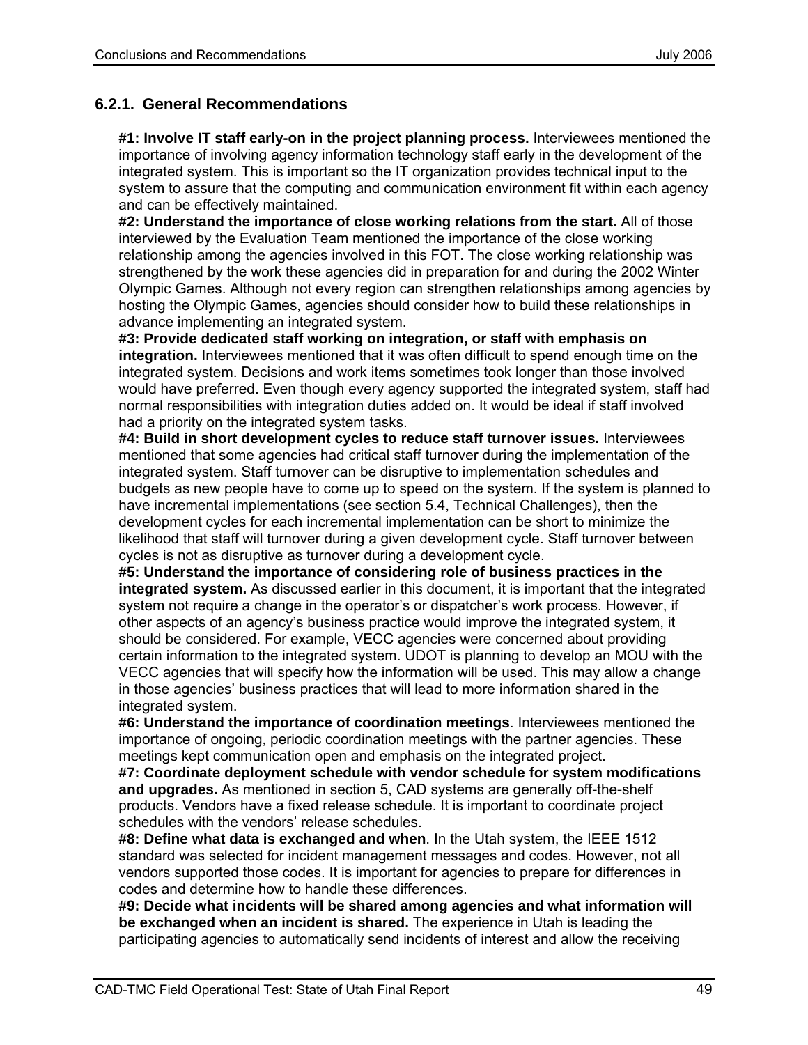### 6.2.1. General Recommendations

**#1: Involve IT staff early-on in the project planning process.** Interviewees mentioned the importance of involving agency information technology staff early in the development of the integrated system. This is important so the IT organization provides technical input to the system to assure that the computing and communication environment fit within each agency and can be effectively maintained.

**#2: Understand the importance of close working relations from the start.** All of those interviewed by the Evaluation Team mentioned the importance of the close working relationship among the agencies involved in this FOT. The close working relationship was strengthened by the work these agencies did in preparation for and during the 2002 Winter Olympic Games. Although not every region can strengthen relationships among agencies by hosting the Olympic Games, agencies should consider how to build these relationships in advance implementing an integrated system.

**#3: Provide dedicated staff working on integration, or staff with emphasis on integration.** Interviewees mentioned that it was often difficult to spend enough time on the integrated system. Decisions and work items sometimes took longer than those involved would have preferred. Even though every agency supported the integrated system, staff had normal responsibilities with integration duties added on. It would be ideal if staff involved had a priority on the integrated system tasks.

**#4: Build in short development cycles to reduce staff turnover issues.** Interviewees mentioned that some agencies had critical staff turnover during the implementation of the integrated system. Staff turnover can be disruptive to implementation schedules and budgets as new people have to come up to speed on the system. If the system is planned to have incremental implementations (see section 5.4, Technical Challenges), then the development cycles for each incremental implementation can be short to minimize the likelihood that staff will turnover during a given development cycle. Staff turnover between cycles is not as disruptive as turnover during a development cycle.

**#5: Understand the importance of considering role of business practices in the integrated system.** As discussed earlier in this document, it is important that the integrated system not require a change in the operator's or dispatcher's work process. However, if other aspects of an agency's business practice would improve the integrated system, it should be considered. For example, VECC agencies were concerned about providing certain information to the integrated system. UDOT is planning to develop an MOU with the VECC agencies that will specify how the information will be used. This may allow a change in those agencies' business practices that will lead to more information shared in the integrated system.

**#6: Understand the importance of coordination meetings**. Interviewees mentioned the importance of ongoing, periodic coordination meetings with the partner agencies. These meetings kept communication open and emphasis on the integrated project.

**#7: Coordinate deployment schedule with vendor schedule for system modifications and upgrades.** As mentioned in section 5, CAD systems are generally off-the-shelf products. Vendors have a fixed release schedule. It is important to coordinate project schedules with the vendors' release schedules.

**#8: Define what data is exchanged and when**. In the Utah system, the IEEE 1512 standard was selected for incident management messages and codes. However, not all vendors supported those codes. It is important for agencies to prepare for differences in codes and determine how to handle these differences.

**#9: Decide what incidents will be shared among agencies and what information will be exchanged when an incident is shared.** The experience in Utah is leading the participating agencies to automatically send incidents of interest and allow the receiving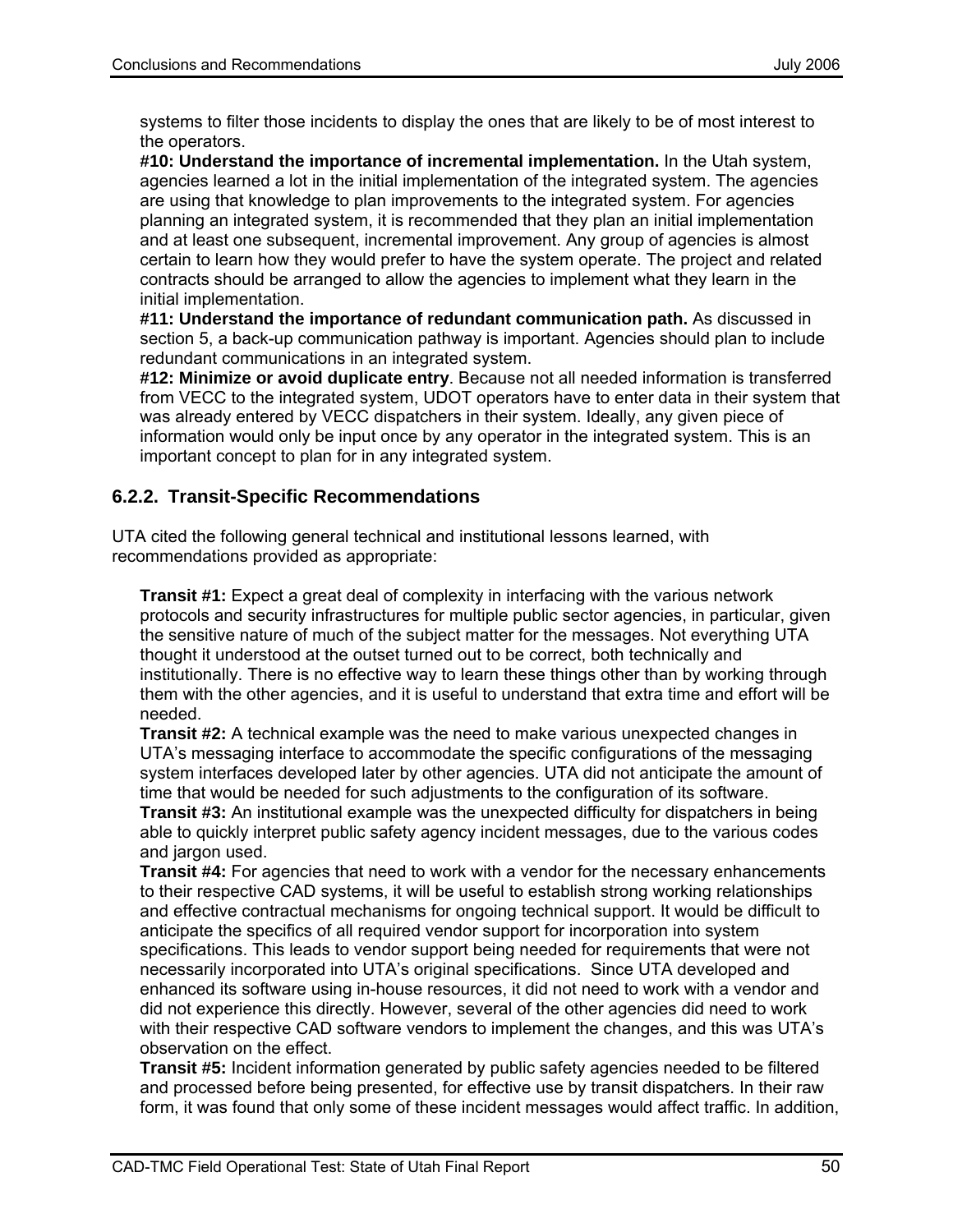systems to filter those incidents to display the ones that are likely to be of most interest to the operators.

**#10: Understand the importance of incremental implementation.** In the Utah system, agencies learned a lot in the initial implementation of the integrated system. The agencies are using that knowledge to plan improvements to the integrated system. For agencies planning an integrated system, it is recommended that they plan an initial implementation and at least one subsequent, incremental improvement. Any group of agencies is almost certain to learn how they would prefer to have the system operate. The project and related contracts should be arranged to allow the agencies to implement what they learn in the initial implementation.

**#11: Understand the importance of redundant communication path.** As discussed in section 5, a back-up communication pathway is important. Agencies should plan to include redundant communications in an integrated system.

**#12: Minimize or avoid duplicate entry**. Because not all needed information is transferred from VECC to the integrated system, UDOT operators have to enter data in their system that was already entered by VECC dispatchers in their system. Ideally, any given piece of information would only be input once by any operator in the integrated system. This is an important concept to plan for in any integrated system.

### 6.2.2. Transit-Specific Recommendations

UTA cited the following general technical and institutional lessons learned, with recommendations provided as appropriate:

**Transit #1:** Expect a great deal of complexity in interfacing with the various network protocols and security infrastructures for multiple public sector agencies, in particular, given the sensitive nature of much of the subject matter for the messages. Not everything UTA thought it understood at the outset turned out to be correct, both technically and institutionally. There is no effective way to learn these things other than by working through them with the other agencies, and it is useful to understand that extra time and effort will be needed.

**Transit #2:** A technical example was the need to make various unexpected changes in UTA's messaging interface to accommodate the specific configurations of the messaging system interfaces developed later by other agencies. UTA did not anticipate the amount of time that would be needed for such adjustments to the configuration of its software.

**Transit #3:** An institutional example was the unexpected difficulty for dispatchers in being able to quickly interpret public safety agency incident messages, due to the various codes and jargon used.

**Transit #4:** For agencies that need to work with a vendor for the necessary enhancements to their respective CAD systems, it will be useful to establish strong working relationships and effective contractual mechanisms for ongoing technical support. It would be difficult to anticipate the specifics of all required vendor support for incorporation into system specifications. This leads to vendor support being needed for requirements that were not necessarily incorporated into UTA's original specifications. Since UTA developed and enhanced its software using in-house resources, it did not need to work with a vendor and did not experience this directly. However, several of the other agencies did need to work with their respective CAD software vendors to implement the changes, and this was UTA's observation on the effect.

**Transit #5:** Incident information generated by public safety agencies needed to be filtered and processed before being presented, for effective use by transit dispatchers. In their raw form, it was found that only some of these incident messages would affect traffic. In addition,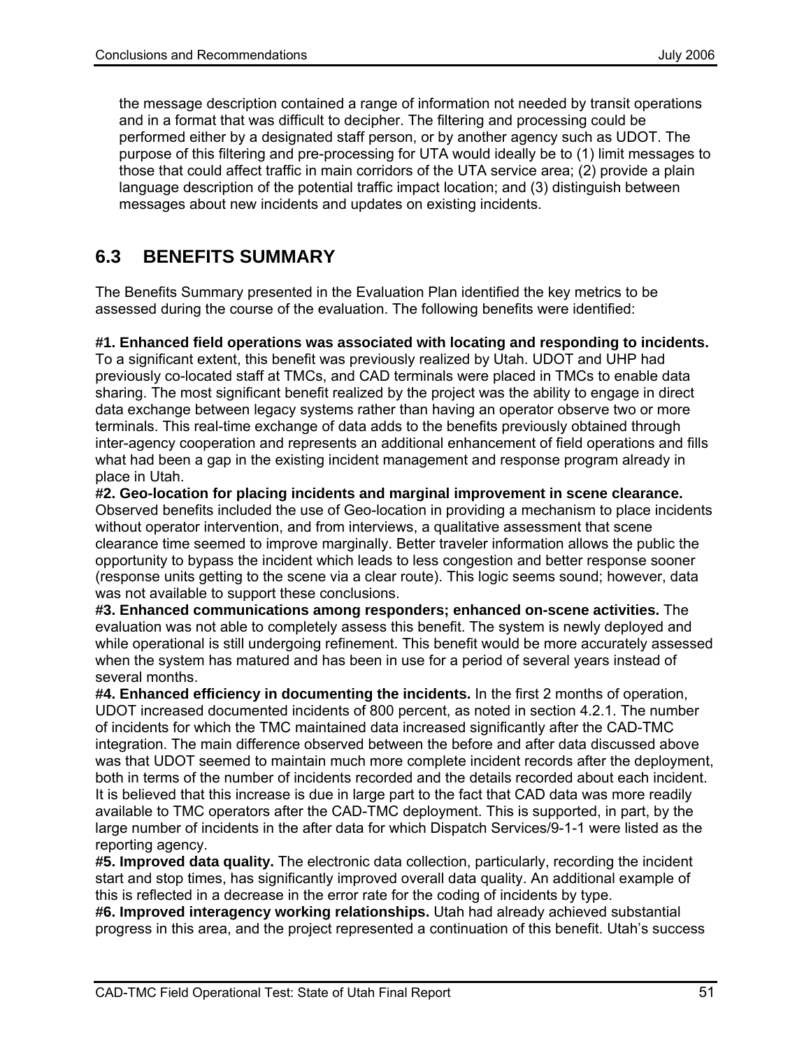the message description contained a range of information not needed by transit operations and in a format that was difficult to decipher. The filtering and processing could be performed either by a designated staff person, or by another agency such as UDOT. The purpose of this filtering and pre-processing for UTA would ideally be to (1) limit messages to those that could affect traffic in main corridors of the UTA service area; (2) provide a plain language description of the potential traffic impact location; and (3) distinguish between messages about new incidents and updates on existing incidents.

## 6.3 BENEFITS SUMMARY

The Benefits Summary presented in the Evaluation Plan identified the key metrics to be assessed during the course of the evaluation. The following benefits were identified:

**#1. Enhanced field operations was associated with locating and responding to incidents.** To a significant extent, this benefit was previously realized by Utah. UDOT and UHP had previously co-located staff at TMCs, and CAD terminals were placed in TMCs to enable data sharing. The most significant benefit realized by the project was the ability to engage in direct data exchange between legacy systems rather than having an operator observe two or more terminals. This real-time exchange of data adds to the benefits previously obtained through inter-agency cooperation and represents an additional enhancement of field operations and fills what had been a gap in the existing incident management and response program already in place in Utah.

**#2. Geo-location for placing incidents and marginal improvement in scene clearance.** Observed benefits included the use of Geo-location in providing a mechanism to place incidents without operator intervention, and from interviews, a qualitative assessment that scene clearance time seemed to improve marginally. Better traveler information allows the public the opportunity to bypass the incident which leads to less congestion and better response sooner (response units getting to the scene via a clear route). This logic seems sound; however, data was not available to support these conclusions.

**#3. Enhanced communications among responders; enhanced on-scene activities.** The evaluation was not able to completely assess this benefit. The system is newly deployed and while operational is still undergoing refinement. This benefit would be more accurately assessed when the system has matured and has been in use for a period of several years instead of several months.

**#4. Enhanced efficiency in documenting the incidents.** In the first 2 months of operation, UDOT increased documented incidents of 800 percent, as noted in section 4.2.1. The number of incidents for which the TMC maintained data increased significantly after the CAD-TMC integration. The main difference observed between the before and after data discussed above was that UDOT seemed to maintain much more complete incident records after the deployment, both in terms of the number of incidents recorded and the details recorded about each incident. It is believed that this increase is due in large part to the fact that CAD data was more readily available to TMC operators after the CAD-TMC deployment. This is supported, in part, by the large number of incidents in the after data for which Dispatch Services/9-1-1 were listed as the reporting agency.

**#5. Improved data quality.** The electronic data collection, particularly, recording the incident start and stop times, has significantly improved overall data quality. An additional example of this is reflected in a decrease in the error rate for the coding of incidents by type.

**#6. Improved interagency working relationships.** Utah had already achieved substantial progress in this area, and the project represented a continuation of this benefit. Utah's success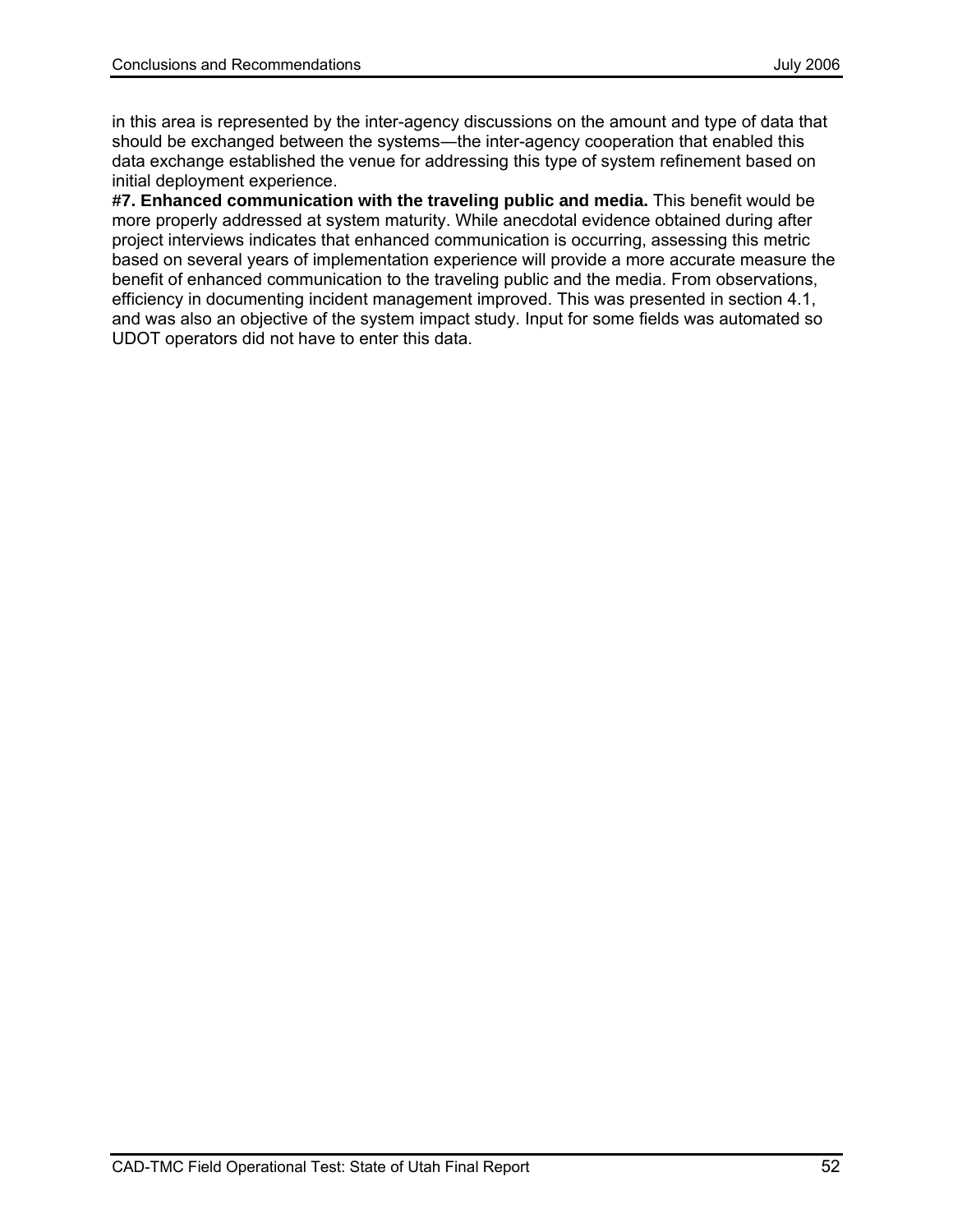in this area is represented by the inter-agency discussions on the amount and type of data that should be exchanged between the systems—the inter-agency cooperation that enabled this data exchange established the venue for addressing this type of system refinement based on initial deployment experience.

**#7. Enhanced communication with the traveling public and media.** This benefit would be more properly addressed at system maturity. While anecdotal evidence obtained during after project interviews indicates that enhanced communication is occurring, assessing this metric based on several years of implementation experience will provide a more accurate measure the benefit of enhanced communication to the traveling public and the media. From observations, efficiency in documenting incident management improved. This was presented in section 4.1, and was also an objective of the system impact study. Input for some fields was automated so UDOT operators did not have to enter this data.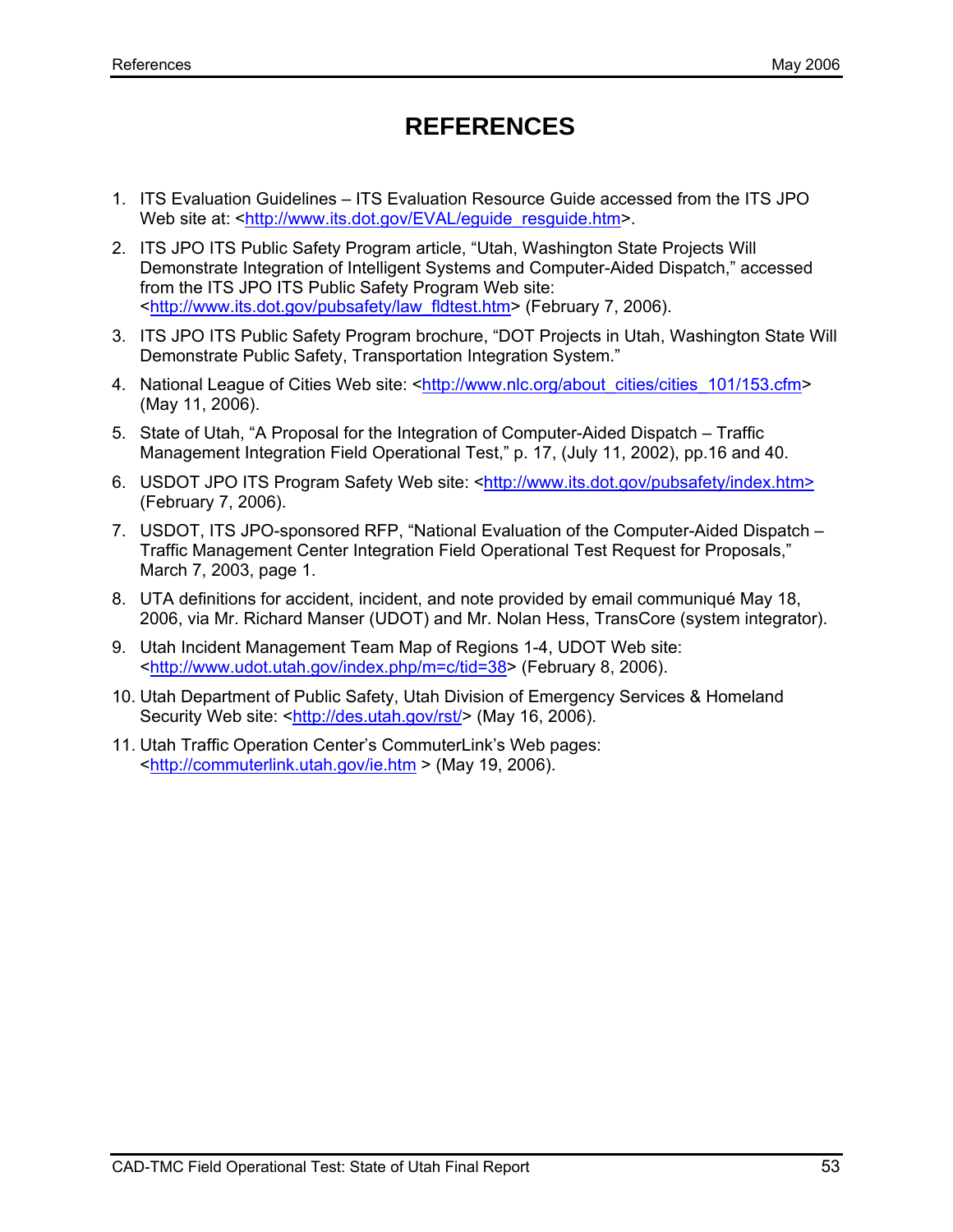# REFERENCES

1. ITS Evaluation Guidelines – ITS Evaluation Resource Guide accessed from the ITS JPO Web site at: <http://www.its.dot.gov/EVAL/eguide_resguide.htm>.
2. ITS JPO ITS Public Safety Program article, "Utah, Washington State Projects Will Demonstrate Integration of Intelligent Systems and Computer-Aided Dispatch," accessed from the ITS JPO ITS Public Safety Program Web site: <http://www.its.dot.gov/pubsafety/law_fldtest.htm> (February 7, 2006).
3. ITS JPO ITS Public Safety Program brochure, "DOT Projects in Utah, Washington State Will Demonstrate Public Safety, Transportation Integration System."
4. National League of Cities Web site: <http://www.nlc.org/about_cities/cities_101/153.cfm> (May 11, 2006).
5. State of Utah, "A Proposal for the Integration of Computer-Aided Dispatch – Traffic Management Integration Field Operational Test," p. 17, (July 11, 2002), pp.16 and 40.
6. USDOT JPO ITS Program Safety Web site: <http://www.its.dot.gov/pubsafety/index.htm> (February 7, 2006).
7. USDOT, ITS JPO-sponsored RFP, "National Evaluation of the Computer-Aided Dispatch – Traffic Management Center Integration Field Operational Test Request for Proposals," March 7, 2003, page 1.
8. UTA definitions for accident, incident, and note provided by email communiqué May 18, 2006, via Mr. Richard Manser (UDOT) and Mr. Nolan Hess, TransCore (system integrator).
9. Utah Incident Management Team Map of Regions 1-4, UDOT Web site: <http://www.udot.utah.gov/index.php/m=c/tid=38> (February 8, 2006).
10. Utah Department of Public Safety, Utah Division of Emergency Services & Homeland Security Web site: <http://des.utah.gov/rst/> (May 16, 2006).
11. Utah Traffic Operation Center's CommuterLink's Web pages: <http://commuterlink.utah.gov/ie.htm > (May 19, 2006).